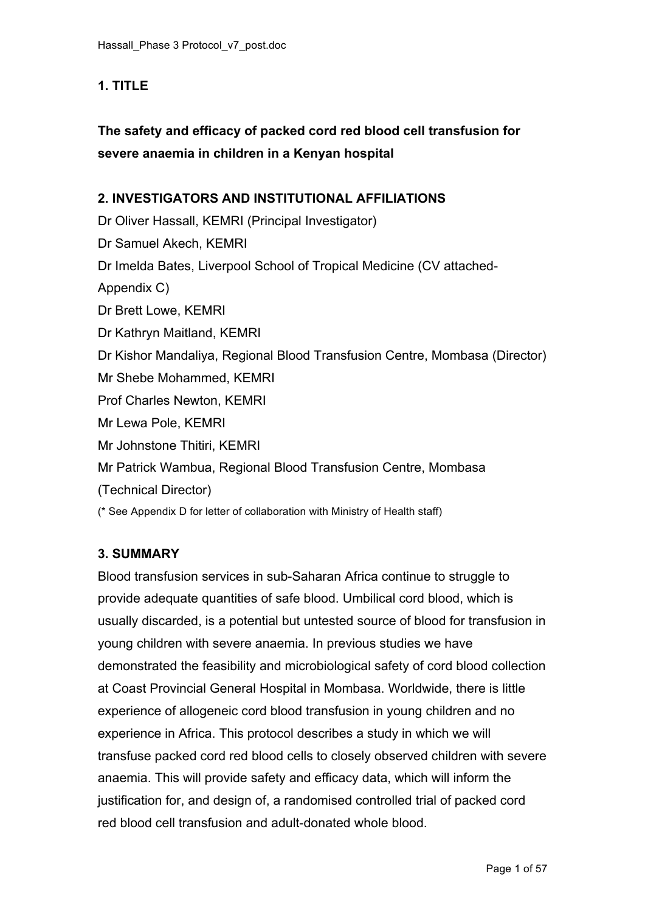## 1. TITLE

**The safety and efficacy of packed cord red blood cell transfusion for severe anaemia in children in a Kenyan hospital**

## 2. INVESTIGATORS AND INSTITUTIONAL AFFILIATIONS

Dr Oliver Hassall, KEMRI (Principal Investigator)
Dr Samuel Akech, KEMRI
Dr Imelda Bates, Liverpool School of Tropical Medicine (CV attached- Appendix C)
Dr Brett Lowe, KEMRI
Dr Kathryn Maitland, KEMRI
Dr Kishor Mandaliya, Regional Blood Transfusion Centre, Mombasa (Director)
Mr Shebe Mohammed, KEMRI
Prof Charles Newton, KEMRI
Mr Lewa Pole, KEMRI
Mr Johnstone Thitiri, KEMRI
Mr Patrick Wambua, Regional Blood Transfusion Centre, Mombasa (Technical Director)

(* See Appendix D for letter of collaboration with Ministry of Health staff)

## 3. SUMMARY

Blood transfusion services in sub-Saharan Africa continue to struggle to provide adequate quantities of safe blood. Umbilical cord blood, which is usually discarded, is a potential but untested source of blood for transfusion in young children with severe anaemia. In previous studies we have demonstrated the feasibility and microbiological safety of cord blood collection at Coast Provincial General Hospital in Mombasa. Worldwide, there is little experience of allogeneic cord blood transfusion in young children and no experience in Africa. This protocol describes a study in which we will transfuse packed cord red blood cells to closely observed children with severe anaemia. This will provide safety and efficacy data, which will inform the justification for, and design of, a randomised controlled trial of packed cord red blood cell transfusion and adult-donated whole blood.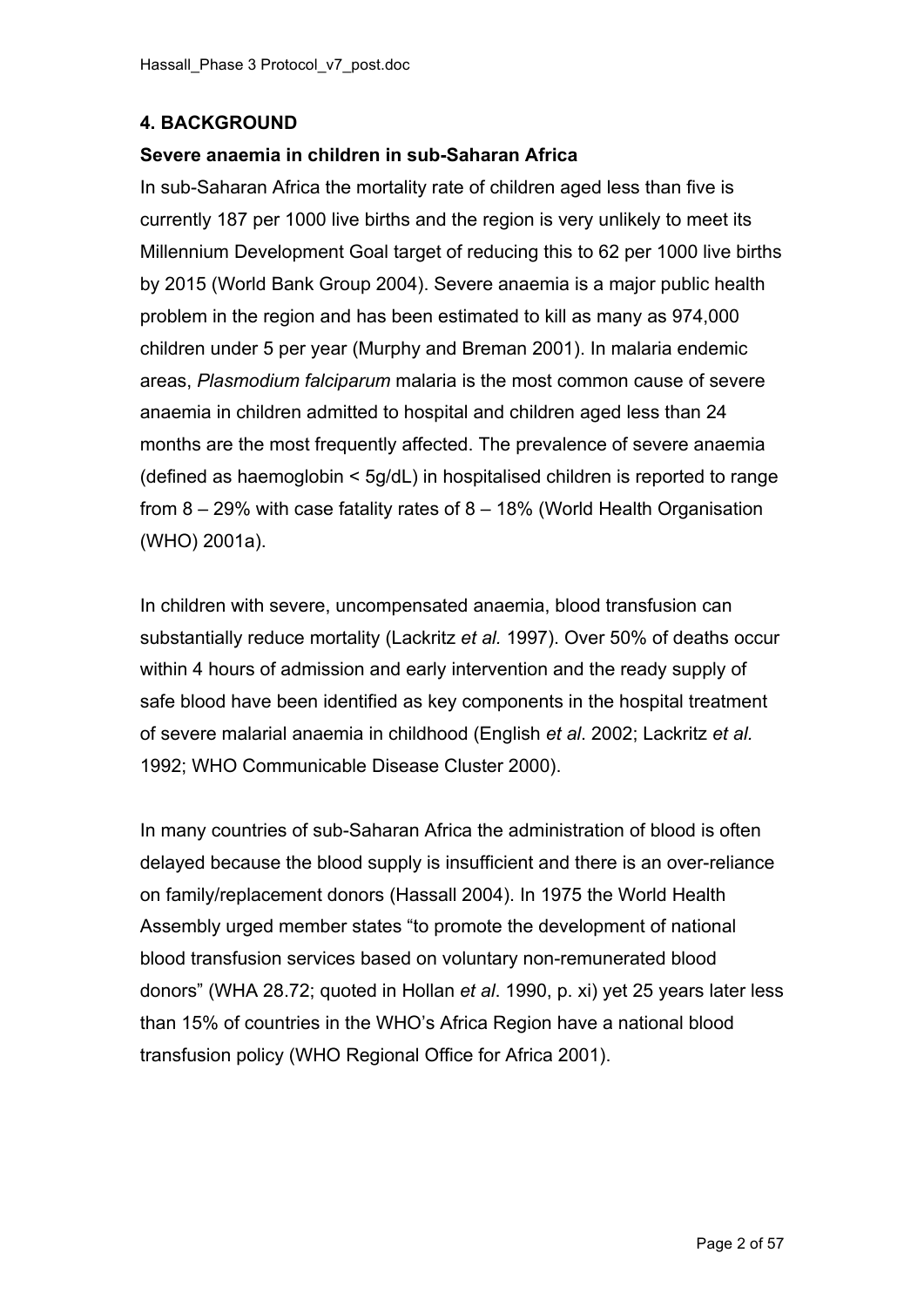## 4. BACKGROUND

### Severe anaemia in children in sub-Saharan Africa

In sub-Saharan Africa the mortality rate of children aged less than five is currently 187 per 1000 live births and the region is very unlikely to meet its Millennium Development Goal target of reducing this to 62 per 1000 live births by 2015 (World Bank Group 2004). Severe anaemia is a major public health problem in the region and has been estimated to kill as many as 974,000 children under 5 per year (Murphy and Breman 2001). In malaria endemic areas, *Plasmodium falciparum* malaria is the most common cause of severe anaemia in children admitted to hospital and children aged less than 24 months are the most frequently affected. The prevalence of severe anaemia (defined as haemoglobin < 5g/dL) in hospitalised children is reported to range from 8 – 29% with case fatality rates of 8 – 18% (World Health Organisation (WHO) 2001a).

In children with severe, uncompensated anaemia, blood transfusion can substantially reduce mortality (Lackritz *et al.* 1997). Over 50% of deaths occur within 4 hours of admission and early intervention and the ready supply of safe blood have been identified as key components in the hospital treatment of severe malarial anaemia in childhood (English *et al*. 2002; Lackritz *et al.* 1992; WHO Communicable Disease Cluster 2000).

In many countries of sub-Saharan Africa the administration of blood is often delayed because the blood supply is insufficient and there is an over-reliance on family/replacement donors (Hassall 2004). In 1975 the World Health Assembly urged member states "to promote the development of national blood transfusion services based on voluntary non-remunerated blood donors" (WHA 28.72; quoted in Hollan *et al*. 1990, p. xi) yet 25 years later less than 15% of countries in the WHO's Africa Region have a national blood transfusion policy (WHO Regional Office for Africa 2001).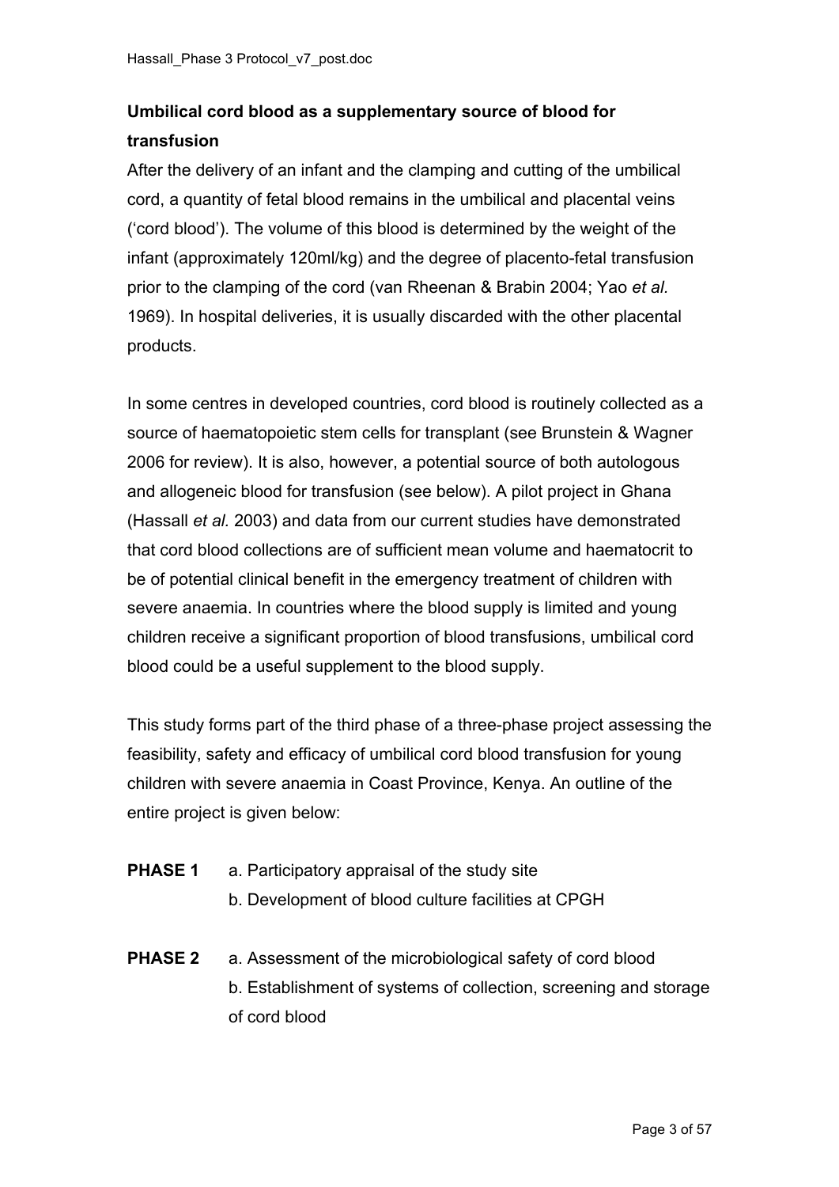**Umbilical cord blood as a supplementary source of blood for transfusion**

After the delivery of an infant and the clamping and cutting of the umbilical cord, a quantity of fetal blood remains in the umbilical and placental veins ('cord blood'). The volume of this blood is determined by the weight of the infant (approximately 120ml/kg) and the degree of placento-fetal transfusion prior to the clamping of the cord (van Rheenan & Brabin 2004; Yao *et al.* 1969). In hospital deliveries, it is usually discarded with the other placental products.

In some centres in developed countries, cord blood is routinely collected as a source of haematopoietic stem cells for transplant (see Brunstein & Wagner 2006 for review). It is also, however, a potential source of both autologous and allogeneic blood for transfusion (see below). A pilot project in Ghana (Hassall *et al.* 2003) and data from our current studies have demonstrated that cord blood collections are of sufficient mean volume and haematocrit to be of potential clinical benefit in the emergency treatment of children with severe anaemia. In countries where the blood supply is limited and young children receive a significant proportion of blood transfusions, umbilical cord blood could be a useful supplement to the blood supply.

This study forms part of the third phase of a three-phase project assessing the feasibility, safety and efficacy of umbilical cord blood transfusion for young children with severe anaemia in Coast Province, Kenya. An outline of the entire project is given below:

**PHASE 1**
- a. Participatory appraisal of the study site
- b. Development of blood culture facilities at CPGH

**PHASE 2**
- a. Assessment of the microbiological safety of cord blood
- b. Establishment of systems of collection, screening and storage of cord blood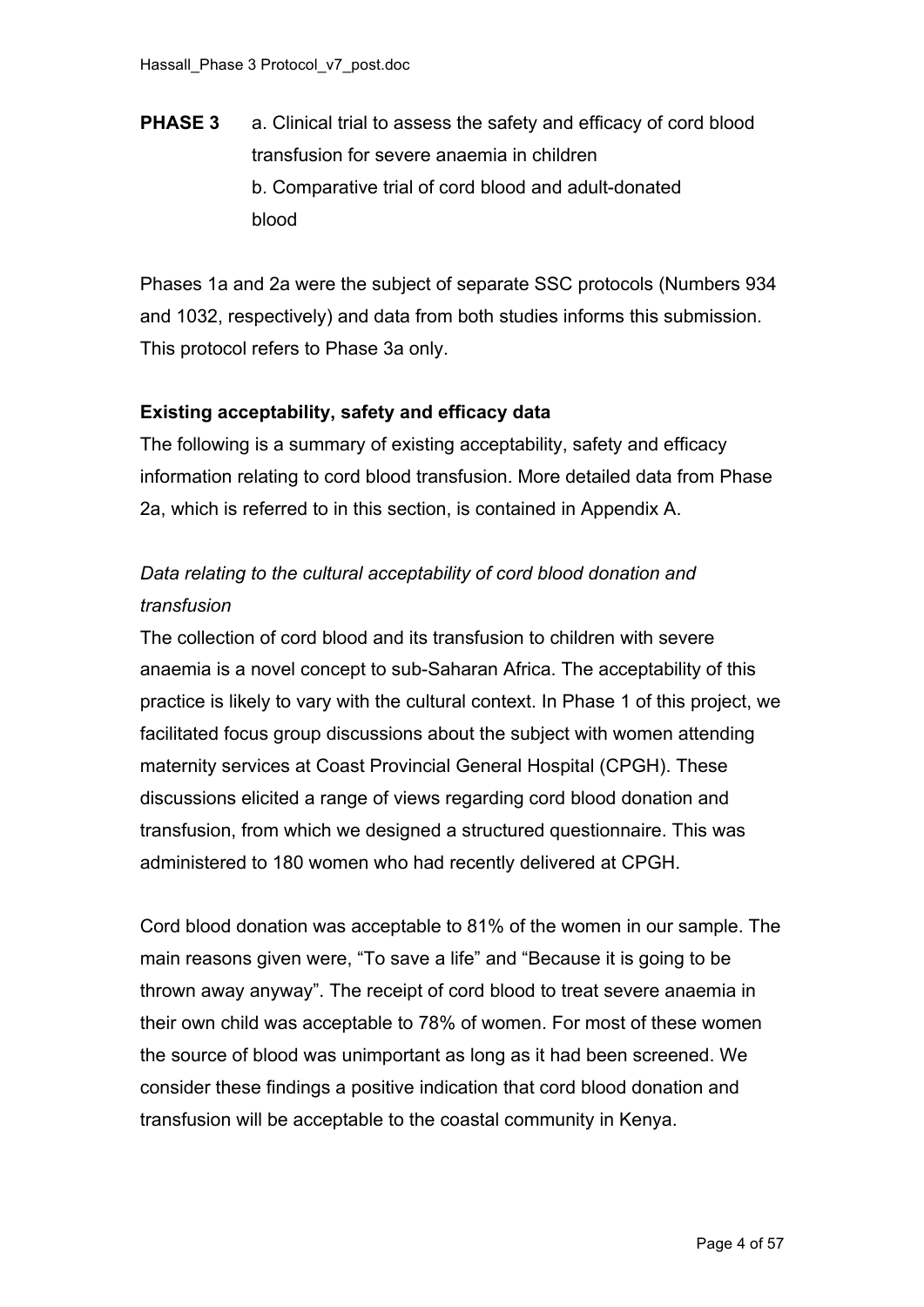**PHASE 3** a. Clinical trial to assess the safety and efficacy of cord blood transfusion for severe anaemia in children

b. Comparative trial of cord blood and adult-donated blood

Phases 1a and 2a were the subject of separate SSC protocols (Numbers 934 and 1032, respectively) and data from both studies informs this submission. This protocol refers to Phase 3a only.

**Existing acceptability, safety and efficacy data**

The following is a summary of existing acceptability, safety and efficacy information relating to cord blood transfusion. More detailed data from Phase 2a, which is referred to in this section, is contained in Appendix A.

*Data relating to the cultural acceptability of cord blood donation and transfusion*

The collection of cord blood and its transfusion to children with severe anaemia is a novel concept to sub-Saharan Africa. The acceptability of this practice is likely to vary with the cultural context. In Phase 1 of this project, we facilitated focus group discussions about the subject with women attending maternity services at Coast Provincial General Hospital (CPGH). These discussions elicited a range of views regarding cord blood donation and transfusion, from which we designed a structured questionnaire. This was administered to 180 women who had recently delivered at CPGH.

Cord blood donation was acceptable to 81% of the women in our sample. The main reasons given were, "To save a life" and "Because it is going to be thrown away anyway". The receipt of cord blood to treat severe anaemia in their own child was acceptable to 78% of women. For most of these women the source of blood was unimportant as long as it had been screened. We consider these findings a positive indication that cord blood donation and transfusion will be acceptable to the coastal community in Kenya.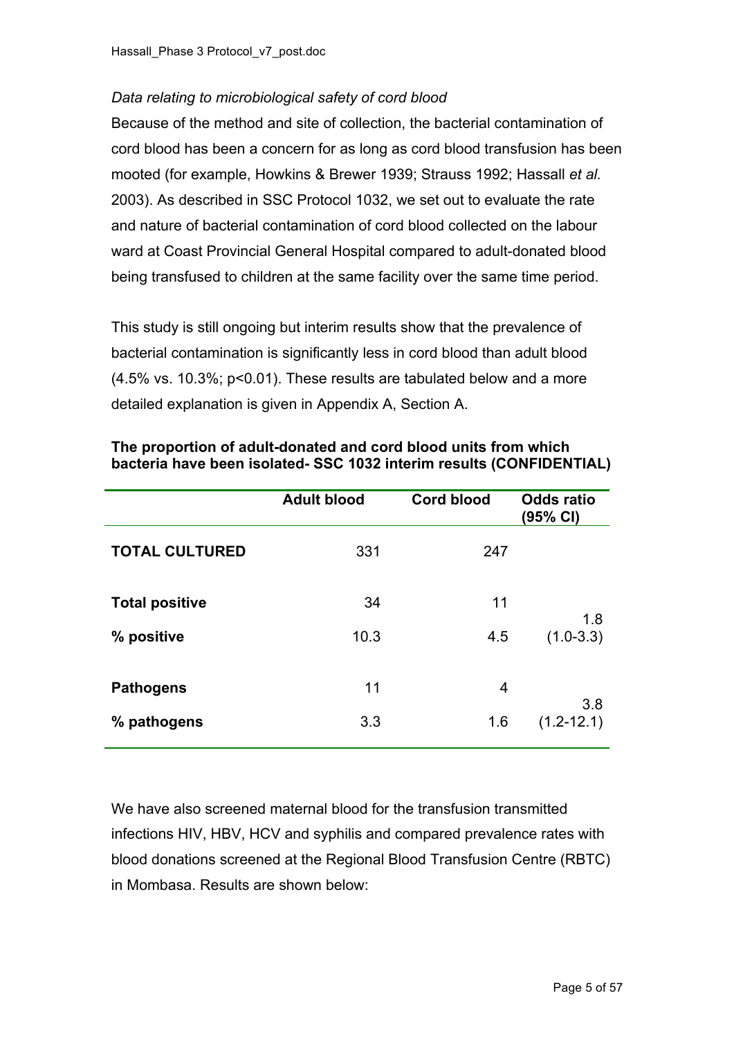*Data relating to microbiological safety of cord blood*

Because of the method and site of collection, the bacterial contamination of cord blood has been a concern for as long as cord blood transfusion has been mooted (for example, Howkins & Brewer 1939; Strauss 1992; Hassall *et al.* 2003). As described in SSC Protocol 1032, we set out to evaluate the rate and nature of bacterial contamination of cord blood collected on the labour ward at Coast Provincial General Hospital compared to adult-donated blood being transfused to children at the same facility over the same time period.

This study is still ongoing but interim results show that the prevalence of bacterial contamination is significantly less in cord blood than adult blood (4.5% vs. 10.3%; $p<0.01$). These results are tabulated below and a more detailed explanation is given in Appendix A, Section A.

**The proportion of adult-donated and cord blood units from which bacteria have been isolated- SSC 1032 interim results (CONFIDENTIAL)**

| | Adult blood | Cord blood | Odds ratio (95% CI) |
|---|---|---|---|
| **TOTAL CULTURED** | 331 | 247 | |
| **Total positive** | 34 | 11 | 1.8 |
| **% positive** | 10.3 | 4.5 | (1.0-3.3) |
| **Pathogens** | 11 | 4 | 3.8 |
| **% pathogens** | 3.3 | 1.6 | (1.2-12.1) |

We have also screened maternal blood for the transfusion transmitted infections HIV, HBV, HCV and syphilis and compared prevalence rates with blood donations screened at the Regional Blood Transfusion Centre (RBTC) in Mombasa. Results are shown below: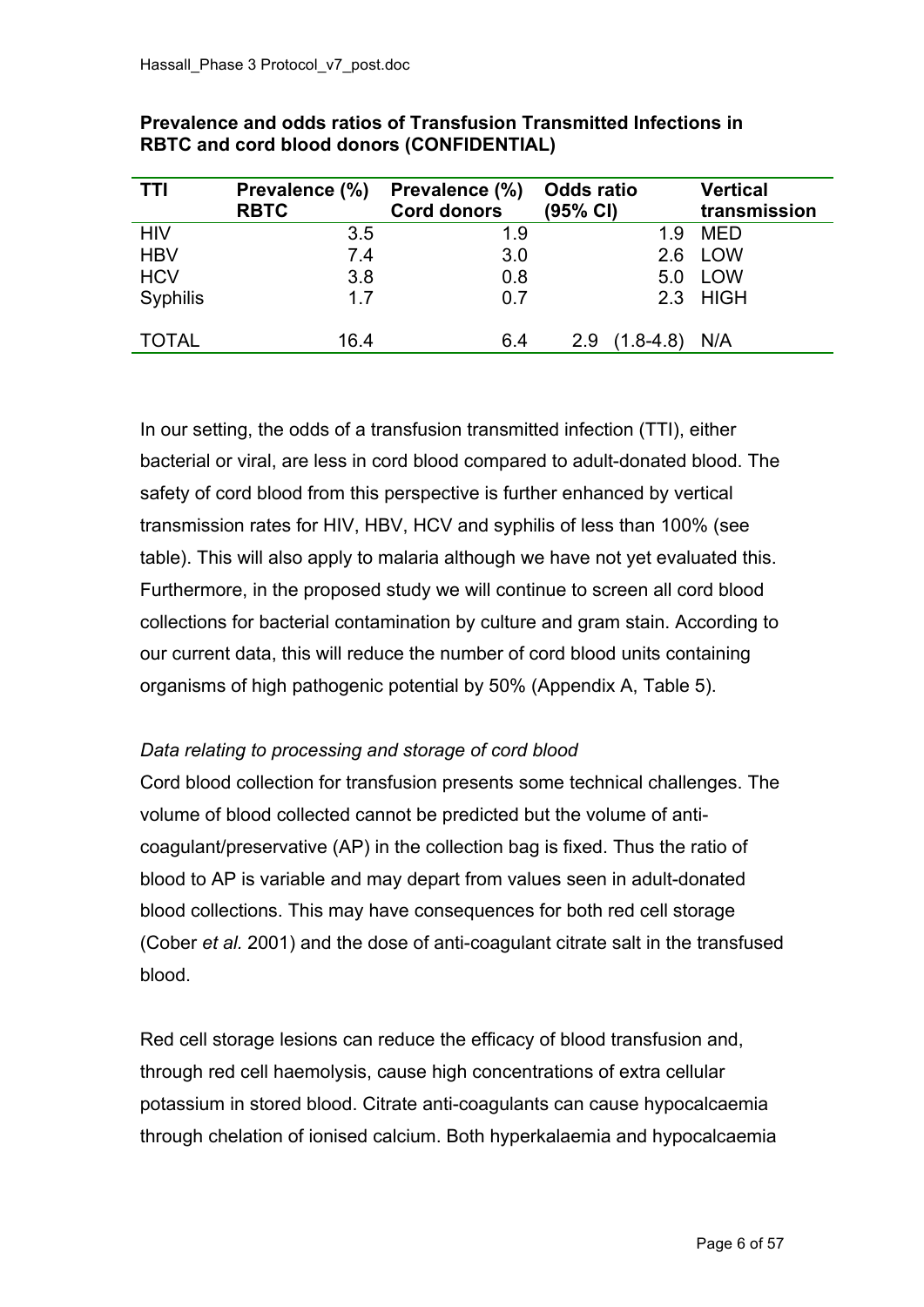**Prevalence and odds ratios of Transfusion Transmitted Infections in RBTC and cord blood donors (CONFIDENTIAL)**

| TTI | Prevalence (%) RBTC | Prevalence (%) Cord donors | Odds ratio (95% CI) | Vertical transmission |
|---|---|---|---|---|
| HIV | 3.5 | 1.9 | 1.9 | MED |
| HBV | 7.4 | 3.0 | 2.6 | LOW |
| HCV | 3.8 | 0.8 | 5.0 | LOW |
| Syphilis | 1.7 | 0.7 | 2.3 | HIGH |
| TOTAL | 16.4 | 6.4 | 2.9 (1.8-4.8) | N/A |

In our setting, the odds of a transfusion transmitted infection (TTI), either bacterial or viral, are less in cord blood compared to adult-donated blood. The safety of cord blood from this perspective is further enhanced by vertical transmission rates for HIV, HBV, HCV and syphilis of less than 100% (see table). This will also apply to malaria although we have not yet evaluated this. Furthermore, in the proposed study we will continue to screen all cord blood collections for bacterial contamination by culture and gram stain. According to our current data, this will reduce the number of cord blood units containing organisms of high pathogenic potential by 50% (Appendix A, Table 5).

*Data relating to processing and storage of cord blood*

Cord blood collection for transfusion presents some technical challenges. The volume of blood collected cannot be predicted but the volume of anti-coagulant/preservative (AP) in the collection bag is fixed. Thus the ratio of blood to AP is variable and may depart from values seen in adult-donated blood collections. This may have consequences for both red cell storage (Cober *et al.* 2001) and the dose of anti-coagulant citrate salt in the transfused blood.

Red cell storage lesions can reduce the efficacy of blood transfusion and, through red cell haemolysis, cause high concentrations of extra cellular potassium in stored blood. Citrate anti-coagulants can cause hypocalcaemia through chelation of ionised calcium. Both hyperkalaemia and hypocalcaemia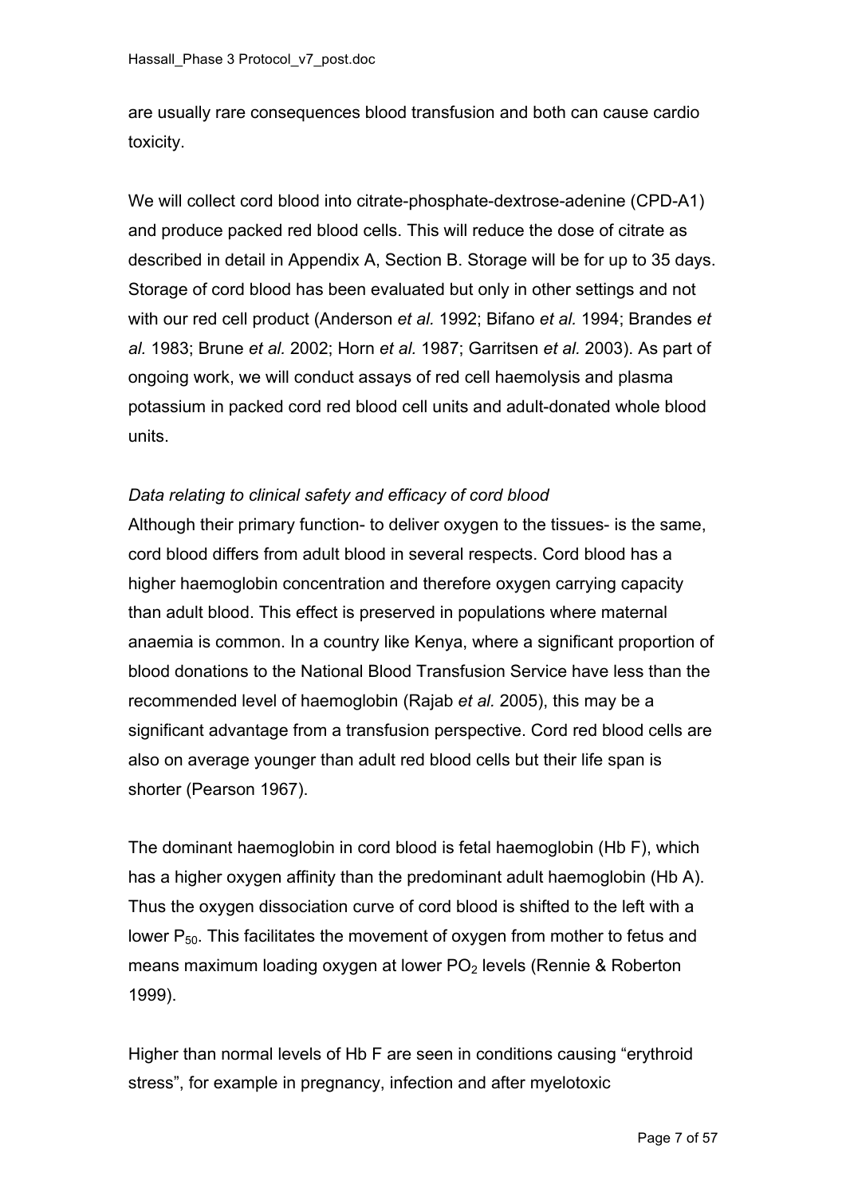are usually rare consequences blood transfusion and both can cause cardio toxicity.

We will collect cord blood into citrate-phosphate-dextrose-adenine (CPD-A1) and produce packed red blood cells. This will reduce the dose of citrate as described in detail in Appendix A, Section B. Storage will be for up to 35 days. Storage of cord blood has been evaluated but only in other settings and not with our red cell product (Anderson *et al.* 1992; Bifano *et al.* 1994; Brandes *et al.* 1983; Brune *et al.* 2002; Horn *et al.* 1987; Garritsen *et al.* 2003). As part of ongoing work, we will conduct assays of red cell haemolysis and plasma potassium in packed cord red blood cell units and adult-donated whole blood units.

*Data relating to clinical safety and efficacy of cord blood*

Although their primary function- to deliver oxygen to the tissues- is the same, cord blood differs from adult blood in several respects. Cord blood has a higher haemoglobin concentration and therefore oxygen carrying capacity than adult blood. This effect is preserved in populations where maternal anaemia is common. In a country like Kenya, where a significant proportion of blood donations to the National Blood Transfusion Service have less than the recommended level of haemoglobin (Rajab *et al.* 2005), this may be a significant advantage from a transfusion perspective. Cord red blood cells are also on average younger than adult red blood cells but their life span is shorter (Pearson 1967).

The dominant haemoglobin in cord blood is fetal haemoglobin (Hb F), which has a higher oxygen affinity than the predominant adult haemoglobin (Hb A). Thus the oxygen dissociation curve of cord blood is shifted to the left with a lower $P_{50}$. This facilitates the movement of oxygen from mother to fetus and means maximum loading oxygen at lower $PO_2$ levels (Rennie & Roberton 1999).

Higher than normal levels of Hb F are seen in conditions causing “erythroid stress”, for example in pregnancy, infection and after myelotoxic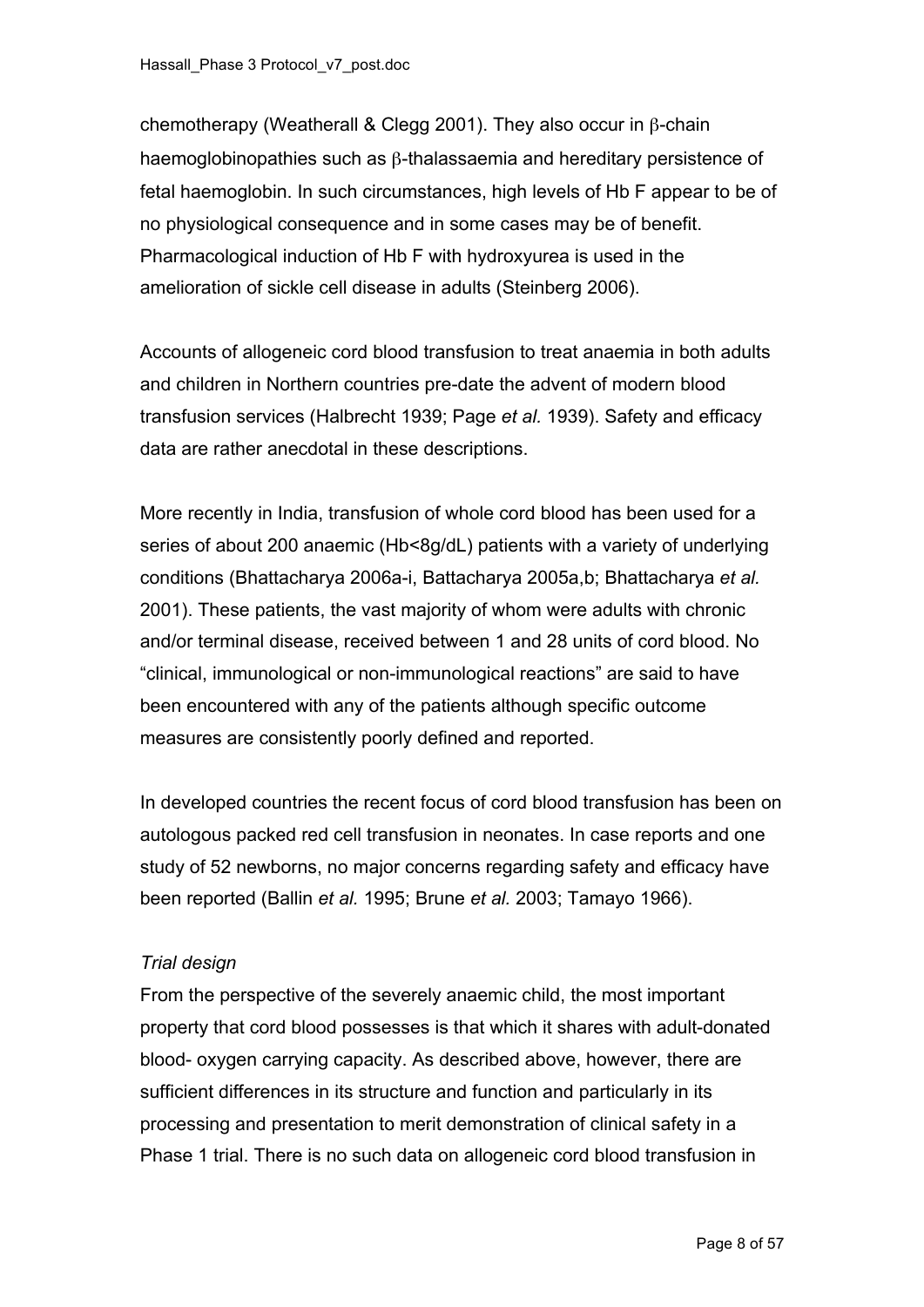chemotherapy (Weatherall & Clegg 2001). They also occur in β-chain haemoglobinopathies such as β-thalassaemia and hereditary persistence of fetal haemoglobin. In such circumstances, high levels of Hb F appear to be of no physiological consequence and in some cases may be of benefit. Pharmacological induction of Hb F with hydroxyurea is used in the amelioration of sickle cell disease in adults (Steinberg 2006).

Accounts of allogeneic cord blood transfusion to treat anaemia in both adults and children in Northern countries pre-date the advent of modern blood transfusion services (Halbrecht 1939; Page *et al.* 1939). Safety and efficacy data are rather anecdotal in these descriptions.

More recently in India, transfusion of whole cord blood has been used for a series of about 200 anaemic (Hb<8g/dL) patients with a variety of underlying conditions (Bhattacharya 2006a-i, Battacharya 2005a,b; Bhattacharya *et al.* 2001). These patients, the vast majority of whom were adults with chronic and/or terminal disease, received between 1 and 28 units of cord blood. No "clinical, immunological or non-immunological reactions" are said to have been encountered with any of the patients although specific outcome measures are consistently poorly defined and reported.

In developed countries the recent focus of cord blood transfusion has been on autologous packed red cell transfusion in neonates. In case reports and one study of 52 newborns, no major concerns regarding safety and efficacy have been reported (Ballin *et al.* 1995; Brune *et al.* 2003; Tamayo 1966).

*Trial design*

From the perspective of the severely anaemic child, the most important property that cord blood possesses is that which it shares with adult-donated blood- oxygen carrying capacity. As described above, however, there are sufficient differences in its structure and function and particularly in its processing and presentation to merit demonstration of clinical safety in a Phase 1 trial. There is no such data on allogeneic cord blood transfusion in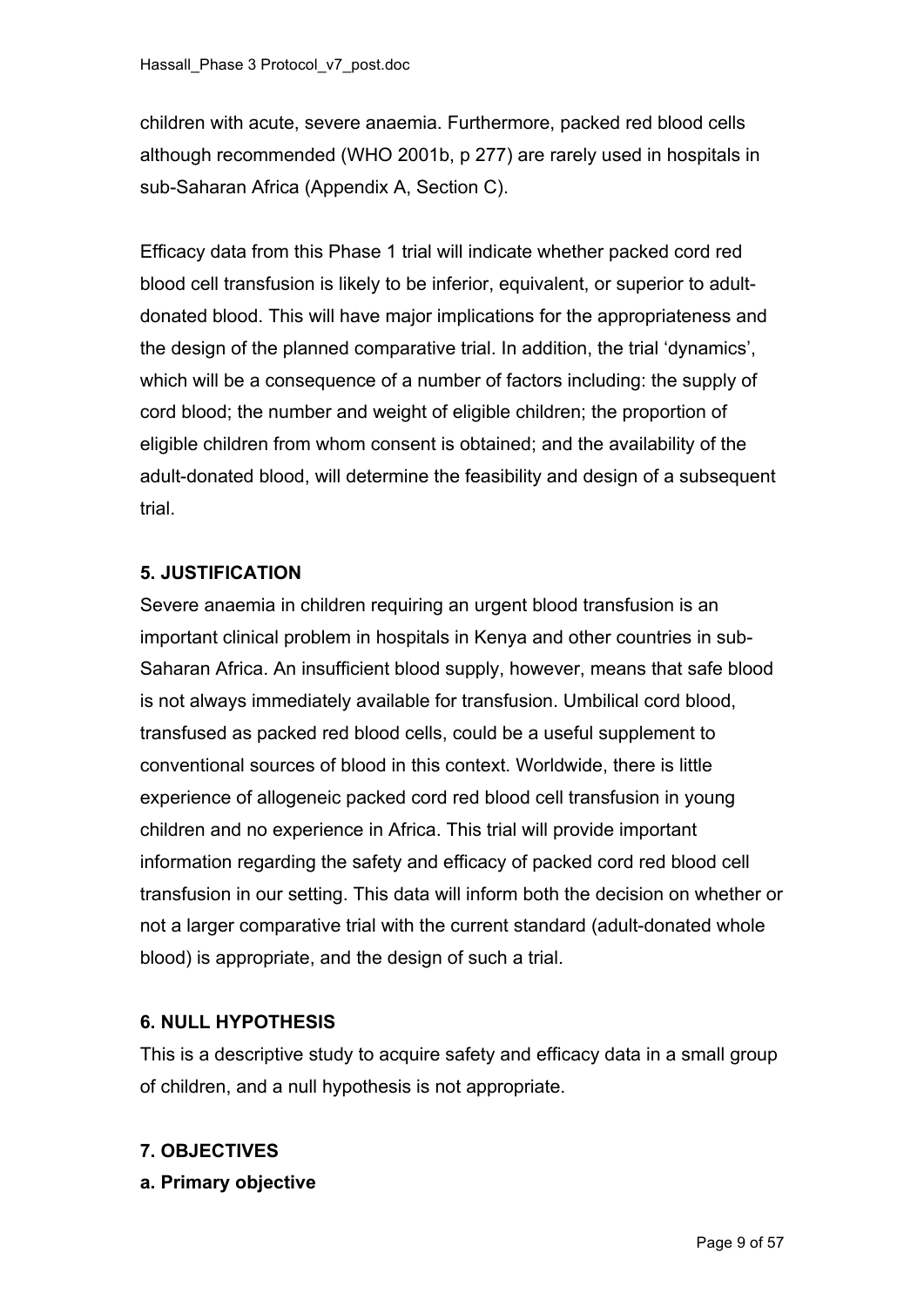children with acute, severe anaemia. Furthermore, packed red blood cells although recommended (WHO 2001b, p 277) are rarely used in hospitals in sub-Saharan Africa (Appendix A, Section C).

Efficacy data from this Phase 1 trial will indicate whether packed cord red blood cell transfusion is likely to be inferior, equivalent, or superior to adult-donated blood. This will have major implications for the appropriateness and the design of the planned comparative trial. In addition, the trial 'dynamics', which will be a consequence of a number of factors including: the supply of cord blood; the number and weight of eligible children; the proportion of eligible children from whom consent is obtained; and the availability of the adult-donated blood, will determine the feasibility and design of a subsequent trial.

## 5. JUSTIFICATION

Severe anaemia in children requiring an urgent blood transfusion is an important clinical problem in hospitals in Kenya and other countries in sub-Saharan Africa. An insufficient blood supply, however, means that safe blood is not always immediately available for transfusion. Umbilical cord blood, transfused as packed red blood cells, could be a useful supplement to conventional sources of blood in this context. Worldwide, there is little experience of allogeneic packed cord red blood cell transfusion in young children and no experience in Africa. This trial will provide important information regarding the safety and efficacy of packed cord red blood cell transfusion in our setting. This data will inform both the decision on whether or not a larger comparative trial with the current standard (adult-donated whole blood) is appropriate, and the design of such a trial.

## 6. NULL HYPOTHESIS

This is a descriptive study to acquire safety and efficacy data in a small group of children, and a null hypothesis is not appropriate.

## 7. OBJECTIVES

### a. Primary objective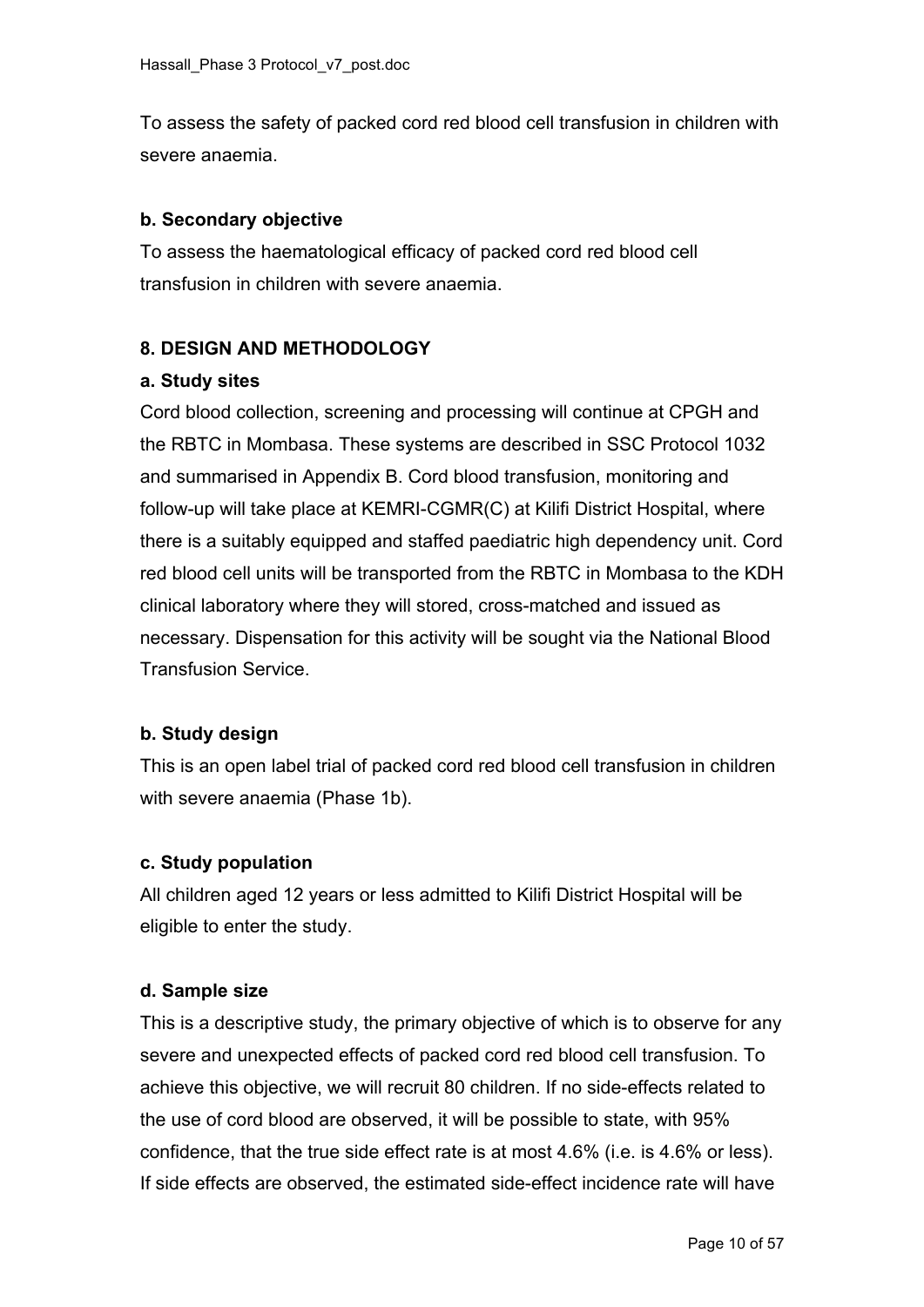To assess the safety of packed cord red blood cell transfusion in children with severe anaemia.

### b. Secondary objective

To assess the haematological efficacy of packed cord red blood cell transfusion in children with severe anaemia.

## 8. DESIGN AND METHODOLOGY

### a. Study sites

Cord blood collection, screening and processing will continue at CPGH and the RBTC in Mombasa. These systems are described in SSC Protocol 1032 and summarised in Appendix B. Cord blood transfusion, monitoring and follow-up will take place at KEMRI-CGMR(C) at Kilifi District Hospital, where there is a suitably equipped and staffed paediatric high dependency unit. Cord red blood cell units will be transported from the RBTC in Mombasa to the KDH clinical laboratory where they will stored, cross-matched and issued as necessary. Dispensation for this activity will be sought via the National Blood Transfusion Service.

### b. Study design

This is an open label trial of packed cord red blood cell transfusion in children with severe anaemia (Phase 1b).

### c. Study population

All children aged 12 years or less admitted to Kilifi District Hospital will be eligible to enter the study.

### d. Sample size

This is a descriptive study, the primary objective of which is to observe for any severe and unexpected effects of packed cord red blood cell transfusion. To achieve this objective, we will recruit 80 children. If no side-effects related to the use of cord blood are observed, it will be possible to state, with 95% confidence, that the true side effect rate is at most 4.6% (i.e. is 4.6% or less). If side effects are observed, the estimated side-effect incidence rate will have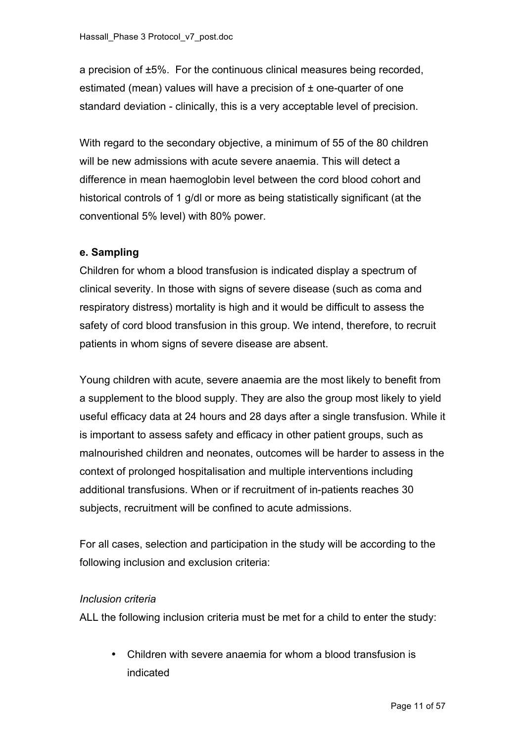a precision of ±5%. For the continuous clinical measures being recorded, estimated (mean) values will have a precision of ± one-quarter of one standard deviation - clinically, this is a very acceptable level of precision.

With regard to the secondary objective, a minimum of 55 of the 80 children will be new admissions with acute severe anaemia. This will detect a difference in mean haemoglobin level between the cord blood cohort and historical controls of 1 g/dl or more as being statistically significant (at the conventional 5% level) with 80% power.

**e. Sampling**

Children for whom a blood transfusion is indicated display a spectrum of clinical severity. In those with signs of severe disease (such as coma and respiratory distress) mortality is high and it would be difficult to assess the safety of cord blood transfusion in this group. We intend, therefore, to recruit patients in whom signs of severe disease are absent.

Young children with acute, severe anaemia are the most likely to benefit from a supplement to the blood supply. They are also the group most likely to yield useful efficacy data at 24 hours and 28 days after a single transfusion. While it is important to assess safety and efficacy in other patient groups, such as malnourished children and neonates, outcomes will be harder to assess in the context of prolonged hospitalisation and multiple interventions including additional transfusions. When or if recruitment of in-patients reaches 30 subjects, recruitment will be confined to acute admissions.

For all cases, selection and participation in the study will be according to the following inclusion and exclusion criteria:

*Inclusion criteria*

ALL the following inclusion criteria must be met for a child to enter the study:

- Children with severe anaemia for whom a blood transfusion is indicated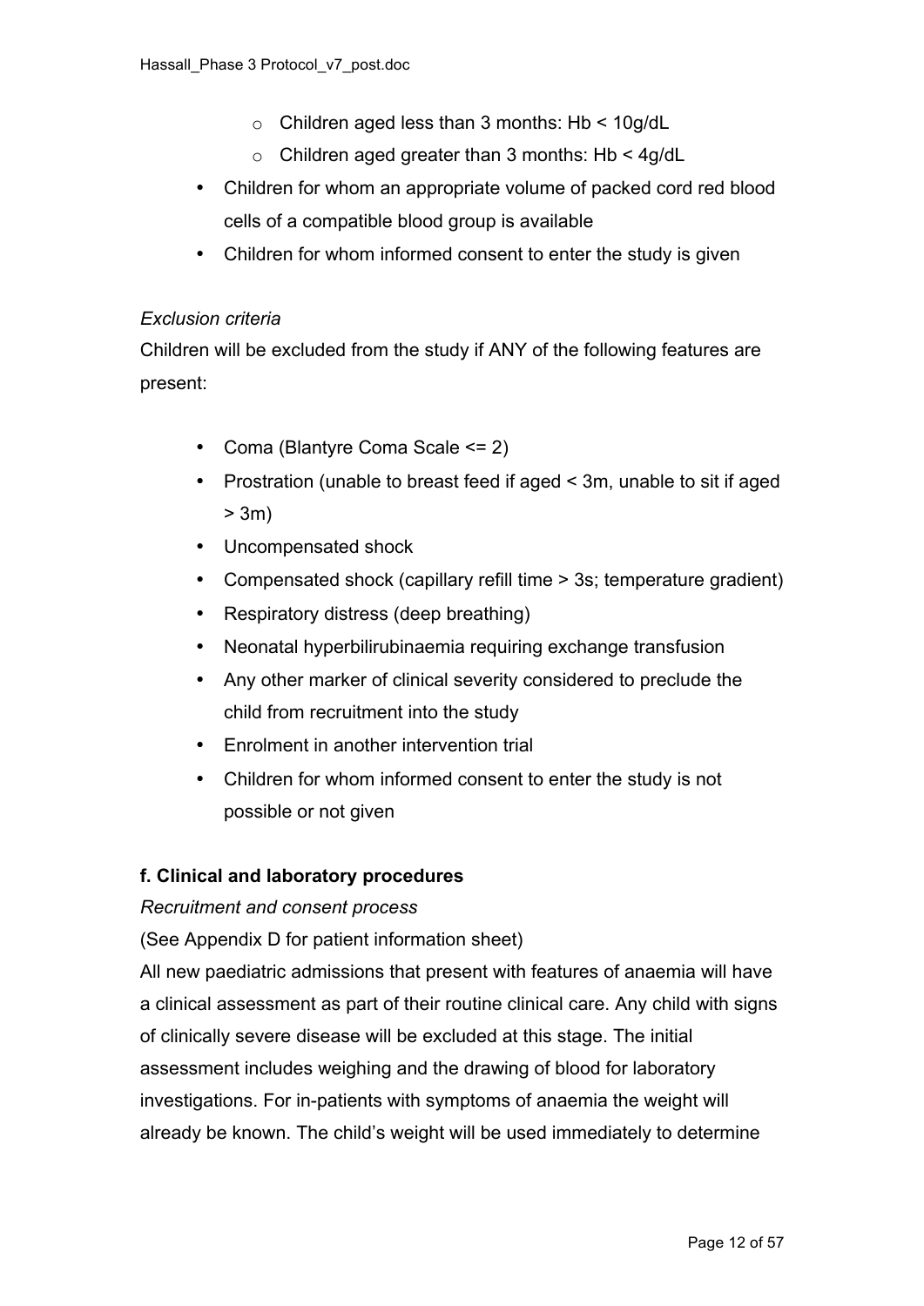- Children aged less than 3 months: Hb < 10g/dL
    - Children aged greater than 3 months: Hb < 4g/dL
- Children for whom an appropriate volume of packed cord red blood cells of a compatible blood group is available
- Children for whom informed consent to enter the study is given

*Exclusion criteria*

Children will be excluded from the study if ANY of the following features are present:

- Coma (Blantyre Coma Scale <= 2)
- Prostration (unable to breast feed if aged < 3m, unable to sit if aged > 3m)
- Uncompensated shock
- Compensated shock (capillary refill time > 3s; temperature gradient)
- Respiratory distress (deep breathing)
- Neonatal hyperbilirubinaemia requiring exchange transfusion
- Any other marker of clinical severity considered to preclude the child from recruitment into the study
- Enrolment in another intervention trial
- Children for whom informed consent to enter the study is not possible or not given

**f. Clinical and laboratory procedures**

*Recruitment and consent process*

(See Appendix D for patient information sheet)

All new paediatric admissions that present with features of anaemia will have a clinical assessment as part of their routine clinical care. Any child with signs of clinically severe disease will be excluded at this stage. The initial assessment includes weighing and the drawing of blood for laboratory investigations. For in-patients with symptoms of anaemia the weight will already be known. The child's weight will be used immediately to determine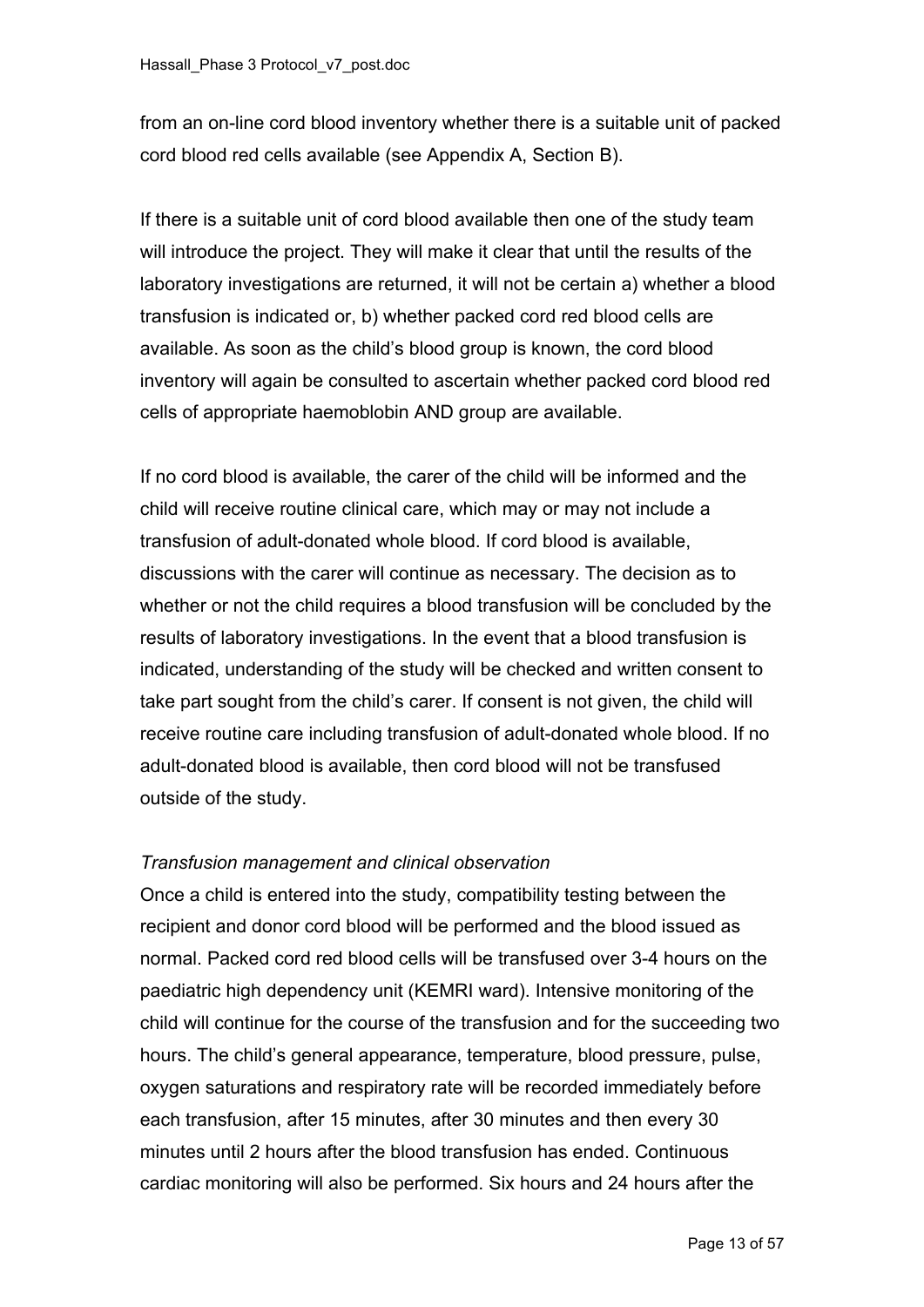from an on-line cord blood inventory whether there is a suitable unit of packed cord blood red cells available (see Appendix A, Section B).

If there is a suitable unit of cord blood available then one of the study team will introduce the project. They will make it clear that until the results of the laboratory investigations are returned, it will not be certain a) whether a blood transfusion is indicated or, b) whether packed cord red blood cells are available. As soon as the child's blood group is known, the cord blood inventory will again be consulted to ascertain whether packed cord blood red cells of appropriate haemoblobin AND group are available.

If no cord blood is available, the carer of the child will be informed and the child will receive routine clinical care, which may or may not include a transfusion of adult-donated whole blood. If cord blood is available, discussions with the carer will continue as necessary. The decision as to whether or not the child requires a blood transfusion will be concluded by the results of laboratory investigations. In the event that a blood transfusion is indicated, understanding of the study will be checked and written consent to take part sought from the child's carer. If consent is not given, the child will receive routine care including transfusion of adult-donated whole blood. If no adult-donated blood is available, then cord blood will not be transfused outside of the study.

*Transfusion management and clinical observation*

Once a child is entered into the study, compatibility testing between the recipient and donor cord blood will be performed and the blood issued as normal. Packed cord red blood cells will be transfused over 3-4 hours on the paediatric high dependency unit (KEMRI ward). Intensive monitoring of the child will continue for the course of the transfusion and for the succeeding two hours. The child's general appearance, temperature, blood pressure, pulse, oxygen saturations and respiratory rate will be recorded immediately before each transfusion, after 15 minutes, after 30 minutes and then every 30 minutes until 2 hours after the blood transfusion has ended. Continuous cardiac monitoring will also be performed. Six hours and 24 hours after the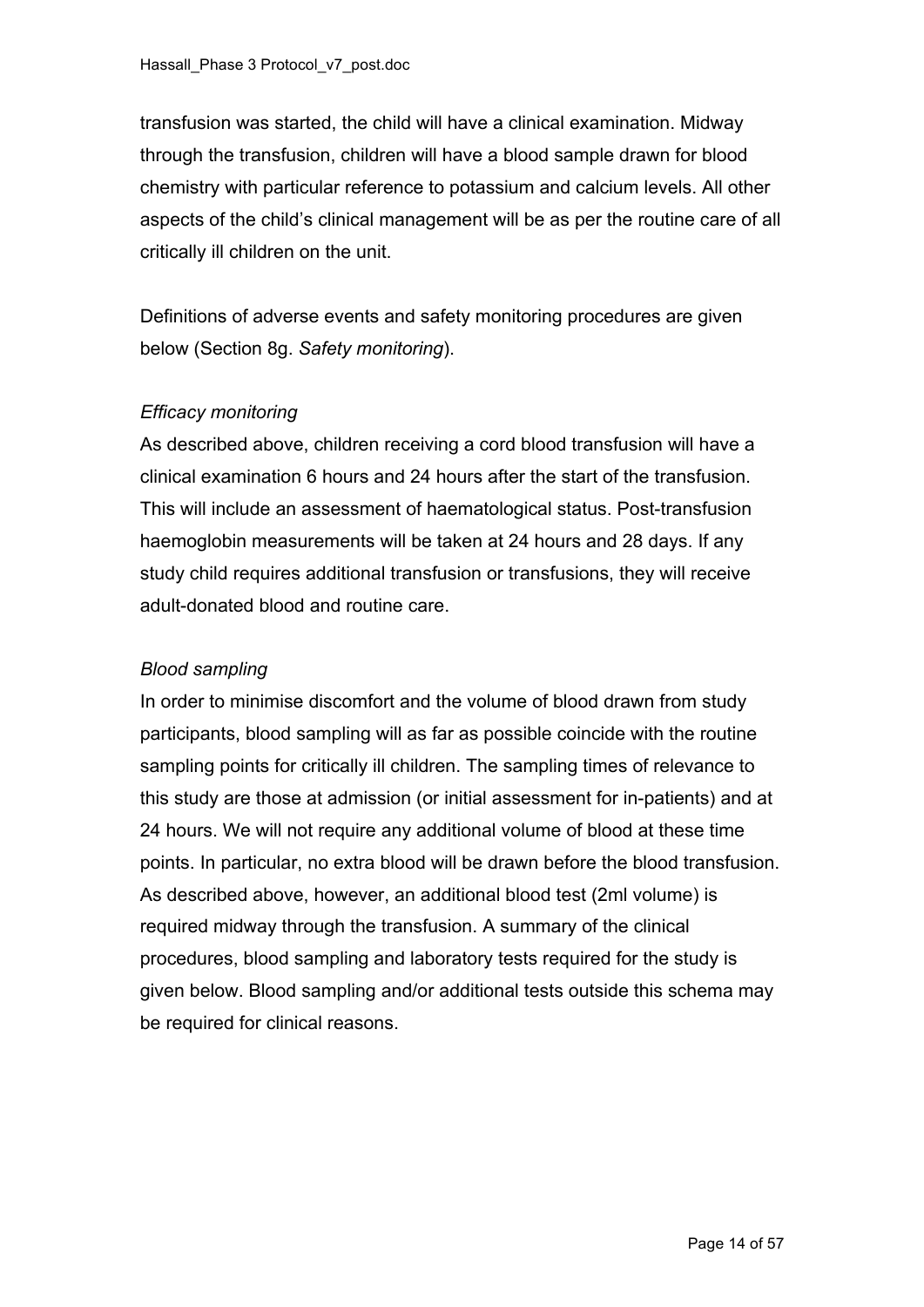transfusion was started, the child will have a clinical examination. Midway through the transfusion, children will have a blood sample drawn for blood chemistry with particular reference to potassium and calcium levels. All other aspects of the child's clinical management will be as per the routine care of all critically ill children on the unit.

Definitions of adverse events and safety monitoring procedures are given below (Section 8g. *Safety monitoring*).

*Efficacy monitoring*

As described above, children receiving a cord blood transfusion will have a clinical examination 6 hours and 24 hours after the start of the transfusion. This will include an assessment of haematological status. Post-transfusion haemoglobin measurements will be taken at 24 hours and 28 days. If any study child requires additional transfusion or transfusions, they will receive adult-donated blood and routine care.

*Blood sampling*

In order to minimise discomfort and the volume of blood drawn from study participants, blood sampling will as far as possible coincide with the routine sampling points for critically ill children. The sampling times of relevance to this study are those at admission (or initial assessment for in-patients) and at 24 hours. We will not require any additional volume of blood at these time points. In particular, no extra blood will be drawn before the blood transfusion. As described above, however, an additional blood test (2ml volume) is required midway through the transfusion. A summary of the clinical procedures, blood sampling and laboratory tests required for the study is given below. Blood sampling and/or additional tests outside this schema may be required for clinical reasons.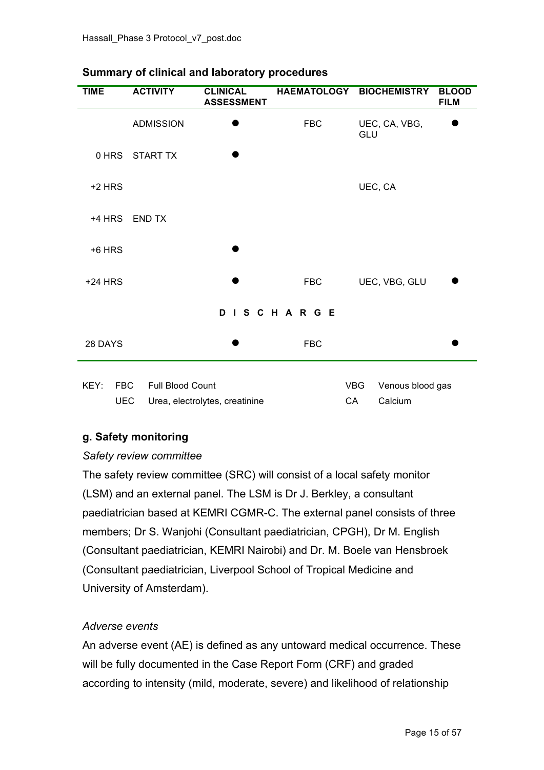**Summary of clinical and laboratory procedures**

| TIME | ACTIVITY | CLINICAL ASSESSMENT | HAEMATOLOGY | BIOCHEMISTRY | BLOOD FILM |
|---|---|---|---|---|---|
| | ADMISSION | ● | FBC | UEC, CA, VBG, GLU | ● |
| 0 HRS | START TX | ● | | | |
| +2 HRS | | | | UEC, CA | |
| +4 HRS | END TX | | | | |
| +6 HRS | | ● | | | |
| +24 HRS | | ● | FBC | UEC, VBG, GLU | ● |
| | | D I S C H A R G E | | | |
| 28 DAYS | | ● | FBC | | ● |

KEY: FBC Full Blood Count; UEC Urea, electrolytes, creatinine; VBG Venous blood gas; CA Calcium

## g. Safety monitoring

*Safety review committee*

The safety review committee (SRC) will consist of a local safety monitor (LSM) and an external panel. The LSM is Dr J. Berkley, a consultant paediatrician based at KEMRI CGMR-C. The external panel consists of three members; Dr S. Wanjohi (Consultant paediatrician, CPGH), Dr M. English (Consultant paediatrician, KEMRI Nairobi) and Dr. M. Boele van Hensbroek (Consultant paediatrician, Liverpool School of Tropical Medicine and University of Amsterdam).

*Adverse events*

An adverse event (AE) is defined as any untoward medical occurrence. These will be fully documented in the Case Report Form (CRF) and graded according to intensity (mild, moderate, severe) and likelihood of relationship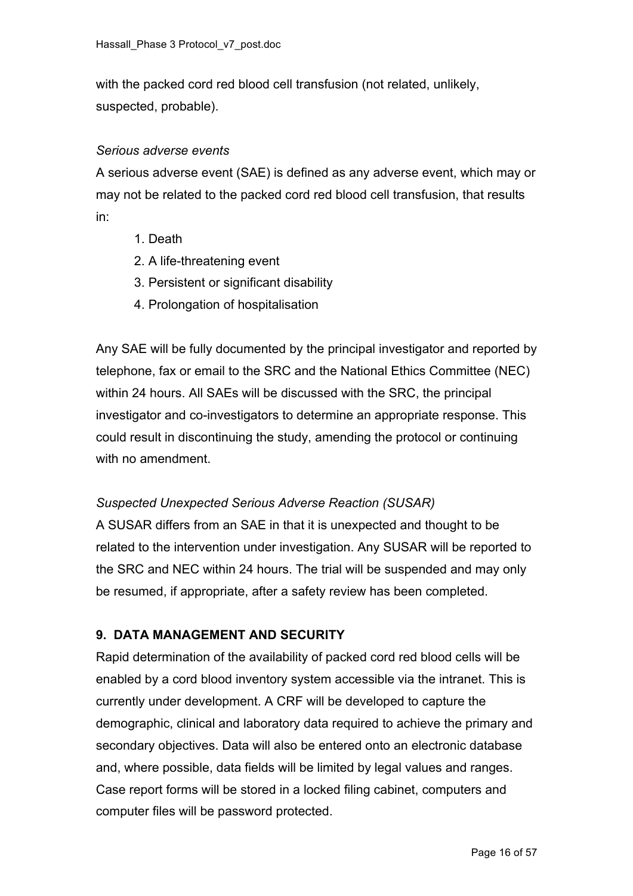with the packed cord red blood cell transfusion (not related, unlikely, suspected, probable).

*Serious adverse events*

A serious adverse event (SAE) is defined as any adverse event, which may or may not be related to the packed cord red blood cell transfusion, that results in:

1. Death
2. A life-threatening event
3. Persistent or significant disability
4. Prolongation of hospitalisation

Any SAE will be fully documented by the principal investigator and reported by telephone, fax or email to the SRC and the National Ethics Committee (NEC) within 24 hours. All SAEs will be discussed with the SRC, the principal investigator and co-investigators to determine an appropriate response. This could result in discontinuing the study, amending the protocol or continuing with no amendment.

*Suspected Unexpected Serious Adverse Reaction (SUSAR)*

A SUSAR differs from an SAE in that it is unexpected and thought to be related to the intervention under investigation. Any SUSAR will be reported to the SRC and NEC within 24 hours. The trial will be suspended and may only be resumed, if appropriate, after a safety review has been completed.

## 9. DATA MANAGEMENT AND SECURITY

Rapid determination of the availability of packed cord red blood cells will be enabled by a cord blood inventory system accessible via the intranet. This is currently under development. A CRF will be developed to capture the demographic, clinical and laboratory data required to achieve the primary and secondary objectives. Data will also be entered onto an electronic database and, where possible, data fields will be limited by legal values and ranges. Case report forms will be stored in a locked filing cabinet, computers and computer files will be password protected.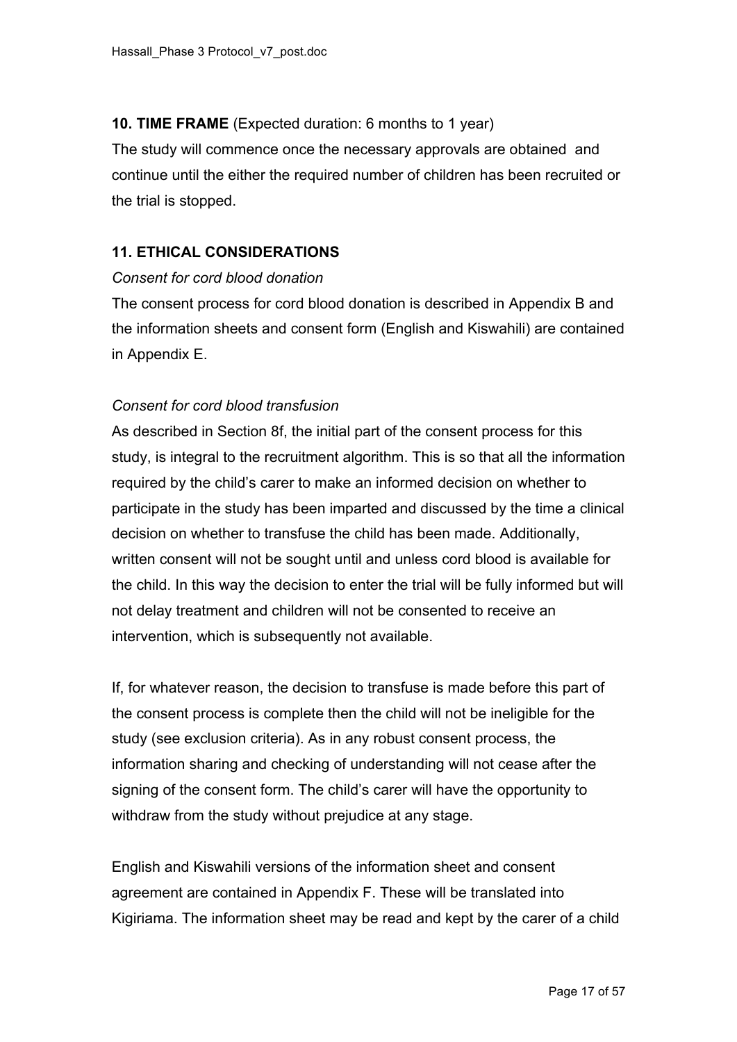**10. TIME FRAME** (Expected duration: 6 months to 1 year)

The study will commence once the necessary approvals are obtained and continue until the either the required number of children has been recruited or the trial is stopped.

**11. ETHICAL CONSIDERATIONS**

*Consent for cord blood donation*

The consent process for cord blood donation is described in Appendix B and the information sheets and consent form (English and Kiswahili) are contained in Appendix E.

*Consent for cord blood transfusion*

As described in Section 8f, the initial part of the consent process for this study, is integral to the recruitment algorithm. This is so that all the information required by the child's carer to make an informed decision on whether to participate in the study has been imparted and discussed by the time a clinical decision on whether to transfuse the child has been made. Additionally, written consent will not be sought until and unless cord blood is available for the child. In this way the decision to enter the trial will be fully informed but will not delay treatment and children will not be consented to receive an intervention, which is subsequently not available.

If, for whatever reason, the decision to transfuse is made before this part of the consent process is complete then the child will not be ineligible for the study (see exclusion criteria). As in any robust consent process, the information sharing and checking of understanding will not cease after the signing of the consent form. The child's carer will have the opportunity to withdraw from the study without prejudice at any stage.

English and Kiswahili versions of the information sheet and consent agreement are contained in Appendix F. These will be translated into Kigiriama. The information sheet may be read and kept by the carer of a child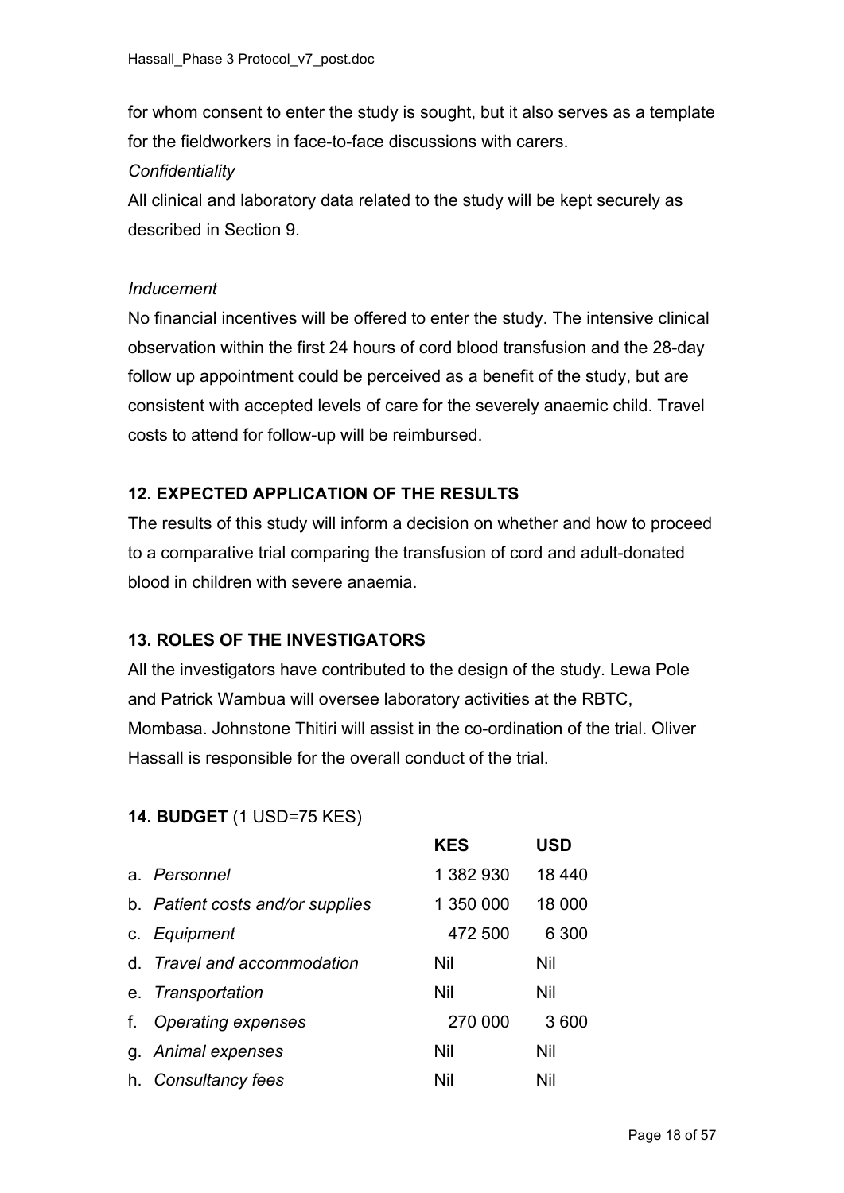for whom consent to enter the study is sought, but it also serves as a template for the fieldworkers in face-to-face discussions with carers.

*Confidentiality*

All clinical and laboratory data related to the study will be kept securely as described in Section 9.

*Inducement*

No financial incentives will be offered to enter the study. The intensive clinical observation within the first 24 hours of cord blood transfusion and the 28-day follow up appointment could be perceived as a benefit of the study, but are consistent with accepted levels of care for the severely anaemic child. Travel costs to attend for follow-up will be reimbursed.

## 12. EXPECTED APPLICATION OF THE RESULTS

The results of this study will inform a decision on whether and how to proceed to a comparative trial comparing the transfusion of cord and adult-donated blood in children with severe anaemia.

## 13. ROLES OF THE INVESTIGATORS

All the investigators have contributed to the design of the study. Lewa Pole and Patrick Wambua will oversee laboratory activities at the RBTC, Mombasa. Johnstone Thitiri will assist in the co-ordination of the trial. Oliver Hassall is responsible for the overall conduct of the trial.

## 14. BUDGET (1 USD=75 KES)

| | KES | USD |
|---|---|---|
| a. *Personnel* | 1 382 930 | 18 440 |
| b. *Patient costs and/or supplies* | 1 350 000 | 18 000 |
| c. *Equipment* | 472 500 | 6 300 |
| d. *Travel and accommodation* | Nil | Nil |
| e. *Transportation* | Nil | Nil |
| f. *Operating expenses* | 270 000 | 3 600 |
| g. *Animal expenses* | Nil | Nil |
| h. *Consultancy fees* | Nil | Nil |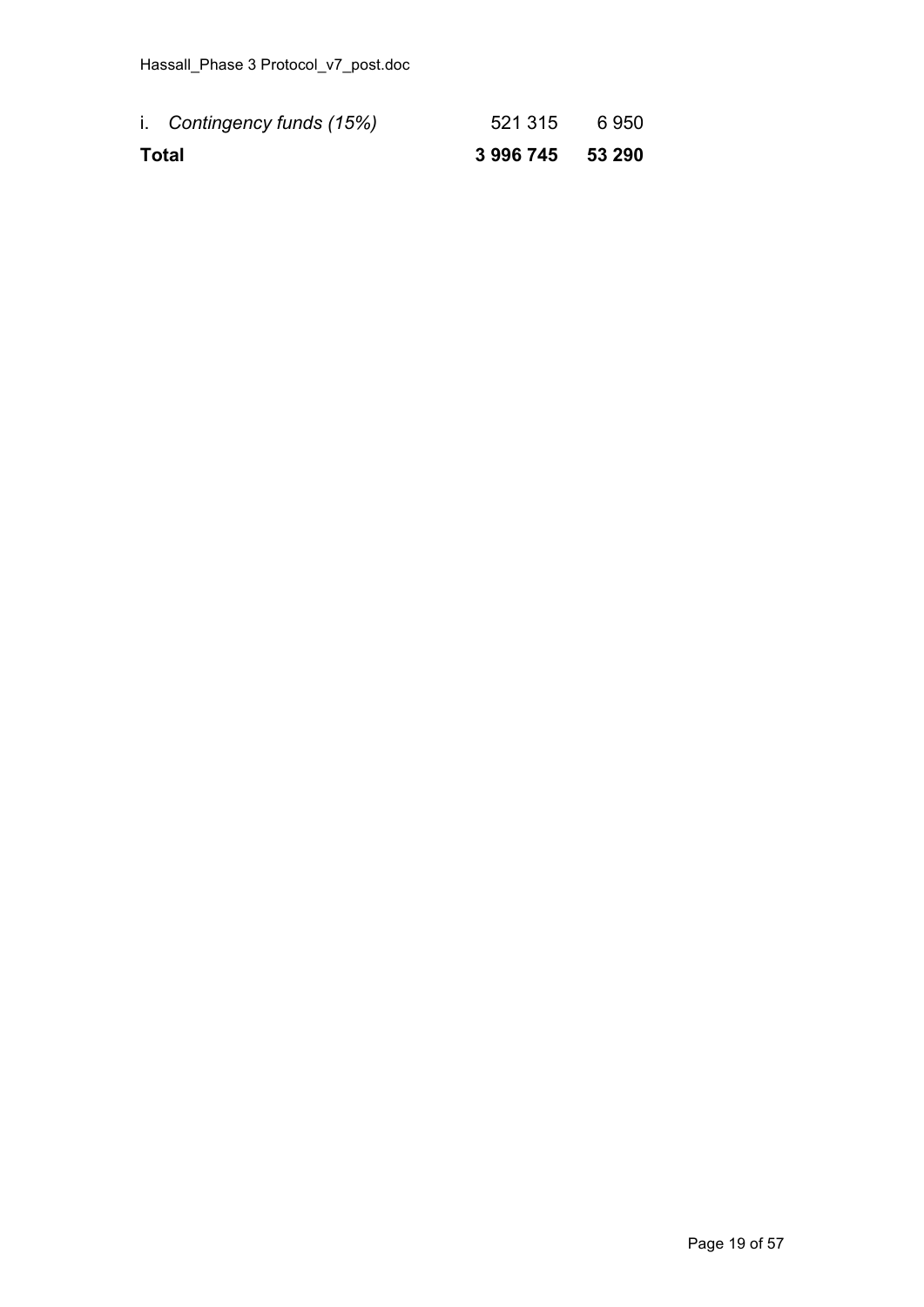| | | |
|---|---|---|
| i. *Contingency funds (15%)* | 521 315 | 6 950 |
| **Total** | **3 996 745** | **53 290** |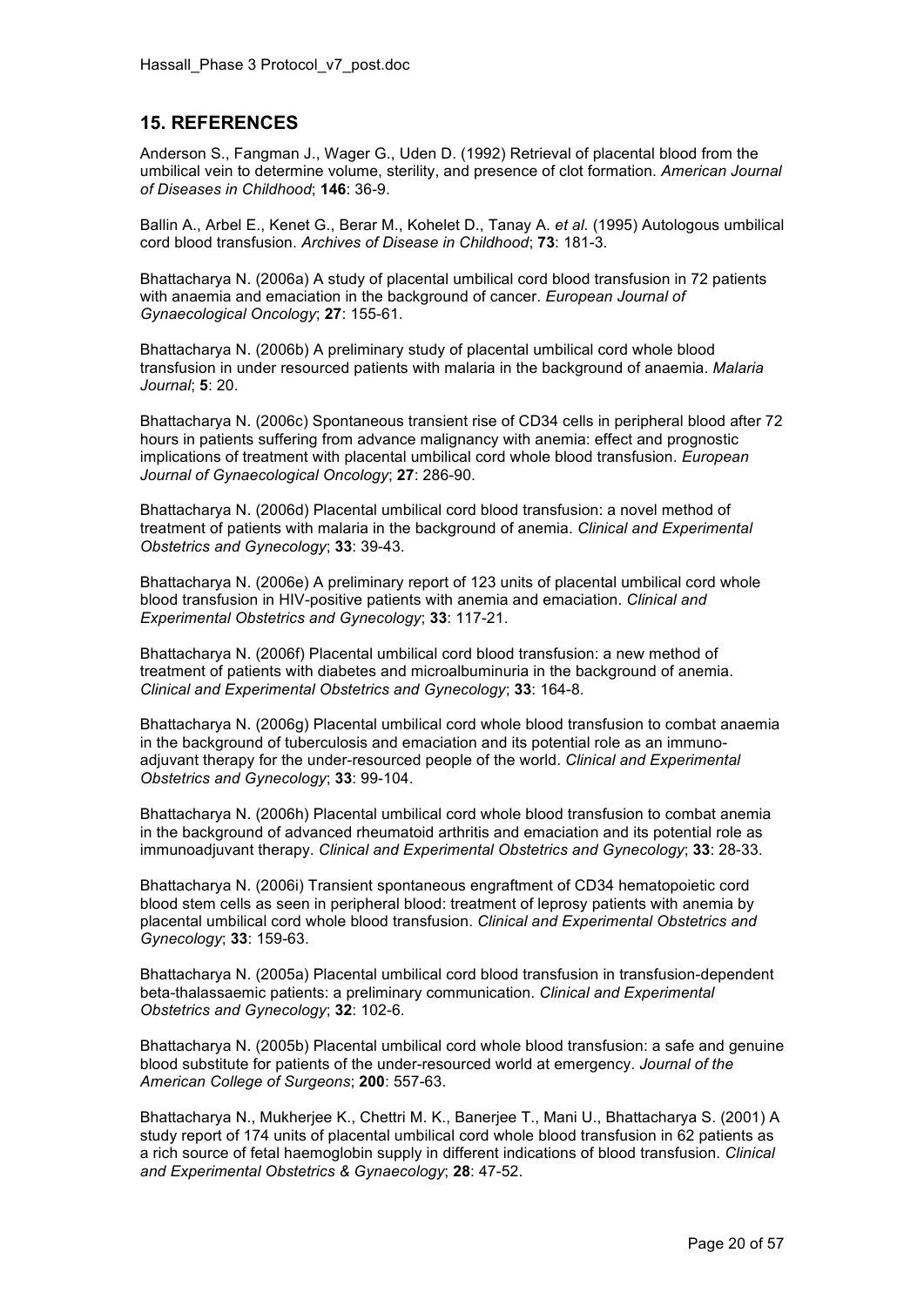## 15. REFERENCES

Anderson S., Fangman J., Wager G., Uden D. (1992) Retrieval of placental blood from the umbilical vein to determine volume, sterility, and presence of clot formation. *American Journal of Diseases in Childhood*; **146**: 36-9.

Ballin A., Arbel E., Kenet G., Berar M., Kohelet D., Tanay A. *et al.* (1995) Autologous umbilical cord blood transfusion. *Archives of Disease in Childhood*; **73**: 181-3.

Bhattacharya N. (2006a) A study of placental umbilical cord blood transfusion in 72 patients with anaemia and emaciation in the background of cancer. *European Journal of Gynaecological Oncology*; **27**: 155-61.

Bhattacharya N. (2006b) A preliminary study of placental umbilical cord whole blood transfusion in under resourced patients with malaria in the background of anaemia. *Malaria Journal*; **5**: 20.

Bhattacharya N. (2006c) Spontaneous transient rise of CD34 cells in peripheral blood after 72 hours in patients suffering from advance malignancy with anemia: effect and prognostic implications of treatment with placental umbilical cord whole blood transfusion. *European Journal of Gynaecological Oncology*; **27**: 286-90.

Bhattacharya N. (2006d) Placental umbilical cord blood transfusion: a novel method of treatment of patients with malaria in the background of anemia. *Clinical and Experimental Obstetrics and Gynecology*; **33**: 39-43.

Bhattacharya N. (2006e) A preliminary report of 123 units of placental umbilical cord whole blood transfusion in HIV-positive patients with anemia and emaciation. *Clinical and Experimental Obstetrics and Gynecology*; **33**: 117-21.

Bhattacharya N. (2006f) Placental umbilical cord blood transfusion: a new method of treatment of patients with diabetes and microalbuminuria in the background of anemia. *Clinical and Experimental Obstetrics and Gynecology*; **33**: 164-8.

Bhattacharya N. (2006g) Placental umbilical cord whole blood transfusion to combat anaemia in the background of tuberculosis and emaciation and its potential role as an immuno-adjuvant therapy for the under-resourced people of the world. *Clinical and Experimental Obstetrics and Gynecology*; **33**: 99-104.

Bhattacharya N. (2006h) Placental umbilical cord whole blood transfusion to combat anemia in the background of advanced rheumatoid arthritis and emaciation and its potential role as immunoadjuvant therapy. *Clinical and Experimental Obstetrics and Gynecology*; **33**: 28-33.

Bhattacharya N. (2006i) Transient spontaneous engraftment of CD34 hematopoietic cord blood stem cells as seen in peripheral blood: treatment of leprosy patients with anemia by placental umbilical cord whole blood transfusion. *Clinical and Experimental Obstetrics and Gynecology*; **33**: 159-63.

Bhattacharya N. (2005a) Placental umbilical cord blood transfusion in transfusion-dependent beta-thalassaemic patients: a preliminary communication. *Clinical and Experimental Obstetrics and Gynecology*; **32**: 102-6.

Bhattacharya N. (2005b) Placental umbilical cord whole blood transfusion: a safe and genuine blood substitute for patients of the under-resourced world at emergency. *Journal of the American College of Surgeons*; **200**: 557-63.

Bhattacharya N., Mukherjee K., Chettri M. K., Banerjee T., Mani U., Bhattacharya S. (2001) A study report of 174 units of placental umbilical cord whole blood transfusion in 62 patients as a rich source of fetal haemoglobin supply in different indications of blood transfusion. *Clinical and Experimental Obstetrics & Gynaecology*; **28**: 47-52.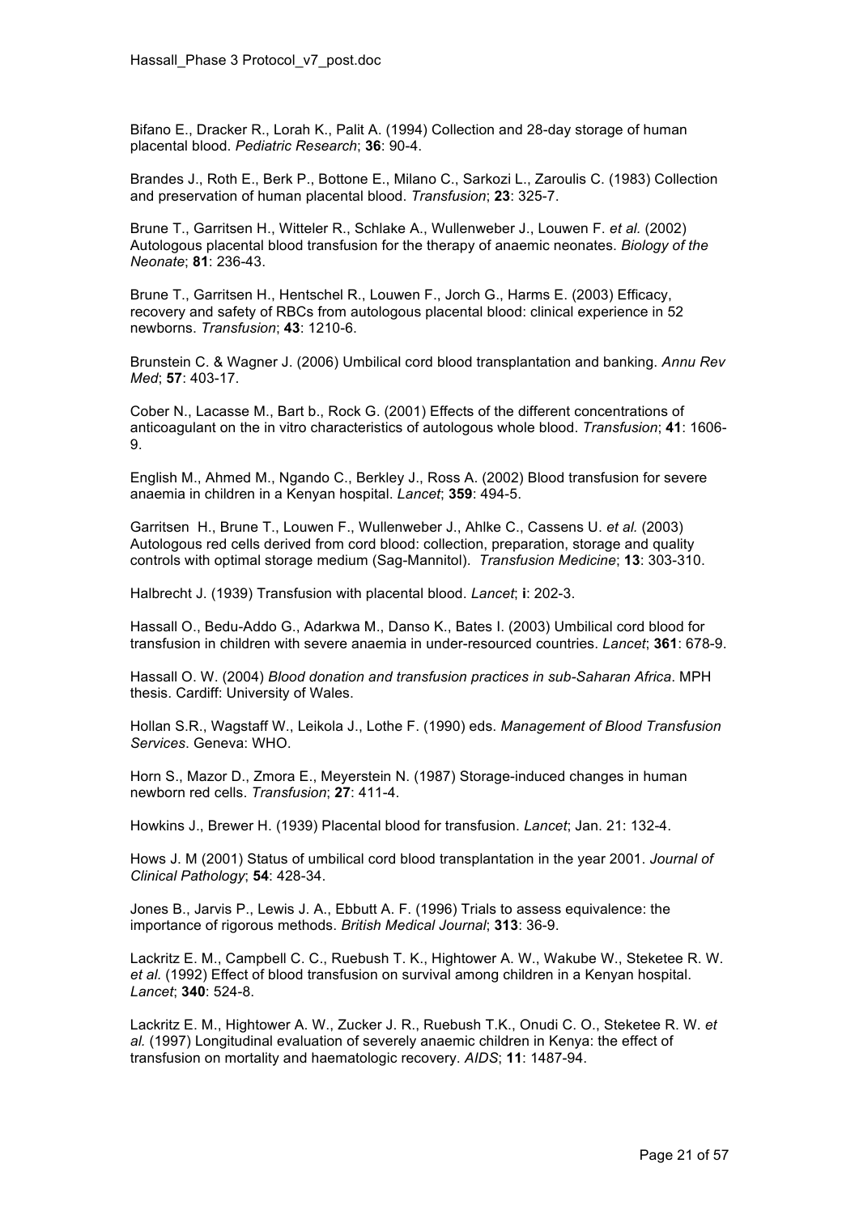Bifano E., Dracker R., Lorah K., Palit A. (1994) Collection and 28-day storage of human placental blood. *Pediatric Research*; **36**: 90-4.

Brandes J., Roth E., Berk P., Bottone E., Milano C., Sarkozi L., Zaroulis C. (1983) Collection and preservation of human placental blood. *Transfusion*; **23**: 325-7.

Brune T., Garritsen H., Witteler R., Schlake A., Wullenweber J., Louwen F. *et al.* (2002) Autologous placental blood transfusion for the therapy of anaemic neonates. *Biology of the Neonate*; **81**: 236-43.

Brune T., Garritsen H., Hentschel R., Louwen F., Jorch G., Harms E. (2003) Efficacy, recovery and safety of RBCs from autologous placental blood: clinical experience in 52 newborns. *Transfusion*; **43**: 1210-6.

Brunstein C. & Wagner J. (2006) Umbilical cord blood transplantation and banking. *Annu Rev Med*; **57**: 403-17.

Cober N., Lacasse M., Bart b., Rock G. (2001) Effects of the different concentrations of anticoagulant on the in vitro characteristics of autologous whole blood. *Transfusion*; **41**: 1606-9.

English M., Ahmed M., Ngando C., Berkley J., Ross A. (2002) Blood transfusion for severe anaemia in children in a Kenyan hospital. *Lancet*; **359**: 494-5.

Garritsen H., Brune T., Louwen F., Wullenweber J., Ahlke C., Cassens U. *et al.* (2003) Autologous red cells derived from cord blood: collection, preparation, storage and quality controls with optimal storage medium (Sag-Mannitol). *Transfusion Medicine*; **13**: 303-310.

Halbrecht J. (1939) Transfusion with placental blood. *Lancet*; **i**: 202-3.

Hassall O., Bedu-Addo G., Adarkwa M., Danso K., Bates I. (2003) Umbilical cord blood for transfusion in children with severe anaemia in under-resourced countries. *Lancet*; **361**: 678-9.

Hassall O. W. (2004) *Blood donation and transfusion practices in sub-Saharan Africa*. MPH thesis. Cardiff: University of Wales.

Hollan S.R., Wagstaff W., Leikola J., Lothe F. (1990) eds. *Management of Blood Transfusion Services*. Geneva: WHO.

Horn S., Mazor D., Zmora E., Meyerstein N. (1987) Storage-induced changes in human newborn red cells. *Transfusion*; **27**: 411-4.

Howkins J., Brewer H. (1939) Placental blood for transfusion. *Lancet*; Jan. 21: 132-4.

Hows J. M (2001) Status of umbilical cord blood transplantation in the year 2001. *Journal of Clinical Pathology*; **54**: 428-34.

Jones B., Jarvis P., Lewis J. A., Ebbutt A. F. (1996) Trials to assess equivalence: the importance of rigorous methods. *British Medical Journal*; **313**: 36-9.

Lackritz E. M., Campbell C. C., Ruebush T. K., Hightower A. W., Wakube W., Steketee R. W. *et al.* (1992) Effect of blood transfusion on survival among children in a Kenyan hospital. *Lancet*; **340**: 524-8.

Lackritz E. M., Hightower A. W., Zucker J. R., Ruebush T.K., Onudi C. O., Steketee R. W. *et al.* (1997) Longitudinal evaluation of severely anaemic children in Kenya: the effect of transfusion on mortality and haematologic recovery. *AIDS*; **11**: 1487-94.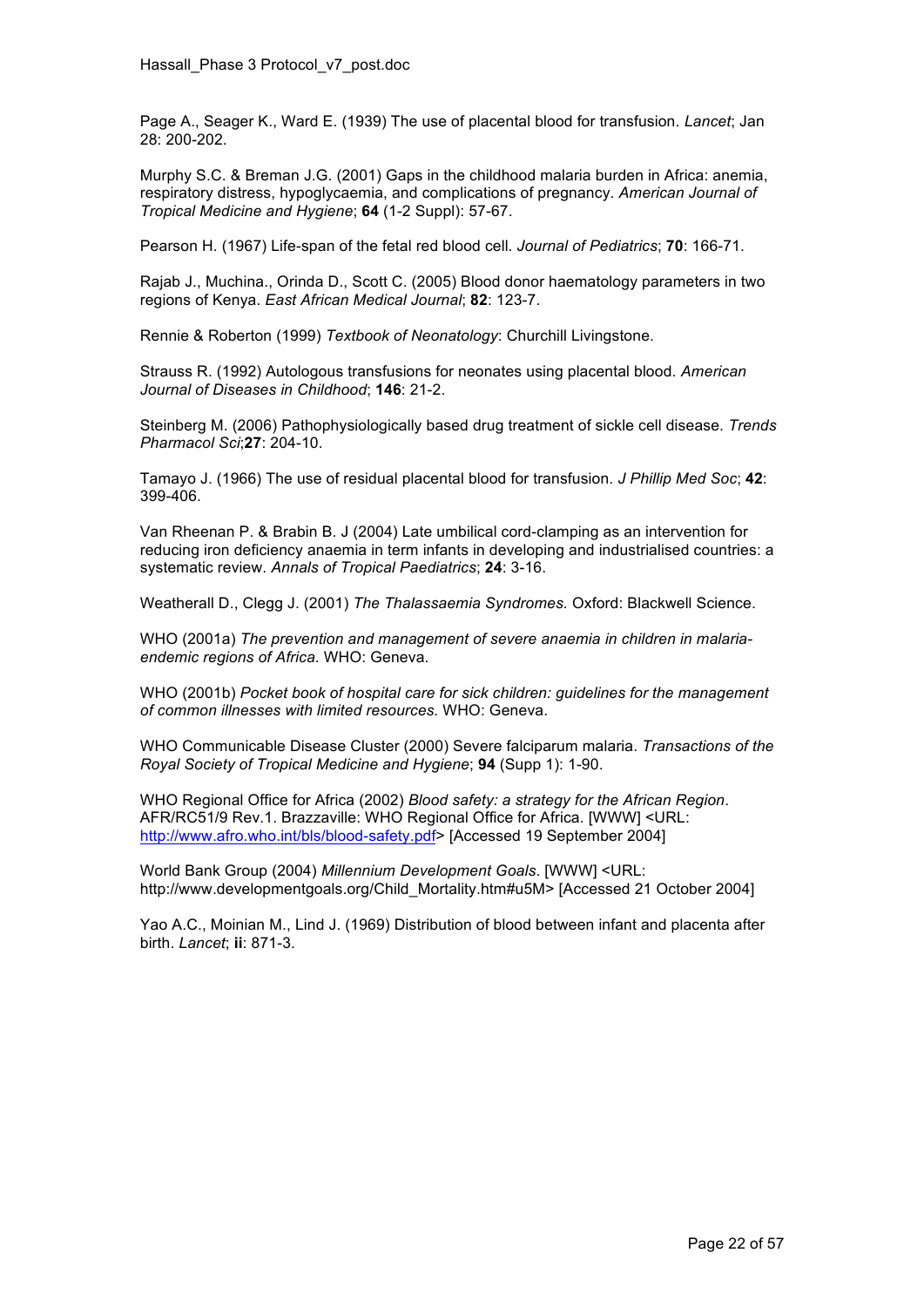Page A., Seager K., Ward E. (1939) The use of placental blood for transfusion. *Lancet*; Jan 28: 200-202.

Murphy S.C. & Breman J.G. (2001) Gaps in the childhood malaria burden in Africa: anemia, respiratory distress, hypoglycaemia, and complications of pregnancy. *American Journal of Tropical Medicine and Hygiene*; **64** (1-2 Suppl): 57-67.

Pearson H. (1967) Life-span of the fetal red blood cell. *Journal of Pediatrics*; **70**: 166-71.

Rajab J., Muchina., Orinda D., Scott C. (2005) Blood donor haematology parameters in two regions of Kenya. *East African Medical Journal*; **82**: 123-7.

Rennie & Roberton (1999) *Textbook of Neonatology*: Churchill Livingstone.

Strauss R. (1992) Autologous transfusions for neonates using placental blood. *American Journal of Diseases in Childhood*; **146**: 21-2.

Steinberg M. (2006) Pathophysiologically based drug treatment of sickle cell disease. *Trends Pharmacol Sci*;**27**: 204-10.

Tamayo J. (1966) The use of residual placental blood for transfusion. *J Phillip Med Soc*; **42**: 399-406.

Van Rheenan P. & Brabin B. J (2004) Late umbilical cord-clamping as an intervention for reducing iron deficiency anaemia in term infants in developing and industrialised countries: a systematic review. *Annals of Tropical Paediatrics*; **24**: 3-16.

Weatherall D., Clegg J. (2001) *The Thalassaemia Syndromes.* Oxford: Blackwell Science.

WHO (2001a) *The prevention and management of severe anaemia in children in malaria-endemic regions of Africa.* WHO: Geneva.

WHO (2001b) *Pocket book of hospital care for sick children: guidelines for the management of common illnesses with limited resources.* WHO: Geneva.

WHO Communicable Disease Cluster (2000) Severe falciparum malaria. *Transactions of the Royal Society of Tropical Medicine and Hygiene*; **94** (Supp 1): 1-90.

WHO Regional Office for Africa (2002) *Blood safety: a strategy for the African Region*. AFR/RC51/9 Rev.1. Brazzaville: WHO Regional Office for Africa. [WWW] <URL: http://www.afro.who.int/bls/blood-safety.pdf> [Accessed 19 September 2004]

World Bank Group (2004) *Millennium Development Goals*. [WWW] <URL: http://www.developmentgoals.org/Child_Mortality.htm#u5M> [Accessed 21 October 2004]

Yao A.C., Moinian M., Lind J. (1969) Distribution of blood between infant and placenta after birth. *Lancet*; **ii**: 871-3.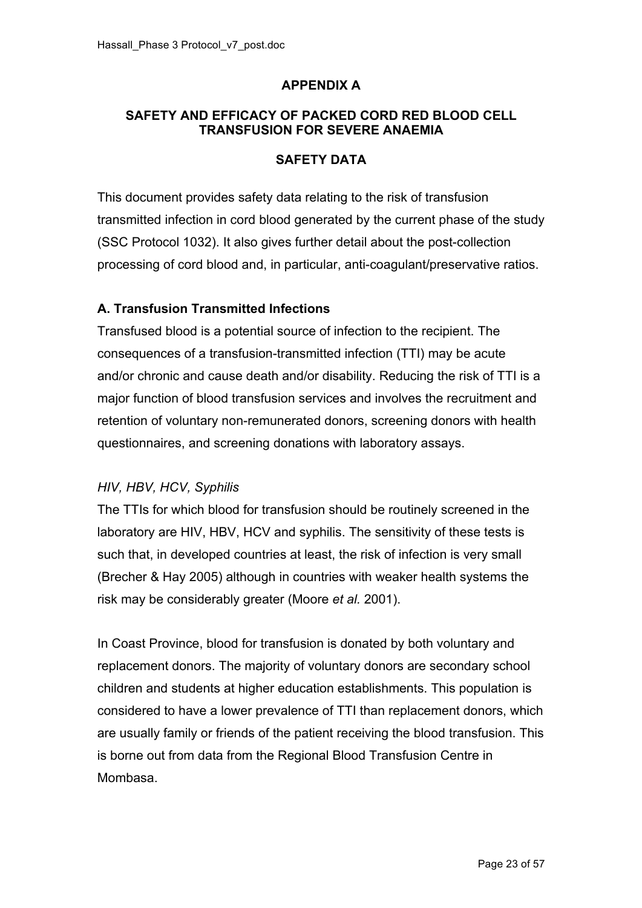## APPENDIX A

### SAFETY AND EFFICACY OF PACKED CORD RED BLOOD CELL TRANSFUSION FOR SEVERE ANAEMIA

### SAFETY DATA

This document provides safety data relating to the risk of transfusion transmitted infection in cord blood generated by the current phase of the study (SSC Protocol 1032). It also gives further detail about the post-collection processing of cord blood and, in particular, anti-coagulant/preservative ratios.

### A. Transfusion Transmitted Infections

Transfused blood is a potential source of infection to the recipient. The consequences of a transfusion-transmitted infection (TTI) may be acute and/or chronic and cause death and/or disability. Reducing the risk of TTI is a major function of blood transfusion services and involves the recruitment and retention of voluntary non-remunerated donors, screening donors with health questionnaires, and screening donations with laboratory assays.

*HIV, HBV, HCV, Syphilis*

The TTIs for which blood for transfusion should be routinely screened in the laboratory are HIV, HBV, HCV and syphilis. The sensitivity of these tests is such that, in developed countries at least, the risk of infection is very small (Brecher & Hay 2005) although in countries with weaker health systems the risk may be considerably greater (Moore *et al.* 2001).

In Coast Province, blood for transfusion is donated by both voluntary and replacement donors. The majority of voluntary donors are secondary school children and students at higher education establishments. This population is considered to have a lower prevalence of TTI than replacement donors, which are usually family or friends of the patient receiving the blood transfusion. This is borne out from data from the Regional Blood Transfusion Centre in Mombasa.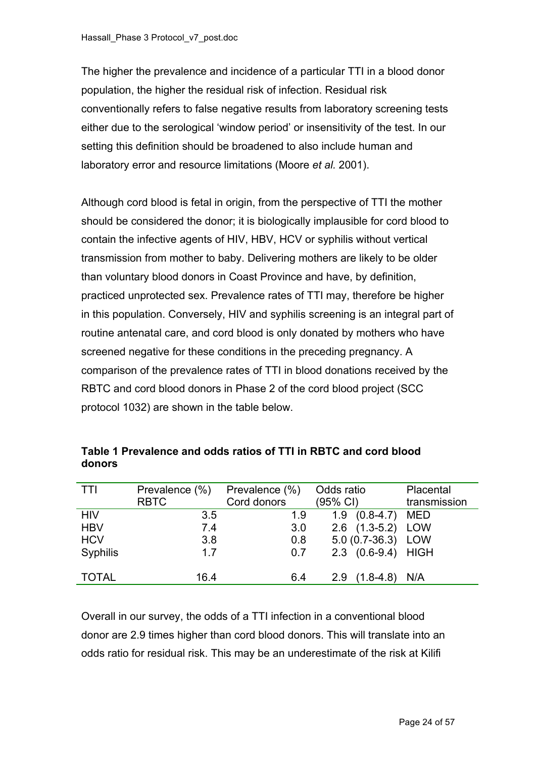The higher the prevalence and incidence of a particular TTI in a blood donor population, the higher the residual risk of infection. Residual risk conventionally refers to false negative results from laboratory screening tests either due to the serological 'window period' or insensitivity of the test. In our setting this definition should be broadened to also include human and laboratory error and resource limitations (Moore *et al.* 2001).

Although cord blood is fetal in origin, from the perspective of TTI the mother should be considered the donor; it is biologically implausible for cord blood to contain the infective agents of HIV, HBV, HCV or syphilis without vertical transmission from mother to baby. Delivering mothers are likely to be older than voluntary blood donors in Coast Province and have, by definition, practiced unprotected sex. Prevalence rates of TTI may, therefore be higher in this population. Conversely, HIV and syphilis screening is an integral part of routine antenatal care, and cord blood is only donated by mothers who have screened negative for these conditions in the preceding pregnancy. A comparison of the prevalence rates of TTI in blood donations received by the RBTC and cord blood donors in Phase 2 of the cord blood project (SCC protocol 1032) are shown in the table below.

**Table 1 Prevalence and odds ratios of TTI in RBTC and cord blood donors**

| TTI | Prevalence (%) RBTC | Prevalence (%) Cord donors | Odds ratio (95% CI) | Placental transmission |
|---|---|---|---|---|
| HIV | 3.5 | 1.9 | 1.9 (0.8-4.7) | MED |
| HBV | 7.4 | 3.0 | 2.6 (1.3-5.2) | LOW |
| HCV | 3.8 | 0.8 | 5.0 (0.7-36.3) | LOW |
| Syphilis | 1.7 | 0.7 | 2.3 (0.6-9.4) | HIGH |
| TOTAL | 16.4 | 6.4 | 2.9 (1.8-4.8) | N/A |

Overall in our survey, the odds of a TTI infection in a conventional blood donor are 2.9 times higher than cord blood donors. This will translate into an odds ratio for residual risk. This may be an underestimate of the risk at Kilifi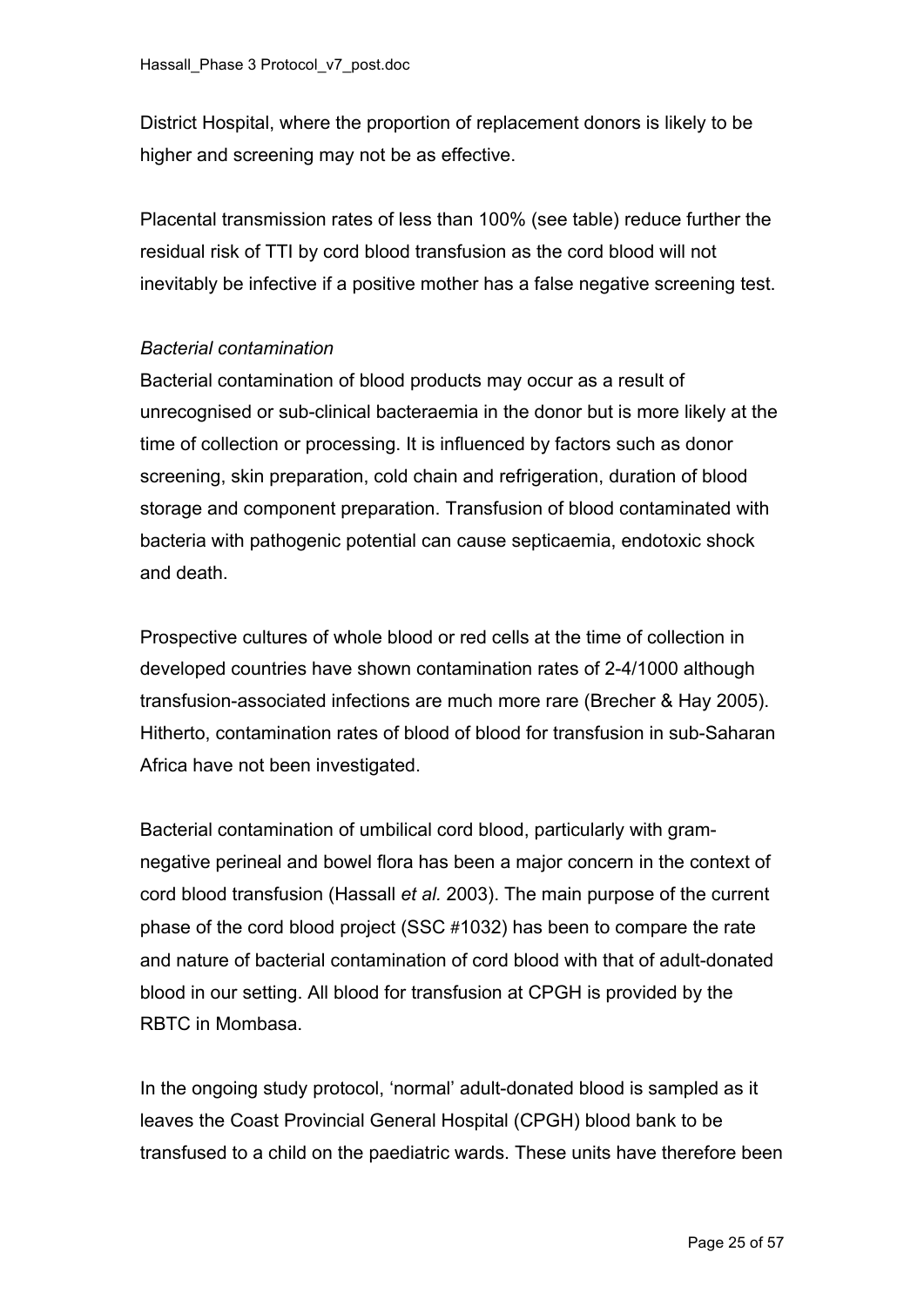District Hospital, where the proportion of replacement donors is likely to be higher and screening may not be as effective.

Placental transmission rates of less than 100% (see table) reduce further the residual risk of TTI by cord blood transfusion as the cord blood will not inevitably be infective if a positive mother has a false negative screening test.

*Bacterial contamination*

Bacterial contamination of blood products may occur as a result of unrecognised or sub-clinical bacteraemia in the donor but is more likely at the time of collection or processing. It is influenced by factors such as donor screening, skin preparation, cold chain and refrigeration, duration of blood storage and component preparation. Transfusion of blood contaminated with bacteria with pathogenic potential can cause septicaemia, endotoxic shock and death.

Prospective cultures of whole blood or red cells at the time of collection in developed countries have shown contamination rates of 2-4/1000 although transfusion-associated infections are much more rare (Brecher & Hay 2005). Hitherto, contamination rates of blood of blood for transfusion in sub-Saharan Africa have not been investigated.

Bacterial contamination of umbilical cord blood, particularly with gram-negative perineal and bowel flora has been a major concern in the context of cord blood transfusion (Hassall *et al.* 2003). The main purpose of the current phase of the cord blood project (SSC #1032) has been to compare the rate and nature of bacterial contamination of cord blood with that of adult-donated blood in our setting. All blood for transfusion at CPGH is provided by the RBTC in Mombasa.

In the ongoing study protocol, 'normal' adult-donated blood is sampled as it leaves the Coast Provincial General Hospital (CPGH) blood bank to be transfused to a child on the paediatric wards. These units have therefore been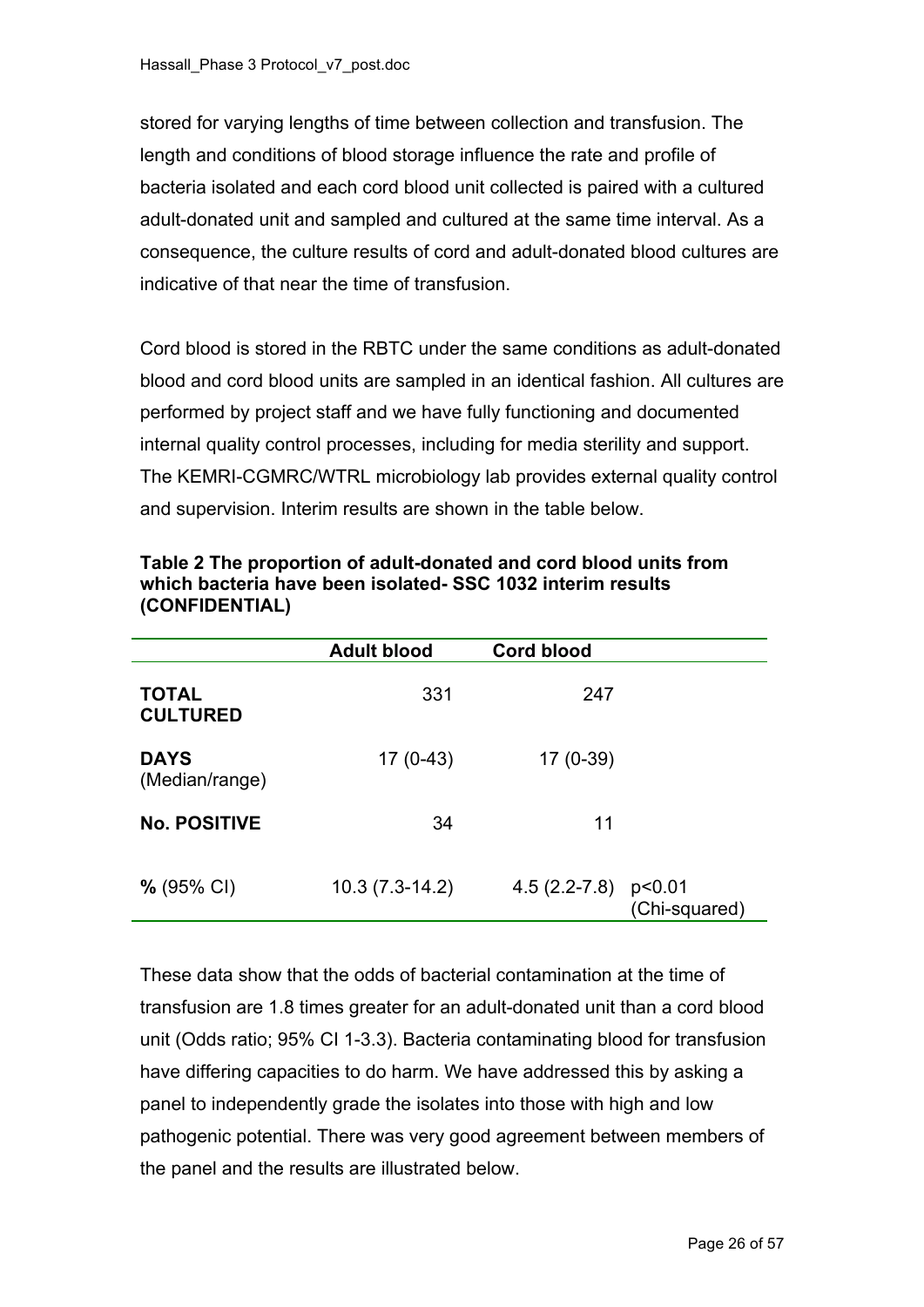stored for varying lengths of time between collection and transfusion. The length and conditions of blood storage influence the rate and profile of bacteria isolated and each cord blood unit collected is paired with a cultured adult-donated unit and sampled and cultured at the same time interval. As a consequence, the culture results of cord and adult-donated blood cultures are indicative of that near the time of transfusion.

Cord blood is stored in the RBTC under the same conditions as adult-donated blood and cord blood units are sampled in an identical fashion. All cultures are performed by project staff and we have fully functioning and documented internal quality control processes, including for media sterility and support. The KEMRI-CGMRC/WTRL microbiology lab provides external quality control and supervision. Interim results are shown in the table below.

**Table 2 The proportion of adult-donated and cord blood units from which bacteria have been isolated- SSC 1032 interim results (CONFIDENTIAL)**

| | Adult blood | Cord blood | |
|---|---|---|---|
| **TOTAL CULTURED** | 331 | 247 | |
| **DAYS** (Median/range) | 17 (0-43) | 17 (0-39) | |
| **No. POSITIVE** | 34 | 11 | |
| **%** (95% CI) | 10.3 (7.3-14.2) | 4.5 (2.2-7.8) | $p<0.01$ (Chi-squared) |

These data show that the odds of bacterial contamination at the time of transfusion are 1.8 times greater for an adult-donated unit than a cord blood unit (Odds ratio; 95% CI 1-3.3). Bacteria contaminating blood for transfusion have differing capacities to do harm. We have addressed this by asking a panel to independently grade the isolates into those with high and low pathogenic potential. There was very good agreement between members of the panel and the results are illustrated below.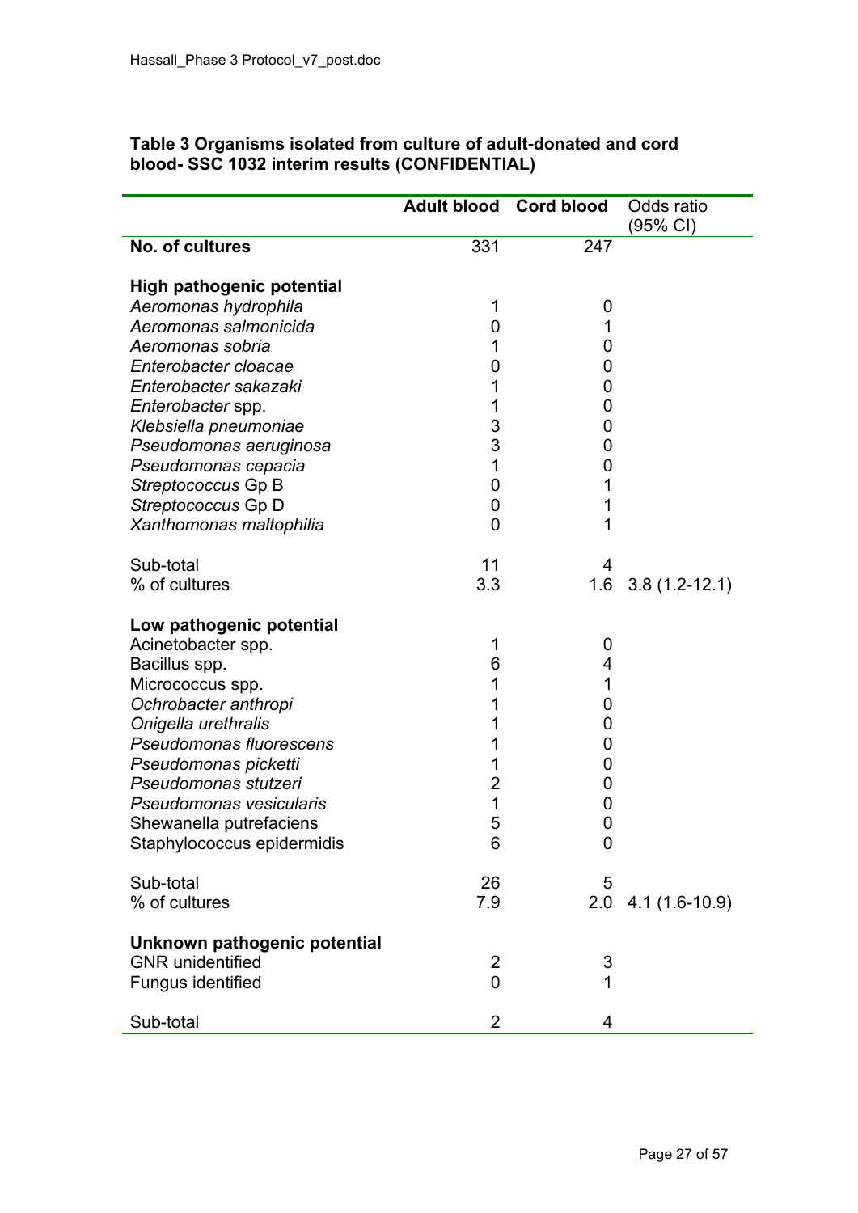**Table 3 Organisms isolated from culture of adult-donated and cord blood- SSC 1032 interim results (CONFIDENTIAL)**

| | **Adult blood** | **Cord blood** | Odds ratio (95% CI) |
|---|---|---|---|
| **No. of cultures** | 331 | 247 | |
| | | | |
| **High pathogenic potential** | | | |
| *Aeromonas hydrophila* | 1 | 0 | |
| *Aeromonas salmonicida* | 0 | 1 | |
| *Aeromonas sobria* | 1 | 0 | |
| *Enterobacter cloacae* | 0 | 0 | |
| *Enterobacter sakazaki* | 1 | 0 | |
| *Enterobacter* spp. | 1 | 0 | |
| *Klebsiella pneumoniae* | 3 | 0 | |
| *Pseudomonas aeruginosa* | 3 | 0 | |
| *Pseudomonas cepacia* | 1 | 0 | |
| *Streptococcus* Gp B | 0 | 1 | |
| *Streptococcus* Gp D | 0 | 1 | |
| *Xanthomonas maltophilia* | 0 | 1 | |
| | | | |
| Sub-total | 11 | 4 | |
| % of cultures | 3.3 | 1.6 | 3.8 (1.2-12.1) |
| | | | |
| **Low pathogenic potential** | | | |
| Acinetobacter spp. | 1 | 0 | |
| Bacillus spp. | 6 | 4 | |
| Micrococcus spp. | 1 | 1 | |
| *Ochrobacter anthropi* | 1 | 0 | |
| *Onigella urethralis* | 1 | 0 | |
| *Pseudomonas fluorescens* | 1 | 0 | |
| *Pseudomonas picketti* | 1 | 0 | |
| *Pseudomonas stutzeri* | 2 | 0 | |
| *Pseudomonas vesicularis* | 1 | 0 | |
| Shewanella putrefaciens | 5 | 0 | |
| Staphylococcus epidermidis | 6 | 0 | |
| | | | |
| Sub-total | 26 | 5 | |
| % of cultures | 7.9 | 2.0 | 4.1 (1.6-10.9) |
| | | | |
| **Unknown pathogenic potential** | | | |
| GNR unidentified | 2 | 3 | |
| Fungus identified | 0 | 1 | |
| | | | |
| Sub-total | 2 | 4 | |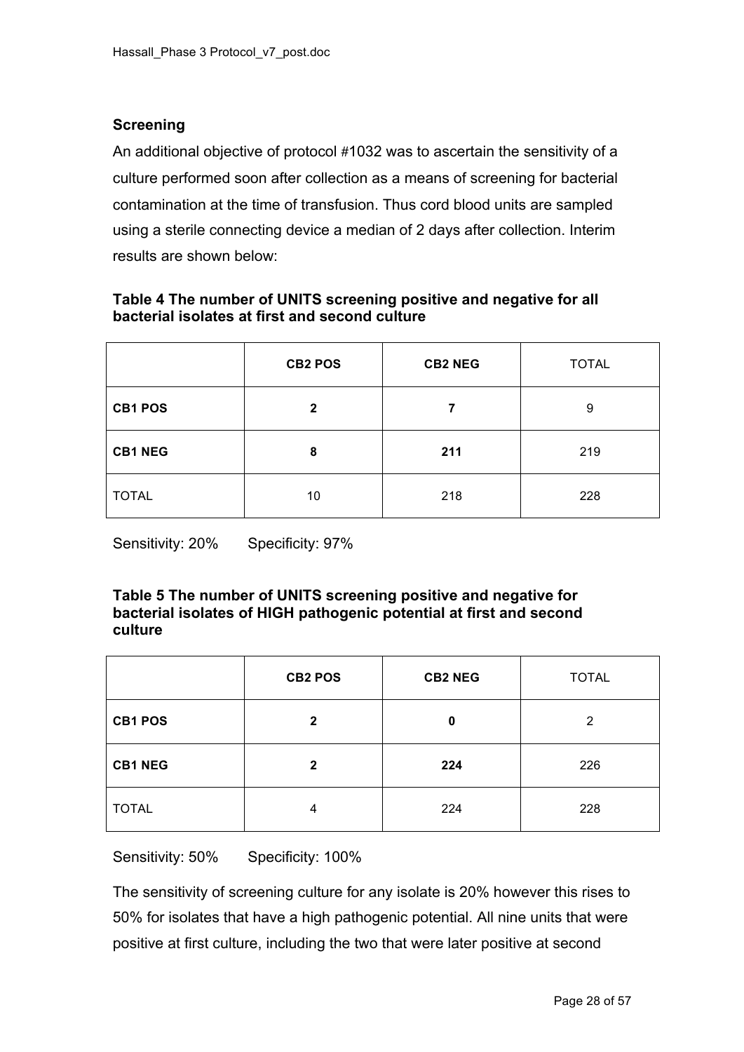**Screening**

An additional objective of protocol #1032 was to ascertain the sensitivity of a culture performed soon after collection as a means of screening for bacterial contamination at the time of transfusion. Thus cord blood units are sampled using a sterile connecting device a median of 2 days after collection. Interim results are shown below:

**Table 4 The number of UNITS screening positive and negative for all bacterial isolates at first and second culture**

| | **CB2 POS** | **CB2 NEG** | TOTAL |
|---|---|---|---|
| **CB1 POS** | **2** | **7** | 9 |
| **CB1 NEG** | **8** | **211** | 219 |
| TOTAL | 10 | 218 | 228 |

Sensitivity: 20%    Specificity: 97%

**Table 5 The number of UNITS screening positive and negative for bacterial isolates of HIGH pathogenic potential at first and second culture**

| | **CB2 POS** | **CB2 NEG** | TOTAL |
|---|---|---|---|
| **CB1 POS** | **2** | **0** | 2 |
| **CB1 NEG** | **2** | **224** | 226 |
| TOTAL | 4 | 224 | 228 |

Sensitivity: 50%    Specificity: 100%

The sensitivity of screening culture for any isolate is 20% however this rises to 50% for isolates that have a high pathogenic potential. All nine units that were positive at first culture, including the two that were later positive at second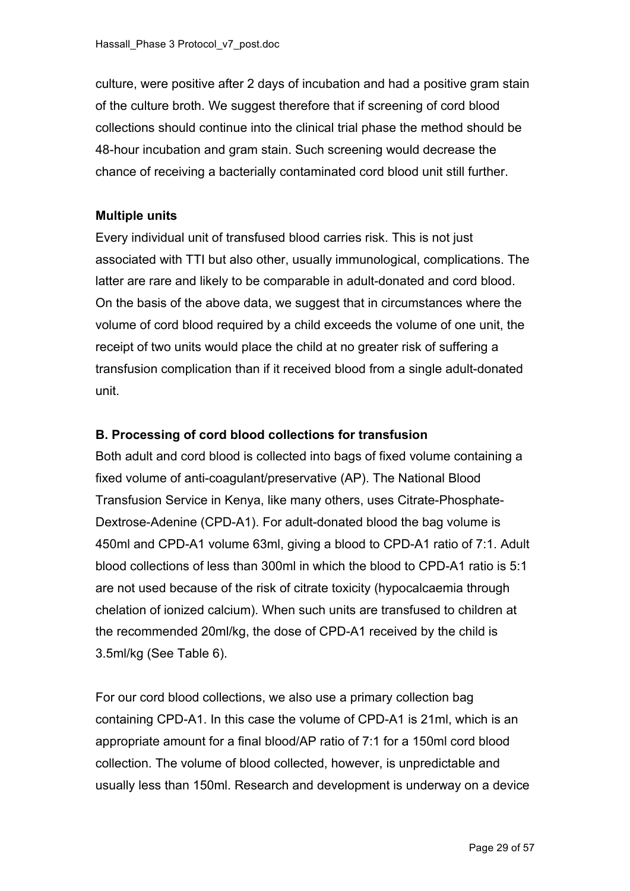culture, were positive after 2 days of incubation and had a positive gram stain of the culture broth. We suggest therefore that if screening of cord blood collections should continue into the clinical trial phase the method should be 48-hour incubation and gram stain. Such screening would decrease the chance of receiving a bacterially contaminated cord blood unit still further.

**Multiple units**

Every individual unit of transfused blood carries risk. This is not just associated with TTI but also other, usually immunological, complications. The latter are rare and likely to be comparable in adult-donated and cord blood. On the basis of the above data, we suggest that in circumstances where the volume of cord blood required by a child exceeds the volume of one unit, the receipt of two units would place the child at no greater risk of suffering a transfusion complication than if it received blood from a single adult-donated unit.

**B. Processing of cord blood collections for transfusion**

Both adult and cord blood is collected into bags of fixed volume containing a fixed volume of anti-coagulant/preservative (AP). The National Blood Transfusion Service in Kenya, like many others, uses Citrate-Phosphate-Dextrose-Adenine (CPD-A1). For adult-donated blood the bag volume is 450ml and CPD-A1 volume 63ml, giving a blood to CPD-A1 ratio of 7:1. Adult blood collections of less than 300ml in which the blood to CPD-A1 ratio is 5:1 are not used because of the risk of citrate toxicity (hypocalcaemia through chelation of ionized calcium). When such units are transfused to children at the recommended 20ml/kg, the dose of CPD-A1 received by the child is 3.5ml/kg (See Table 6).

For our cord blood collections, we also use a primary collection bag containing CPD-A1. In this case the volume of CPD-A1 is 21ml, which is an appropriate amount for a final blood/AP ratio of 7:1 for a 150ml cord blood collection. The volume of blood collected, however, is unpredictable and usually less than 150ml. Research and development is underway on a device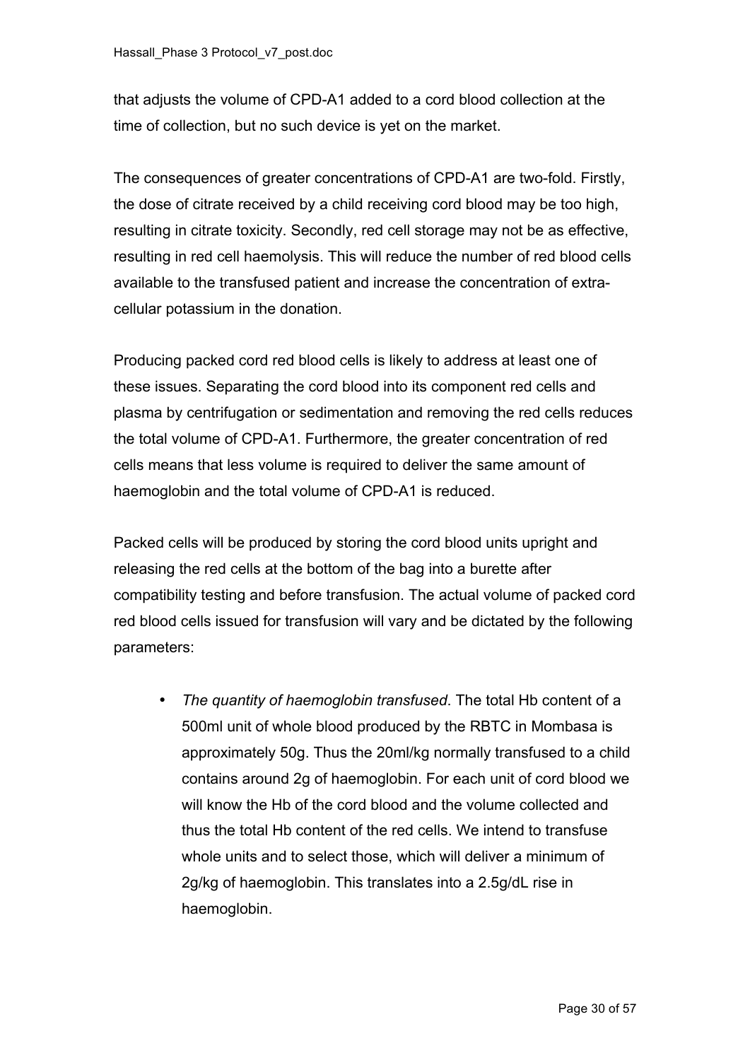that adjusts the volume of CPD-A1 added to a cord blood collection at the time of collection, but no such device is yet on the market.

The consequences of greater concentrations of CPD-A1 are two-fold. Firstly, the dose of citrate received by a child receiving cord blood may be too high, resulting in citrate toxicity. Secondly, red cell storage may not be as effective, resulting in red cell haemolysis. This will reduce the number of red blood cells available to the transfused patient and increase the concentration of extra-cellular potassium in the donation.

Producing packed cord red blood cells is likely to address at least one of these issues. Separating the cord blood into its component red cells and plasma by centrifugation or sedimentation and removing the red cells reduces the total volume of CPD-A1. Furthermore, the greater concentration of red cells means that less volume is required to deliver the same amount of haemoglobin and the total volume of CPD-A1 is reduced.

Packed cells will be produced by storing the cord blood units upright and releasing the red cells at the bottom of the bag into a burette after compatibility testing and before transfusion. The actual volume of packed cord red blood cells issued for transfusion will vary and be dictated by the following parameters:

- *The quantity of haemoglobin transfused*. The total Hb content of a 500ml unit of whole blood produced by the RBTC in Mombasa is approximately 50g. Thus the 20ml/kg normally transfused to a child contains around 2g of haemoglobin. For each unit of cord blood we will know the Hb of the cord blood and the volume collected and thus the total Hb content of the red cells. We intend to transfuse whole units and to select those, which will deliver a minimum of 2g/kg of haemoglobin. This translates into a 2.5g/dL rise in haemoglobin.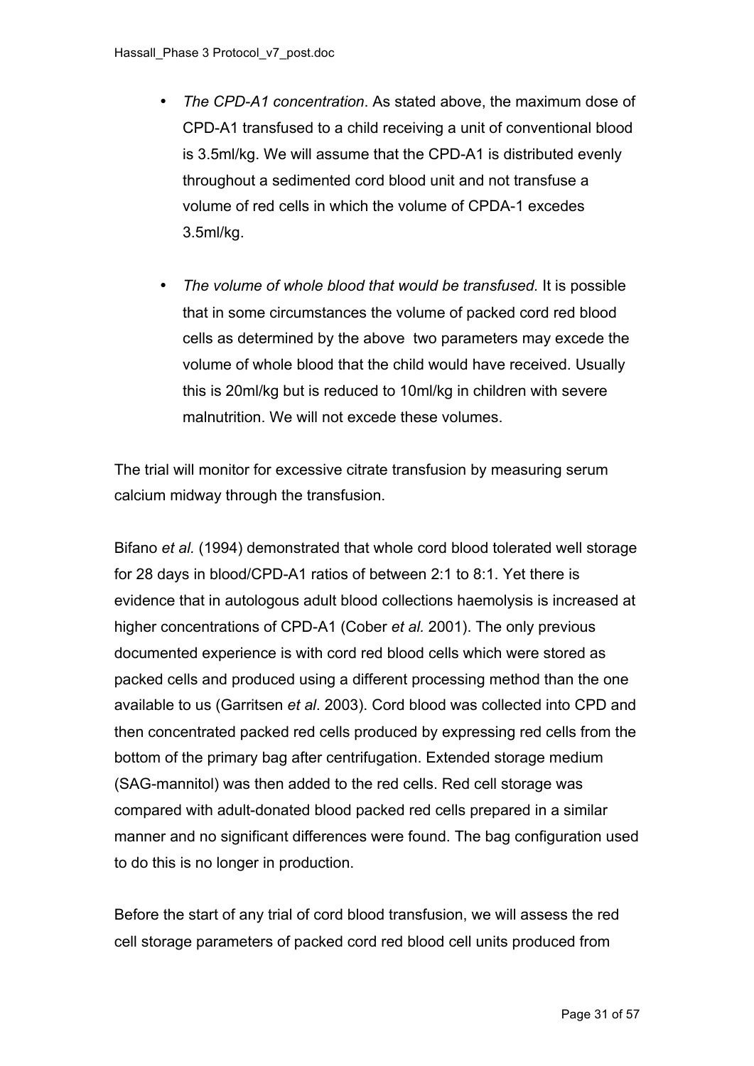- *The CPD-A1 concentration*. As stated above, the maximum dose of CPD-A1 transfused to a child receiving a unit of conventional blood is 3.5ml/kg. We will assume that the CPD-A1 is distributed evenly throughout a sedimented cord blood unit and not transfuse a volume of red cells in which the volume of CPDA-1 excedes 3.5ml/kg.

- *The volume of whole blood that would be transfused.* It is possible that in some circumstances the volume of packed cord red blood cells as determined by the above two parameters may excede the volume of whole blood that the child would have received. Usually this is 20ml/kg but is reduced to 10ml/kg in children with severe malnutrition. We will not excede these volumes.

The trial will monitor for excessive citrate transfusion by measuring serum calcium midway through the transfusion.

Bifano *et al.* (1994) demonstrated that whole cord blood tolerated well storage for 28 days in blood/CPD-A1 ratios of between 2:1 to 8:1. Yet there is evidence that in autologous adult blood collections haemolysis is increased at higher concentrations of CPD-A1 (Cober *et al.* 2001). The only previous documented experience is with cord red blood cells which were stored as packed cells and produced using a different processing method than the one available to us (Garritsen *et al*. 2003). Cord blood was collected into CPD and then concentrated packed red cells produced by expressing red cells from the bottom of the primary bag after centrifugation. Extended storage medium (SAG-mannitol) was then added to the red cells. Red cell storage was compared with adult-donated blood packed red cells prepared in a similar manner and no significant differences were found. The bag configuration used to do this is no longer in production.

Before the start of any trial of cord blood transfusion, we will assess the red cell storage parameters of packed cord red blood cell units produced from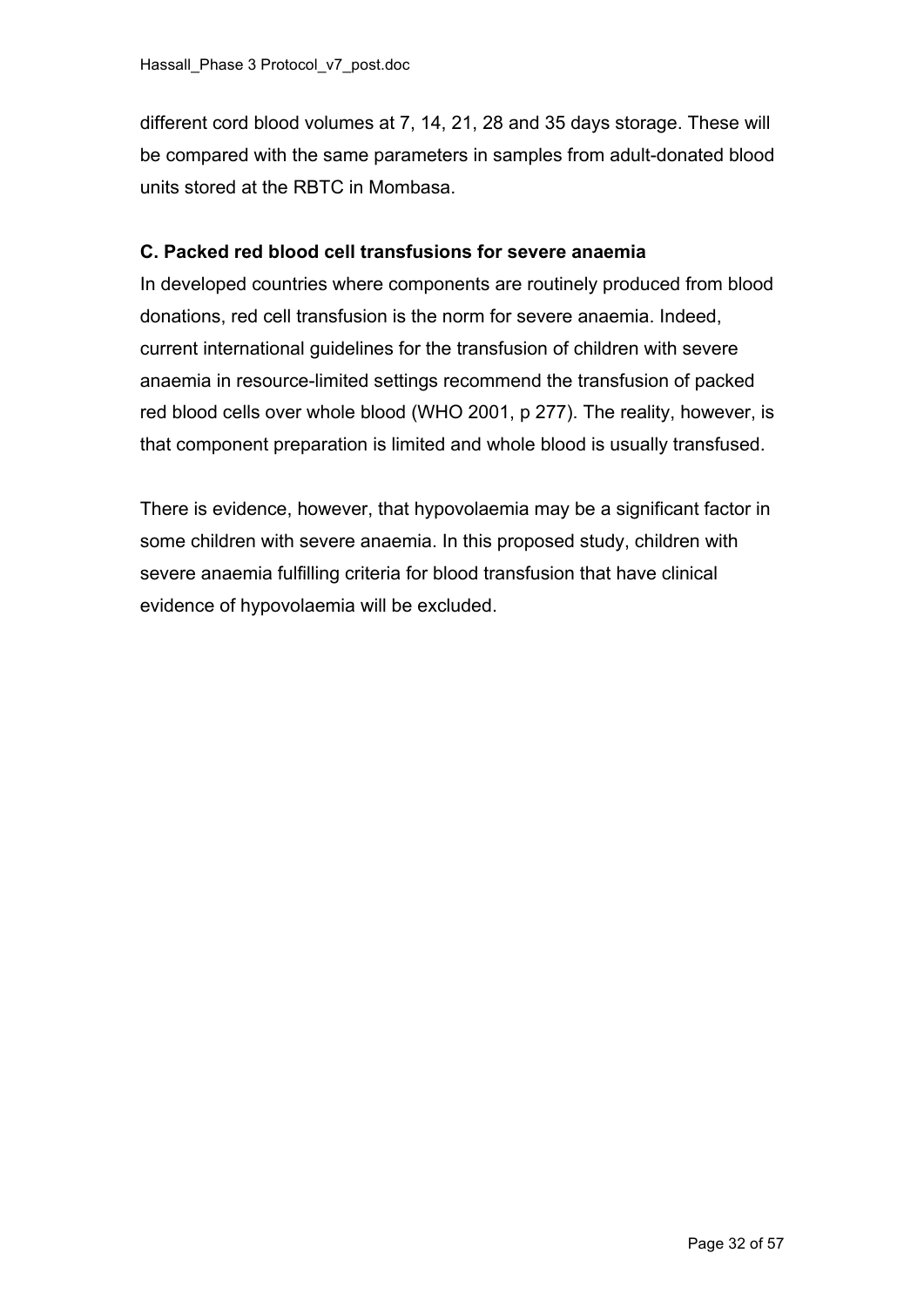different cord blood volumes at 7, 14, 21, 28 and 35 days storage. These will be compared with the same parameters in samples from adult-donated blood units stored at the RBTC in Mombasa.

### C. Packed red blood cell transfusions for severe anaemia

In developed countries where components are routinely produced from blood donations, red cell transfusion is the norm for severe anaemia. Indeed, current international guidelines for the transfusion of children with severe anaemia in resource-limited settings recommend the transfusion of packed red blood cells over whole blood (WHO 2001, p 277). The reality, however, is that component preparation is limited and whole blood is usually transfused.

There is evidence, however, that hypovolaemia may be a significant factor in some children with severe anaemia. In this proposed study, children with severe anaemia fulfilling criteria for blood transfusion that have clinical evidence of hypovolaemia will be excluded.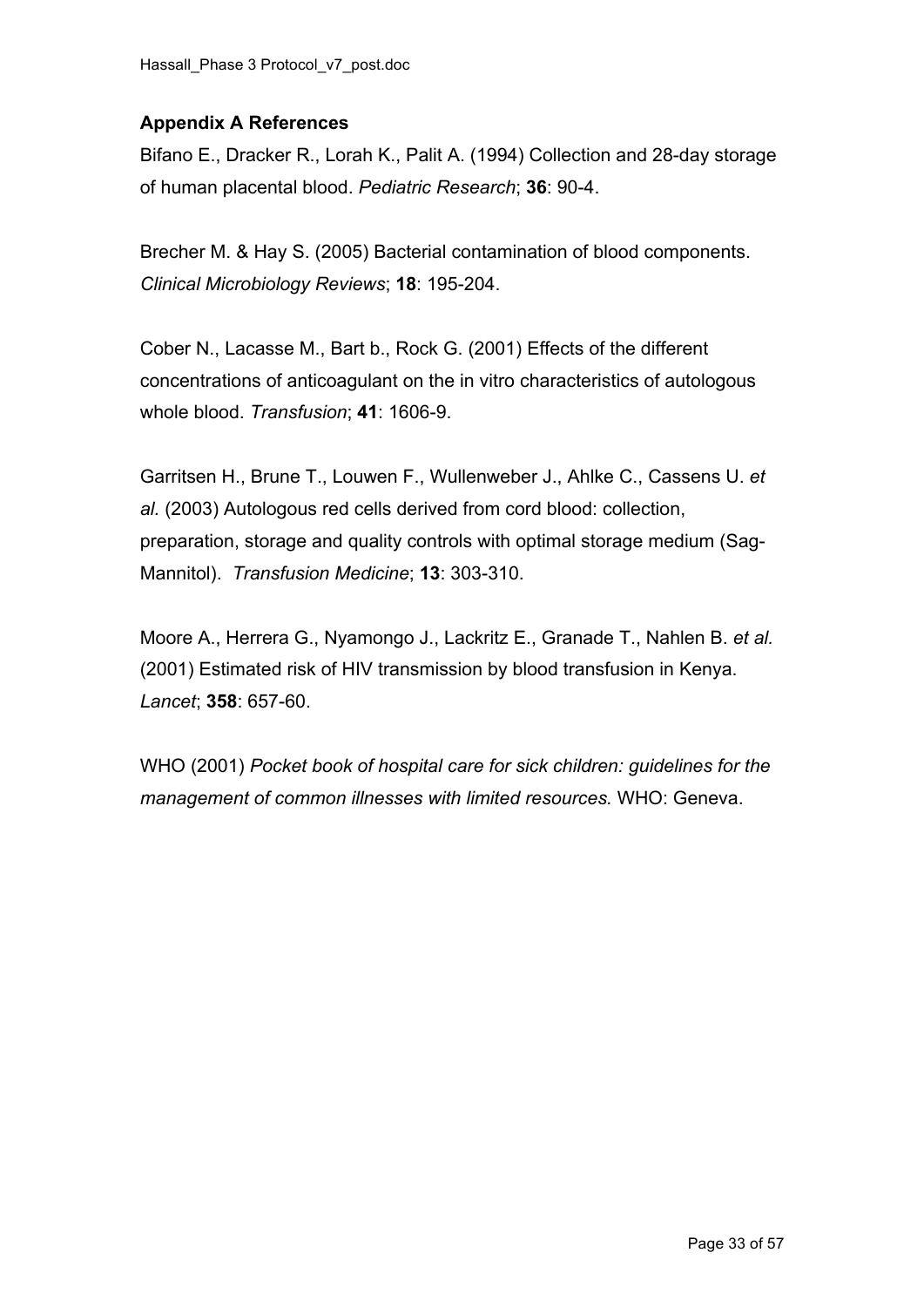### Appendix A References

Bifano E., Dracker R., Lorah K., Palit A. (1994) Collection and 28-day storage of human placental blood. *Pediatric Research*; **36**: 90-4.

Brecher M. & Hay S. (2005) Bacterial contamination of blood components. *Clinical Microbiology Reviews*; **18**: 195-204.

Cober N., Lacasse M., Bart b., Rock G. (2001) Effects of the different concentrations of anticoagulant on the in vitro characteristics of autologous whole blood. *Transfusion*; **41**: 1606-9.

Garritsen H., Brune T., Louwen F., Wullenweber J., Ahlke C., Cassens U. *et al.* (2003) Autologous red cells derived from cord blood: collection, preparation, storage and quality controls with optimal storage medium (Sag-Mannitol). *Transfusion Medicine*; **13**: 303-310.

Moore A., Herrera G., Nyamongo J., Lackritz E., Granade T., Nahlen B. *et al.* (2001) Estimated risk of HIV transmission by blood transfusion in Kenya. *Lancet*; **358**: 657-60.

WHO (2001) *Pocket book of hospital care for sick children: guidelines for the management of common illnesses with limited resources.* WHO: Geneva.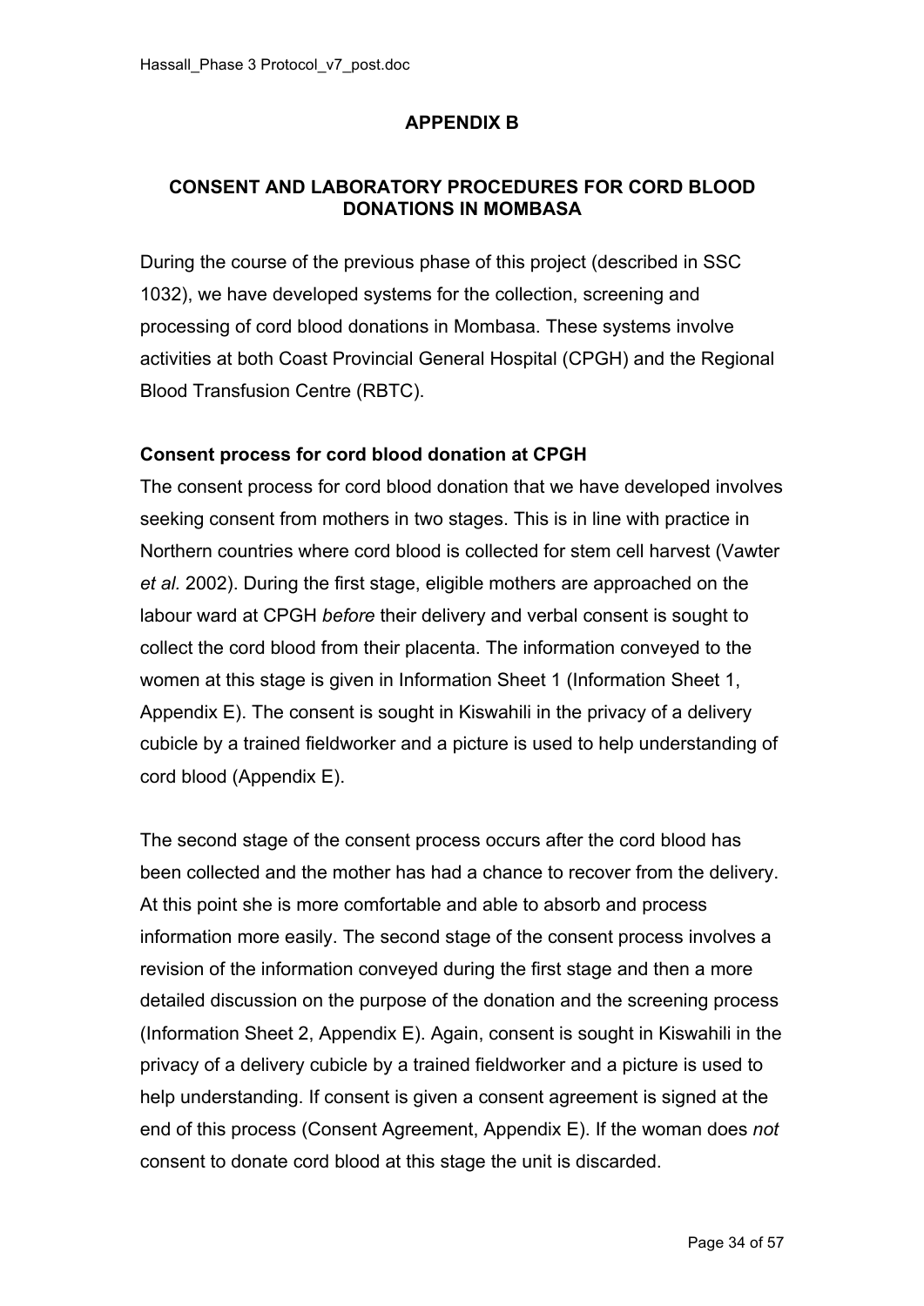## APPENDIX B

### CONSENT AND LABORATORY PROCEDURES FOR CORD BLOOD DONATIONS IN MOMBASA

During the course of the previous phase of this project (described in SSC 1032), we have developed systems for the collection, screening and processing of cord blood donations in Mombasa. These systems involve activities at both Coast Provincial General Hospital (CPGH) and the Regional Blood Transfusion Centre (RBTC).

**Consent process for cord blood donation at CPGH**

The consent process for cord blood donation that we have developed involves seeking consent from mothers in two stages. This is in line with practice in Northern countries where cord blood is collected for stem cell harvest (Vawter *et al.* 2002). During the first stage, eligible mothers are approached on the labour ward at CPGH *before* their delivery and verbal consent is sought to collect the cord blood from their placenta. The information conveyed to the women at this stage is given in Information Sheet 1 (Information Sheet 1, Appendix E). The consent is sought in Kiswahili in the privacy of a delivery cubicle by a trained fieldworker and a picture is used to help understanding of cord blood (Appendix E).

The second stage of the consent process occurs after the cord blood has been collected and the mother has had a chance to recover from the delivery. At this point she is more comfortable and able to absorb and process information more easily. The second stage of the consent process involves a revision of the information conveyed during the first stage and then a more detailed discussion on the purpose of the donation and the screening process (Information Sheet 2, Appendix E). Again, consent is sought in Kiswahili in the privacy of a delivery cubicle by a trained fieldworker and a picture is used to help understanding. If consent is given a consent agreement is signed at the end of this process (Consent Agreement, Appendix E). If the woman does *not* consent to donate cord blood at this stage the unit is discarded.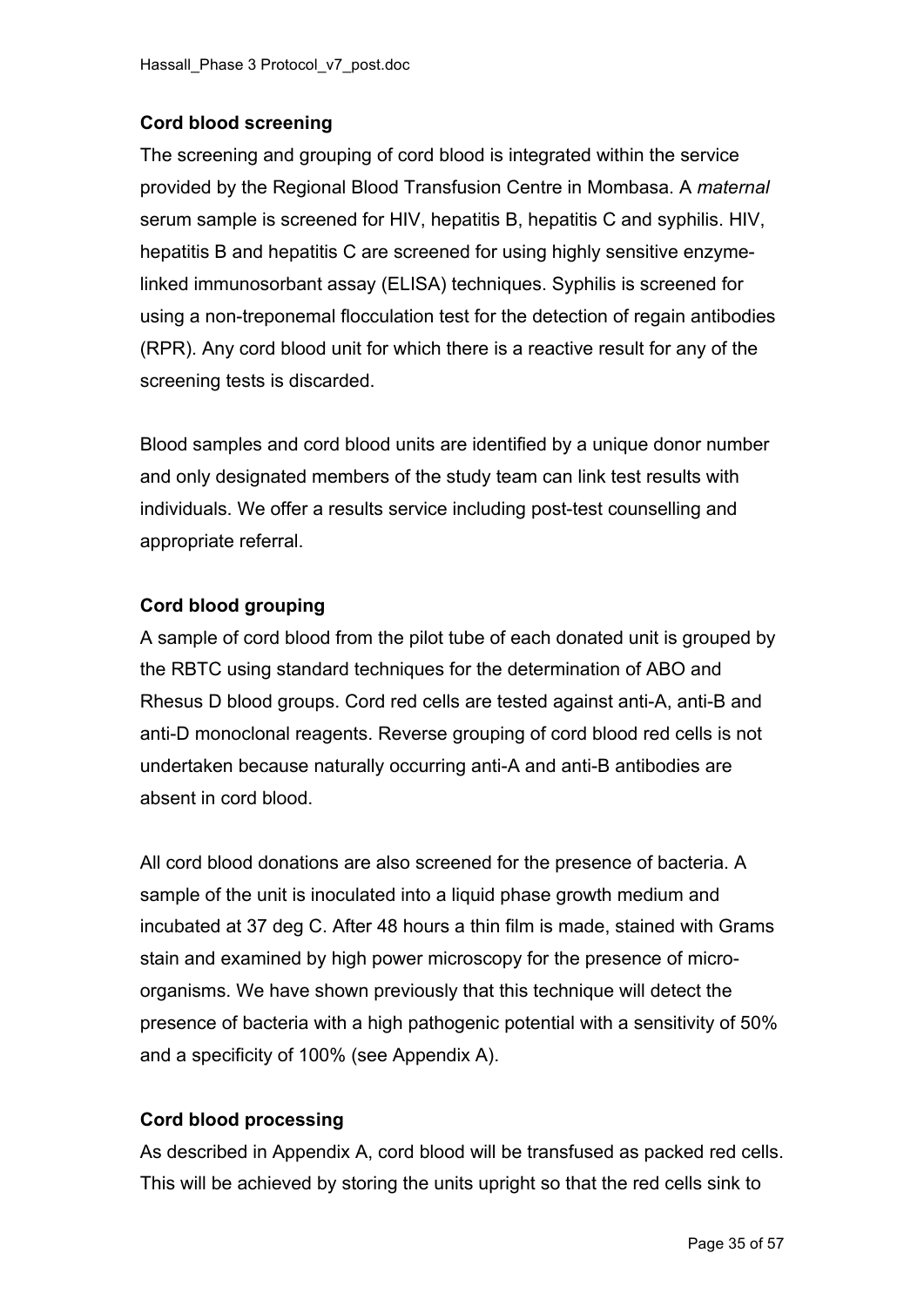**Cord blood screening**

The screening and grouping of cord blood is integrated within the service provided by the Regional Blood Transfusion Centre in Mombasa. A *maternal* serum sample is screened for HIV, hepatitis B, hepatitis C and syphilis. HIV, hepatitis B and hepatitis C are screened for using highly sensitive enzyme-linked immunosorbant assay (ELISA) techniques. Syphilis is screened for using a non-treponemal flocculation test for the detection of regain antibodies (RPR). Any cord blood unit for which there is a reactive result for any of the screening tests is discarded.

Blood samples and cord blood units are identified by a unique donor number and only designated members of the study team can link test results with individuals. We offer a results service including post-test counselling and appropriate referral.

**Cord blood grouping**

A sample of cord blood from the pilot tube of each donated unit is grouped by the RBTC using standard techniques for the determination of ABO and Rhesus D blood groups. Cord red cells are tested against anti-A, anti-B and anti-D monoclonal reagents. Reverse grouping of cord blood red cells is not undertaken because naturally occurring anti-A and anti-B antibodies are absent in cord blood.

All cord blood donations are also screened for the presence of bacteria. A sample of the unit is inoculated into a liquid phase growth medium and incubated at 37 deg C. After 48 hours a thin film is made, stained with Grams stain and examined by high power microscopy for the presence of micro-organisms. We have shown previously that this technique will detect the presence of bacteria with a high pathogenic potential with a sensitivity of 50% and a specificity of 100% (see Appendix A).

**Cord blood processing**

As described in Appendix A, cord blood will be transfused as packed red cells. This will be achieved by storing the units upright so that the red cells sink to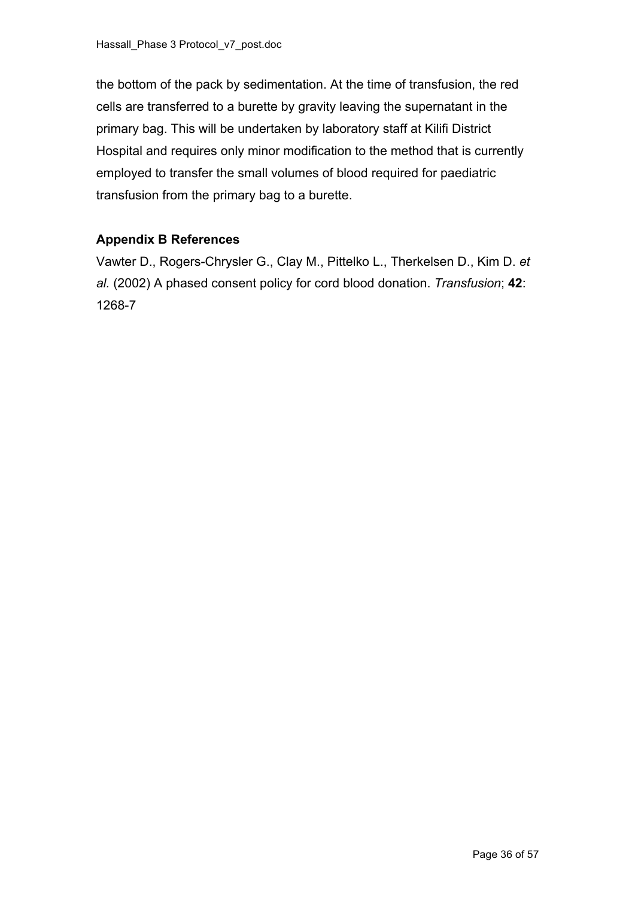the bottom of the pack by sedimentation. At the time of transfusion, the red cells are transferred to a burette by gravity leaving the supernatant in the primary bag. This will be undertaken by laboratory staff at Kilifi District Hospital and requires only minor modification to the method that is currently employed to transfer the small volumes of blood required for paediatric transfusion from the primary bag to a burette.

### Appendix B References

Vawter D., Rogers-Chrysler G., Clay M., Pittelko L., Therkelsen D., Kim D. *et al.* (2002) A phased consent policy for cord blood donation. *Transfusion*; **42**: 1268-7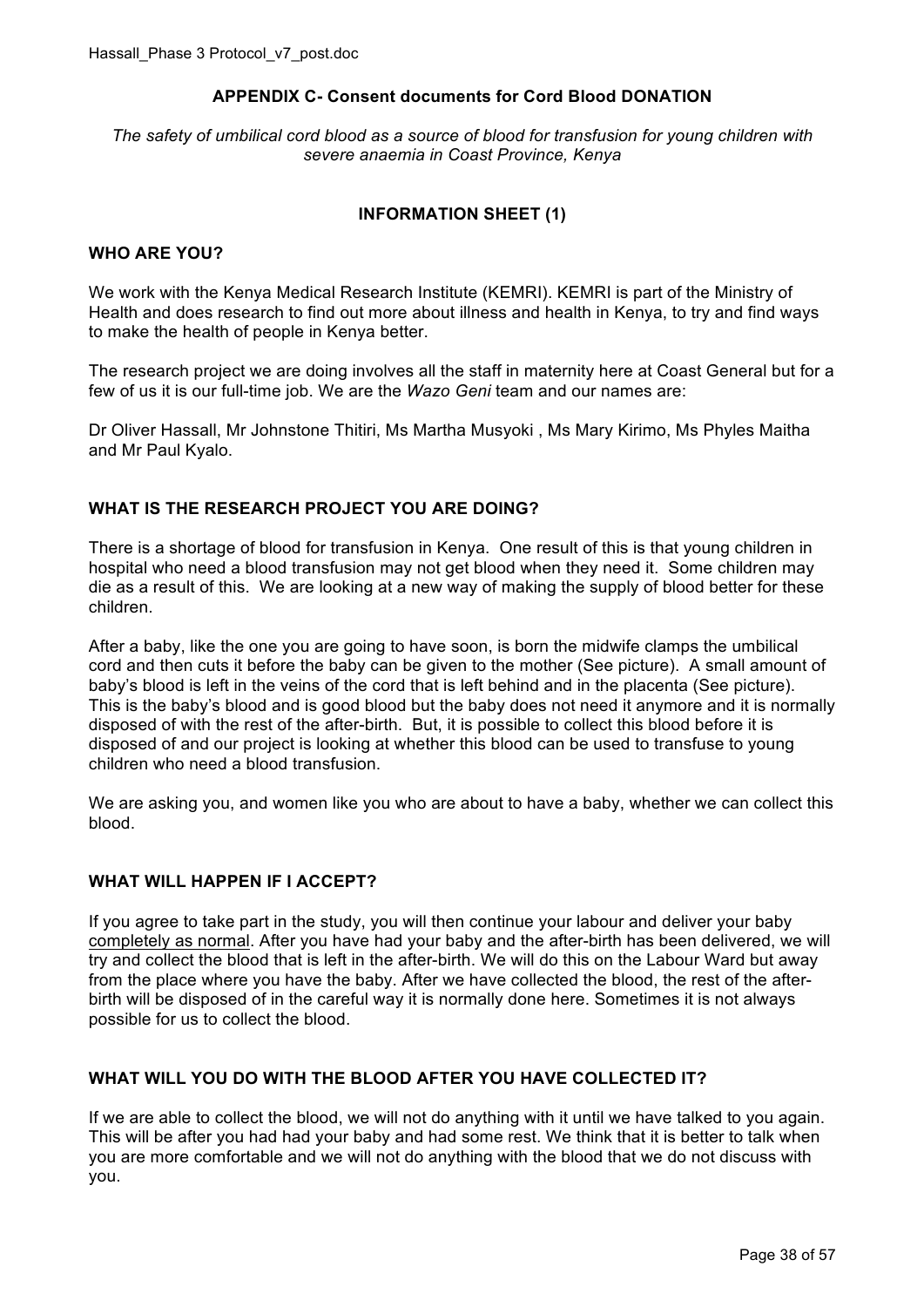## APPENDIX C- Consent documents for Cord Blood DONATION

*The safety of umbilical cord blood as a source of blood for transfusion for young children with severe anaemia in Coast Province, Kenya*

### INFORMATION SHEET (1)

#### WHO ARE YOU?

We work with the Kenya Medical Research Institute (KEMRI). KEMRI is part of the Ministry of Health and does research to find out more about illness and health in Kenya, to try and find ways to make the health of people in Kenya better.

The research project we are doing involves all the staff in maternity here at Coast General but for a few of us it is our full-time job. We are the *Wazo Geni* team and our names are:

Dr Oliver Hassall, Mr Johnstone Thitiri, Ms Martha Musyoki , Ms Mary Kirimo, Ms Phyles Maitha and Mr Paul Kyalo.

#### WHAT IS THE RESEARCH PROJECT YOU ARE DOING?

There is a shortage of blood for transfusion in Kenya. One result of this is that young children in hospital who need a blood transfusion may not get blood when they need it. Some children may die as a result of this. We are looking at a new way of making the supply of blood better for these children.

After a baby, like the one you are going to have soon, is born the midwife clamps the umbilical cord and then cuts it before the baby can be given to the mother (See picture). A small amount of baby's blood is left in the veins of the cord that is left behind and in the placenta (See picture). This is the baby's blood and is good blood but the baby does not need it anymore and it is normally disposed of with the rest of the after-birth. But, it is possible to collect this blood before it is disposed of and our project is looking at whether this blood can be used to transfuse to young children who need a blood transfusion.

We are asking you, and women like you who are about to have a baby, whether we can collect this blood.

#### WHAT WILL HAPPEN IF I ACCEPT?

If you agree to take part in the study, you will then continue your labour and deliver your baby completely as normal. After you have had your baby and the after-birth has been delivered, we will try and collect the blood that is left in the after-birth. We will do this on the Labour Ward but away from the place where you have the baby. After we have collected the blood, the rest of the after-birth will be disposed of in the careful way it is normally done here. Sometimes it is not always possible for us to collect the blood.

#### WHAT WILL YOU DO WITH THE BLOOD AFTER YOU HAVE COLLECTED IT?

If we are able to collect the blood, we will not do anything with it until we have talked to you again. This will be after you had had your baby and had some rest. We think that it is better to talk when you are more comfortable and we will not do anything with the blood that we do not discuss with you.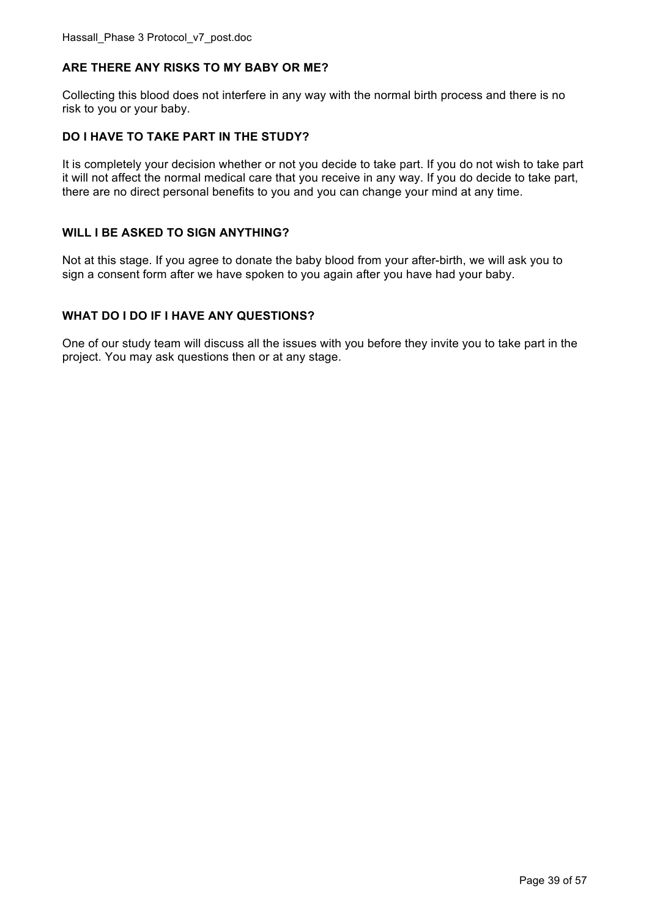**ARE THERE ANY RISKS TO MY BABY OR ME?**

Collecting this blood does not interfere in any way with the normal birth process and there is no risk to you or your baby.

**DO I HAVE TO TAKE PART IN THE STUDY?**

It is completely your decision whether or not you decide to take part. If you do not wish to take part it will not affect the normal medical care that you receive in any way. If you do decide to take part, there are no direct personal benefits to you and you can change your mind at any time.

**WILL I BE ASKED TO SIGN ANYTHING?**

Not at this stage. If you agree to donate the baby blood from your after-birth, we will ask you to sign a consent form after we have spoken to you again after you have had your baby.

**WHAT DO I DO IF I HAVE ANY QUESTIONS?**

One of our study team will discuss all the issues with you before they invite you to take part in the project. You may ask questions then or at any stage.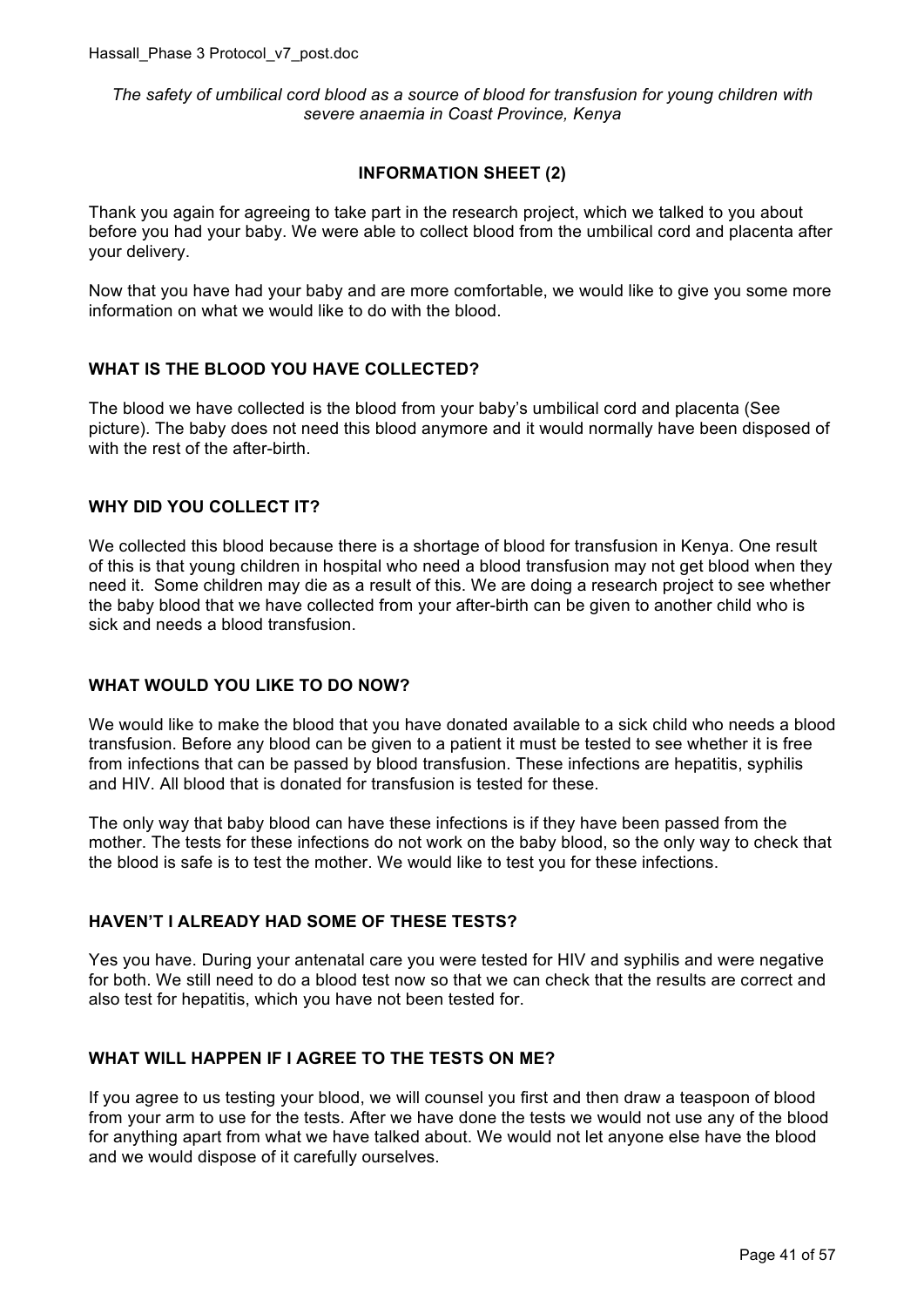*The safety of umbilical cord blood as a source of blood for transfusion for young children with severe anaemia in Coast Province, Kenya*

## INFORMATION SHEET (2)

Thank you again for agreeing to take part in the research project, which we talked to you about before you had your baby. We were able to collect blood from the umbilical cord and placenta after your delivery.

Now that you have had your baby and are more comfortable, we would like to give you some more information on what we would like to do with the blood.

### WHAT IS THE BLOOD YOU HAVE COLLECTED?

The blood we have collected is the blood from your baby's umbilical cord and placenta (See picture). The baby does not need this blood anymore and it would normally have been disposed of with the rest of the after-birth.

### WHY DID YOU COLLECT IT?

We collected this blood because there is a shortage of blood for transfusion in Kenya. One result of this is that young children in hospital who need a blood transfusion may not get blood when they need it. Some children may die as a result of this. We are doing a research project to see whether the baby blood that we have collected from your after-birth can be given to another child who is sick and needs a blood transfusion.

### WHAT WOULD YOU LIKE TO DO NOW?

We would like to make the blood that you have donated available to a sick child who needs a blood transfusion. Before any blood can be given to a patient it must be tested to see whether it is free from infections that can be passed by blood transfusion. These infections are hepatitis, syphilis and HIV. All blood that is donated for transfusion is tested for these.

The only way that baby blood can have these infections is if they have been passed from the mother. The tests for these infections do not work on the baby blood, so the only way to check that the blood is safe is to test the mother. We would like to test you for these infections.

### HAVEN'T I ALREADY HAD SOME OF THESE TESTS?

Yes you have. During your antenatal care you were tested for HIV and syphilis and were negative for both. We still need to do a blood test now so that we can check that the results are correct and also test for hepatitis, which you have not been tested for.

### WHAT WILL HAPPEN IF I AGREE TO THE TESTS ON ME?

If you agree to us testing your blood, we will counsel you first and then draw a teaspoon of blood from your arm to use for the tests. After we have done the tests we would not use any of the blood for anything apart from what we have talked about. We would not let anyone else have the blood and we would dispose of it carefully ourselves.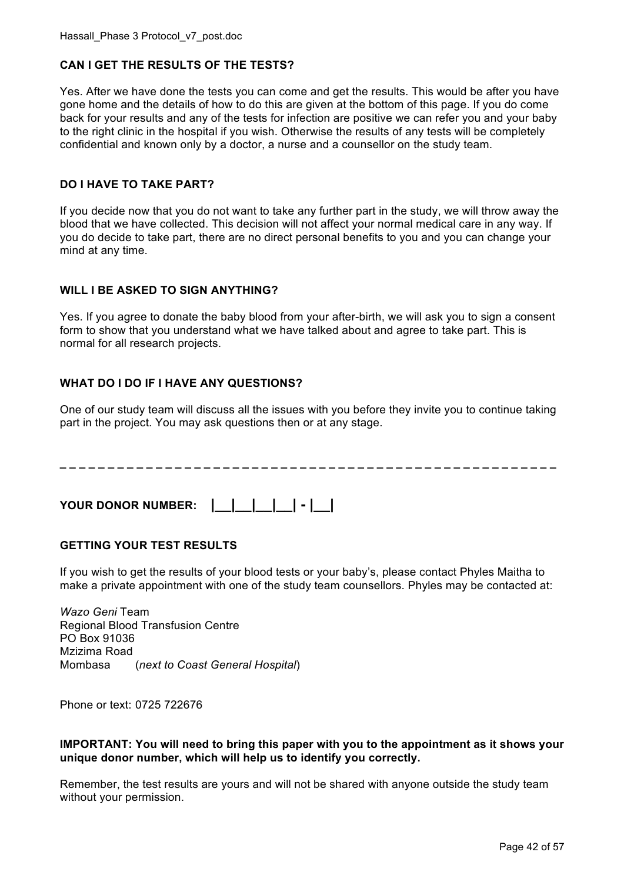### CAN I GET THE RESULTS OF THE TESTS?

Yes. After we have done the tests you can come and get the results. This would be after you have gone home and the details of how to do this are given at the bottom of this page. If you do come back for your results and any of the tests for infection are positive we can refer you and your baby to the right clinic in the hospital if you wish. Otherwise the results of any tests will be completely confidential and known only by a doctor, a nurse and a counsellor on the study team.

### DO I HAVE TO TAKE PART?

If you decide now that you do not want to take any further part in the study, we will throw away the blood that we have collected. This decision will not affect your normal medical care in any way. If you do decide to take part, there are no direct personal benefits to you and you can change your mind at any time.

### WILL I BE ASKED TO SIGN ANYTHING?

Yes. If you agree to donate the baby blood from your after-birth, we will ask you to sign a consent form to show that you understand what we have talked about and agree to take part. This is normal for all research projects.

### WHAT DO I DO IF I HAVE ANY QUESTIONS?

One of our study team will discuss all the issues with you before they invite you to continue taking part in the project. You may ask questions then or at any stage.

---

**YOUR DONOR NUMBER: |__|__|__|__|__| - |__|**

### GETTING YOUR TEST RESULTS

If you wish to get the results of your blood tests or your baby's, please contact Phyles Maitha to make a private appointment with one of the study team counsellors. Phyles may be contacted at:

*Wazo Geni* Team
Regional Blood Transfusion Centre
PO Box 91036
Mzizima Road
Mombasa (*next to Coast General Hospital*)

Phone or text: 0725 722676

**IMPORTANT: You will need to bring this paper with you to the appointment as it shows your unique donor number, which will help us to identify you correctly.**

Remember, the test results are yours and will not be shared with anyone outside the study team without your permission.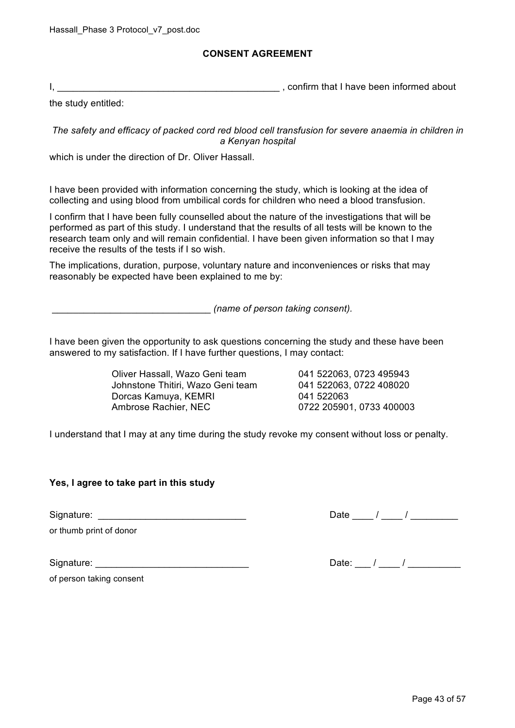## CONSENT AGREEMENT

I, ____________________________________________ , confirm that I have been informed about the study entitled:

*The safety and efficacy of packed cord red blood cell transfusion for severe anaemia in children in a Kenyan hospital*

which is under the direction of Dr. Oliver Hassall.

I have been provided with information concerning the study, which is looking at the idea of collecting and using blood from umbilical cords for children who need a blood transfusion.

I confirm that I have been fully counselled about the nature of the investigations that will be performed as part of this study. I understand that the results of all tests will be known to the research team only and will remain confidential. I have been given information so that I may receive the results of the tests if I so wish.

The implications, duration, purpose, voluntary nature and inconveniences or risks that may reasonably be expected have been explained to me by:

______________________________ *(name of person taking consent).*

I have been given the opportunity to ask questions concerning the study and these have been answered to my satisfaction. If I have further questions, I may contact:

| | |
|---|---|
| Oliver Hassall, Wazo Geni team | 041 522063, 0723 495943 |
| Johnstone Thitiri, Wazo Geni team | 041 522063, 0722 408020 |
| Dorcas Kamuya, KEMRI | 041 522063 |
| Ambrose Rachier, NEC | 0722 205901, 0733 400003 |

I understand that I may at any time during the study revoke my consent without loss or penalty.

**Yes, I agree to take part in this study**

Signature: ____________________________ Date ____ / ____ / _________

or thumb print of donor

Signature: _____________________________ Date: ___ / ____ / __________

of person taking consent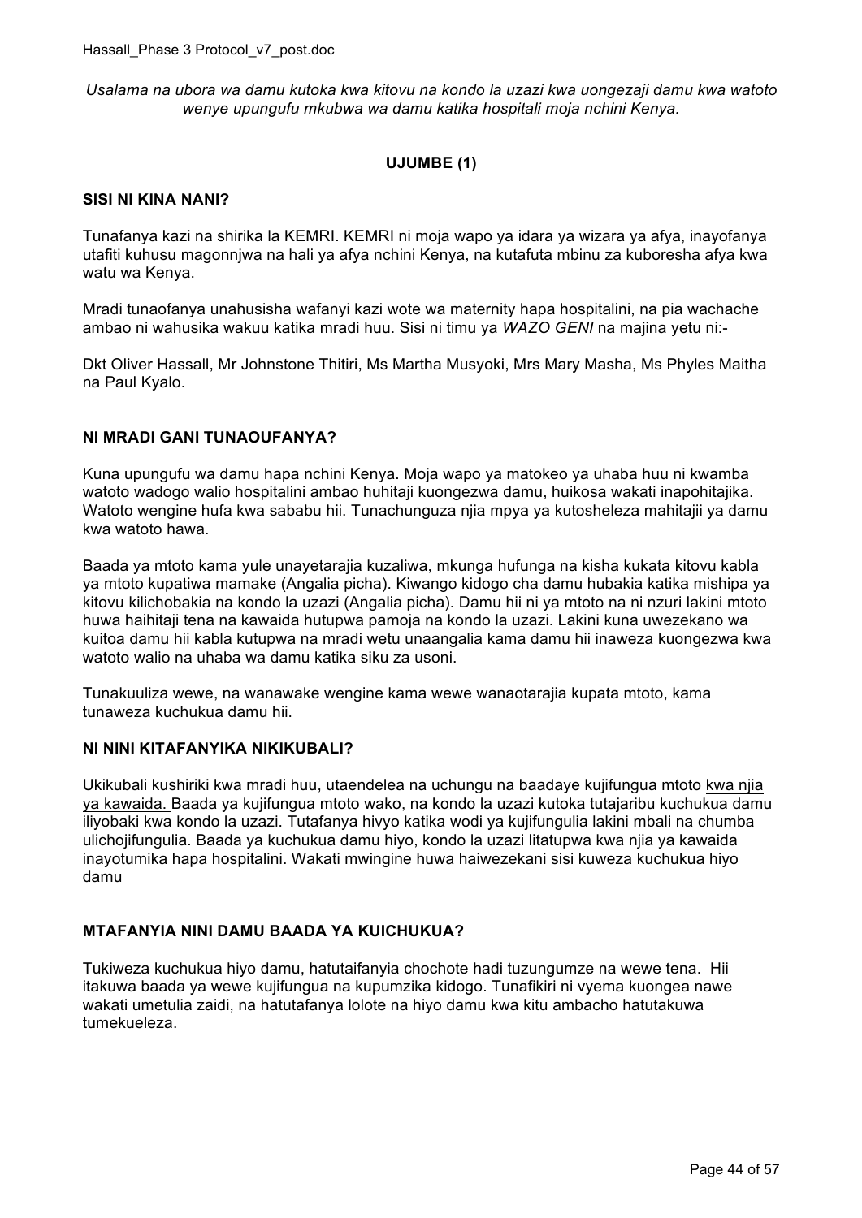*Usalama na ubora wa damu kutoka kwa kitovu na kondo la uzazi kwa uongezaji damu kwa watoto wenye upungufu mkubwa wa damu katika hospitali moja nchini Kenya.*

## UJUMBE (1)

### SISI NI KINA NANI?

Tunafanya kazi na shirika la KEMRI. KEMRI ni moja wapo ya idara ya wizara ya afya, inayofanya utafiti kuhusu magonnjwa na hali ya afya nchini Kenya, na kutafuta mbinu za kuboresha afya kwa watu wa Kenya.

Mradi tunaofanya unahusisha wafanyi kazi wote wa maternity hapa hospitalini, na pia wachache ambao ni wahusika wakuu katika mradi huu. Sisi ni timu ya *WAZO GENI* na majina yetu ni:-

Dkt Oliver Hassall, Mr Johnstone Thitiri, Ms Martha Musyoki, Mrs Mary Masha, Ms Phyles Maitha na Paul Kyalo.

### NI MRADI GANI TUNAOUFANYA?

Kuna upungufu wa damu hapa nchini Kenya. Moja wapo ya matokeo ya uhaba huu ni kwamba watoto wadogo walio hospitalini ambao huhitaji kuongezwa damu, huikosa wakati inapohitajika. Watoto wengine hufa kwa sababu hii. Tunachunguza njia mpya ya kutosheleza mahitaji ya damu kwa watoto hawa.

Baada ya mtoto kama yule unayetarajia kuzaliwa, mkunga hufunga na kisha kukata kitovu kabla ya mtoto kupatiwa mamake (Angalia picha). Kiwango kidogo cha damu hubakia katika mishipa ya kitovu kilichobakia na kondo la uzazi (Angalia picha). Damu hii ni ya mtoto na ni nzuri lakini mtoto huwa haihitaji tena na kawaida hutupwa pamoja na kondo la uzazi. Lakini kuna uwezekano wa kuitoa damu hii kabla kutupwa na mradi wetu unaangalia kama damu hii inaweza kuongezwa kwa watoto walio na uhaba wa damu katika siku za usoni.

Tunakuuliza wewe, na wanawake wengine kama wewe wanaotarajia kupata mtoto, kama tunaweza kuchukua damu hii.

### NI NINI KITAFANYIKA NIKIKUBALI?

Ukikubali kushiriki kwa mradi huu, utaendelea na uchungu na baadaye kujifungua mtoto <u>kwa njia ya kawaida.</u> Baada ya kujifungua mtoto wako, na kondo la uzazi kutoka tutajaribu kuchukua damu iliyobaki kwa kondo la uzazi. Tutafanya hivyo katika wodi ya kujifungulia lakini mbali na chumba ulichojifungulia. Baada ya kuchukua damu hiyo, kondo la uzazi litatupwa kwa njia ya kawaida inayotumika hapa hospitalini. Wakati mwingine huwa haiwezekani sisi kuweza kuchukua hiyo damu

### MTAFANYIA NINI DAMU BAADA YA KUICHUKUA?

Tukiweza kuchukua hiyo damu, hatutaifanyia chochote hadi tuzungumze na wewe tena. Hii itakuwa baada ya wewe kujifungua na kupumzika kidogo. Tunafikiri ni vyema kuongea nawe wakati umetulia zaidi, na hatutafanya lolote na hiyo damu kwa kitu ambacho hatutakuwa tumekueleza.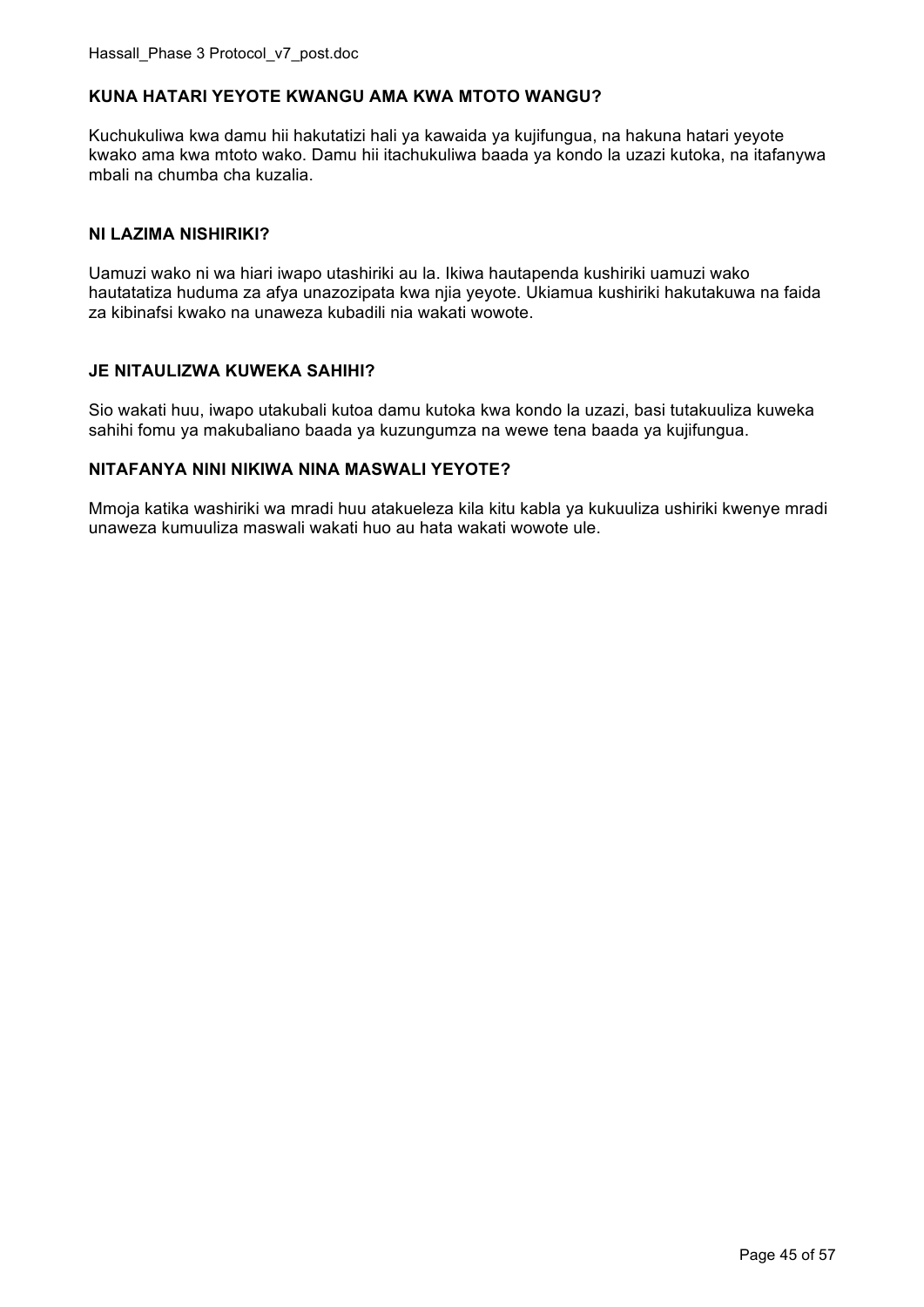**KUNA HATARI YEYOTE KWANGU AMA KWA MTOTO WANGU?**

Kuchukuliwa kwa damu hii hakutatizi hali ya kawaida ya kujifungua, na hakuna hatari yeyote kwako ama kwa mtoto wako. Damu hii itachukuliwa baada ya kondo la uzazi kutoka, na itafanywa mbali na chumba cha kuzalia.

**NI LAZIMA NISHIRIKI?**

Uamuzi wako ni wa hiari iwapo utashiriki au la. Ikiwa hautapenda kushiriki uamuzi wako hautatatiza huduma za afya unazozipata kwa njia yeyote. Ukiamua kushiriki hakutakuwa na faida za kibinafsi kwako na unaweza kubadili nia wakati wowote.

**JE NITAULIZWA KUWEKA SAHIHI?**

Sio wakati huu, iwapo utakubali kutoa damu kutoka kwa kondo la uzazi, basi tutakuuliza kuweka sahihi fomu ya makubaliano baada ya kuzungumza na wewe tena baada ya kujifungua.

**NITAFANYA NINI NIKIWA NINA MASWALI YEYOTE?**

Mmoja katika washiriki wa mradi huu atakueleza kila kitu kabla ya kukuuliza ushiriki kwenye mradi unaweza kumuuliza maswali wakati huo au hata wakati wowote ule.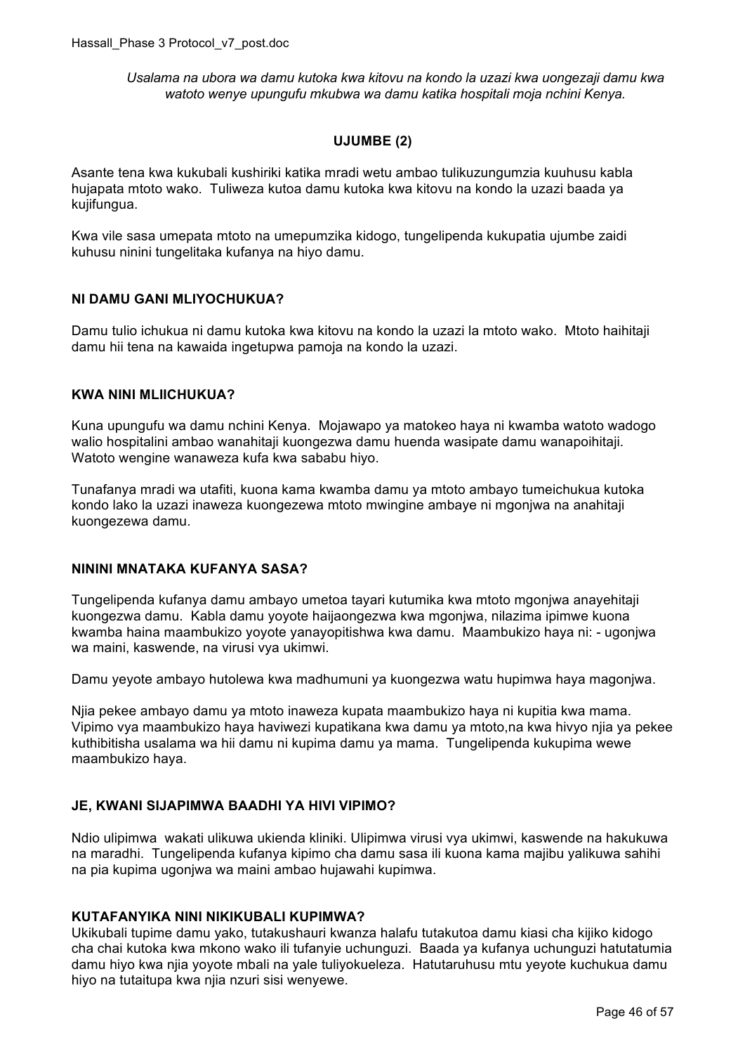*Usalama na ubora wa damu kutoka kwa kitovu na kondo la uzazi kwa uongezaji damu kwa watoto wenye upungufu mkubwa wa damu katika hospitali moja nchini Kenya.*

**UJUMBE (2)**

Asante tena kwa kukubali kushiriki katika mradi wetu ambao tulikuzungumzia kuuhusu kabla hujapata mtoto wako. Tuliweza kutoa damu kutoka kwa kitovu na kondo la uzazi baada ya kujifungua.

Kwa vile sasa umepata mtoto na umepumzika kidogo, tungelipenda kukupatia ujumbe zaidi kuhusu ninini tungelitaka kufanya na hiyo damu.

**NI DAMU GANI MLIYOCHUKUA?**

Damu tulio ichukua ni damu kutoka kwa kitovu na kondo la uzazi la mtoto wako. Mtoto haihitaji damu hii tena na kawaida ingetupwa pamoja na kondo la uzazi.

**KWA NINI MLIICHUKUA?**

Kuna upungufu wa damu nchini Kenya. Mojawapo ya matokeo haya ni kwamba watoto wadogo walio hospitalini ambao wanahitaji kuongezwa damu huenda wasipate damu wanapoihitaji. Watoto wengine wanaweza kufa kwa sababu hiyo.

Tunafanya mradi wa utafiti, kuona kama kwamba damu ya mtoto ambayo tumeichukua kutoka kondo lako la uzazi inaweza kuongezewa mtoto mwingine ambaye ni mgonjwa na anahitaji kuongezewa damu.

**NININI MNATAKA KUFANYA SASA?**

Tungelipenda kufanya damu ambayo umetoa tayari kutumika kwa mtoto mgonjwa anayehitaji kuongezwa damu. Kabla damu yoyote haijaongezwa kwa mgonjwa, nilazima ipimwe kuona kwamba haina maambukizo yoyote yanayopitishwa kwa damu. Maambukizo haya ni: - ugonjwa wa maini, kaswende, na virusi vya ukimwi.

Damu yeyote ambayo hutolewa kwa madhumuni ya kuongezwa watu hupimwa haya magonjwa.

Njia pekee ambayo damu ya mtoto inaweza kupata maambukizo haya ni kupitia kwa mama. Vipimo vya maambukizo haya haviwezi kupatikana kwa damu ya mtoto,na kwa hivyo njia ya pekee kuthibitisha usalama wa hii damu ni kupima damu ya mama. Tungelipenda kukupima wewe maambukizo haya.

**JE, KWANI SIJAPIMWA BAADHI YA HIVI VIPIMO?**

Ndio ulipimwa wakati ulikuwa ukienda kliniki. Ulipimwa virusi vya ukimwi, kaswende na hakukuwa na maradhi. Tungelipenda kufanya kipimo cha damu sasa ili kuona kama majibu yalikuwa sahihi na pia kupima ugonjwa wa maini ambao hujawahi kupimwa.

**KUTAFANYIKA NINI NIKIKUBALI KUPIMWA?**

Ukikubali tupime damu yako, tutakushauri kwanza halafu tutakutoa damu kiasi cha kijiko kidogo cha chai kutoka kwa mkono wako ili tufanyie uchunguzi. Baada ya kufanya uchunguzi hatutatumia damu hiyo kwa njia yoyote mbali na yale tuliyokueleza. Hatutaruhusu mtu yeyote kuchukua damu hiyo na tutaitupa kwa njia nzuri sisi wenyewe.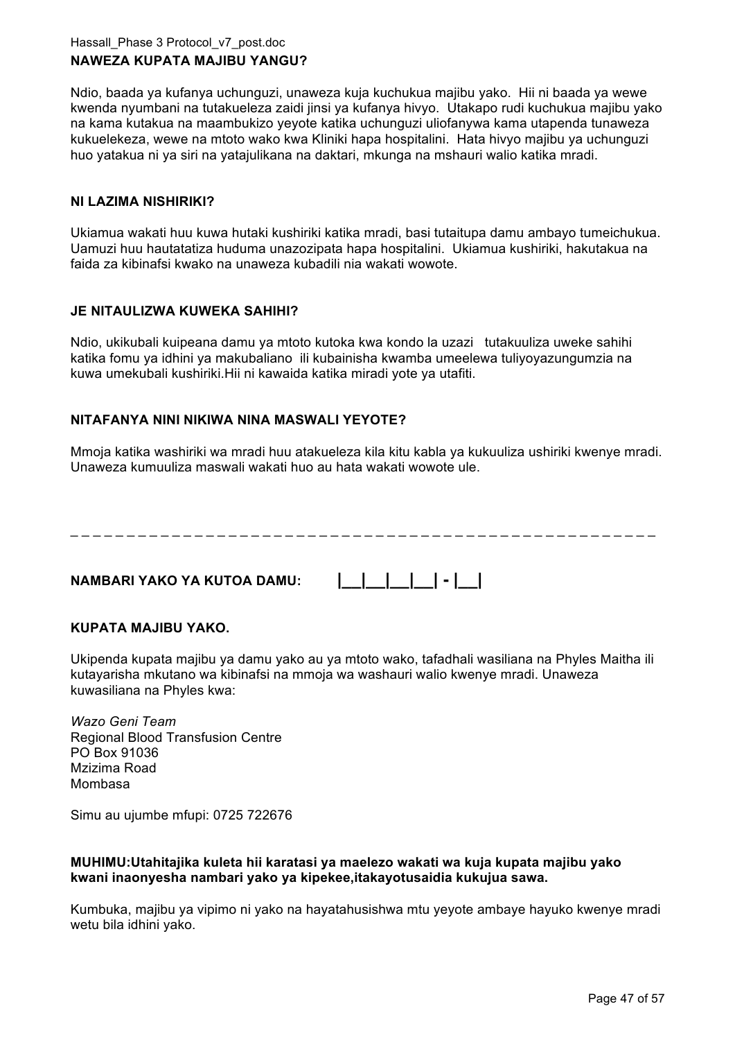**NAWEZA KUPATA MAJIBU YANGU?**

Ndio, baada ya kufanya uchunguzi, unaweza kuja kuchukua majibu yako. Hii ni baada ya wewe kwenda nyumbani na tutakueleza zaidi jinsi ya kufanya hivyo. Utakapo rudi kuchukua majibu yako na kama kutakua na maambukizo yeyote katika uchunguzi uliofanywa kama utapenda tunaweza kukuelekeza, wewe na mtoto wako kwa Kliniki hapa hospitalini. Hata hivyo majibu ya uchunguzi huo yatakua ni ya siri na yatajulikana na daktari, mkunga na mshauri walio katika mradi.

**NI LAZIMA NISHIRIKI?**

Ukiamua wakati huu kuwa hutaki kushiriki katika mradi, basi tutaitupa damu ambayo tumeichukua. Uamuzi huu hautatatiza huduma unazozipata hapa hospitalini. Ukiamua kushiriki, hakutakua na faida za kibinafsi kwako na unaweza kubadili nia wakati wowote.

**JE NITAULIZWA KUWEKA SAHIHI?**

Ndio, ukikubali kuipeana damu ya mtoto kutoka kwa kondo la uzazi tutakuuliza uweke sahihi katika fomu ya idhini ya makubaliano ili kubainisha kwamba umeelewa tuliyoyazungumzia na kuwa umekubali kushiriki.Hii ni kawaida katika miradi yote ya utafiti.

**NITAFANYA NINI NIKIWA NINA MASWALI YEYOTE?**

Mmoja katika washiriki wa mradi huu atakueleza kila kitu kabla ya kukuuliza ushiriki kwenye mradi. Unaweza kumuuliza maswali wakati huo au hata wakati wowote ule.

_ _ _ _ _ _ _ _ _ _ _ _ _ _ _ _ _ _ _ _ _ _ _ _ _ _ _ _ _ _ _ _ _ _ _ _ _ _ _ _ _ _ _ _ _ _ _ _ _ _ _ _ _ _

**NAMBARI YAKO YA KUTOA DAMU: |__|__|__|__| - |__|**

**KUPATA MAJIBU YAKO.**

Ukipenda kupata majibu ya damu yako au ya mtoto wako, tafadhali wasiliana na Phyles Maitha ili kutayarisha mkutano wa kibinafsi na mmoja wa washauri walio kwenye mradi. Unaweza kuwasiliana na Phyles kwa:

*Wazo Geni Team*
Regional Blood Transfusion Centre
PO Box 91036
Mzizima Road
Mombasa

Simu au ujumbe mfupi: 0725 722676

**MUHIMU:Utahitajika kuleta hii karatasi ya maelezo wakati wa kuja kupata majibu yako kwani inaonyesha nambari yako ya kipekee,itakayotusaidia kukujua sawa.**

Kumbuka, majibu ya vipimo ni yako na hayatahusishwa mtu yeyote ambaye hayuko kwenye mradi wetu bila idhini yako.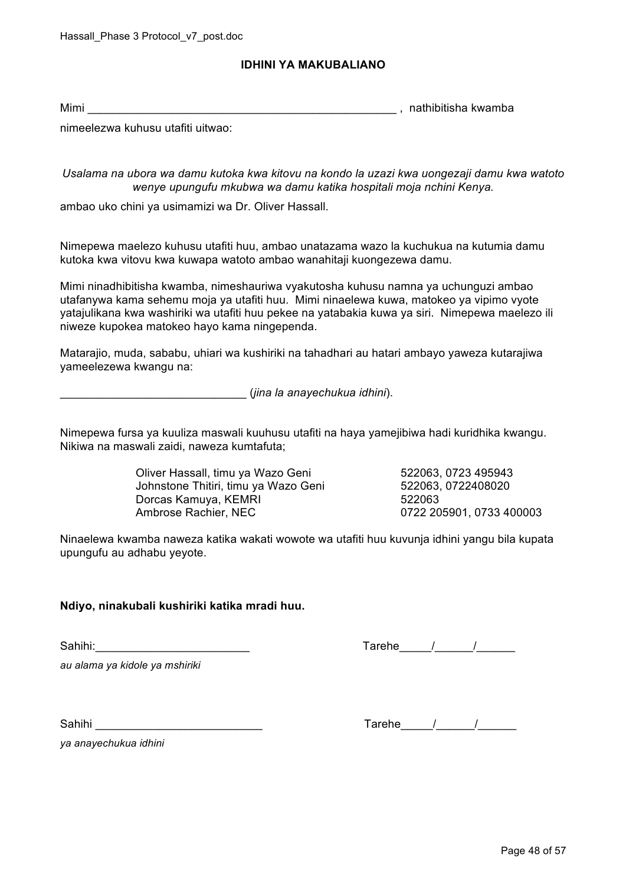**IDHINI YA MAKUBALIANO**

Mimi __________________________________________________ , nathibitisha kwamba nimeelezwa kuhusu utafiti uitwao:

*Usalama na ubora wa damu kutoka kwa kitovu na kondo la uzazi kwa uongezaji damu kwa watoto wenye upungufu mkubwa wa damu katika hospitali moja nchini Kenya.*

ambao uko chini ya usimamizi wa Dr. Oliver Hassall.

Nimepewa maelezo kuhusu utafiti huu, ambao unatazama wazo la kuchukua na kutumia damu kutoka kwa vitovu kwa kuwapa watoto ambao wanahitaji kuongezewa damu.

Mimi ninadhibitisha kwamba, nimeshauriwa vyakutosha kuhusu namna ya uchunguzi ambao utafanywa kama sehemu moja ya utafiti huu. Mimi ninaelewa kuwa, matokeo ya vipimo vyote yatajulikana kwa washiriki wa utafiti huu pekee na yatabakia kuwa ya siri. Nimepewa maelezo ili niweze kupokea matokeo hayo kama ningependa.

Matarajio, muda, sababu, uhiari wa kushiriki na tahadhari au hatari ambayo yaweza kutarajiwa yameelezewa kwangu na:

_____________________________ (*jina la anayechukua idhini*).

Nimepewa fursa ya kuuliza maswali kuuhusu utafiti na haya yamejibiwa hadi kuridhika kwangu. Nikiwa na maswali zaidi, naweza kumtafuta;

| | |
|---|---|
| Oliver Hassall, timu ya Wazo Geni | 522063, 0723 495943 |
| Johnstone Thitiri, timu ya Wazo Geni | 522063, 0722408020 |
| Dorcas Kamuya, KEMRI | 522063 |
| Ambrose Rachier, NEC | 0722 205901, 0733 400003 |

Ninaelewa kwamba naweza katika wakati wowote wa utafiti huu kuvunja idhini yangu bila kupata upungufu au adhabu yeyote.

**Ndiyo, ninakubali kushiriki katika mradi huu.**

Sahihi:________________________ Tarehe_____/______/______

*au alama ya kidole ya mshiriki*

Sahihi __________________________ Tarehe_____/______/______

*ya anayechukua idhini*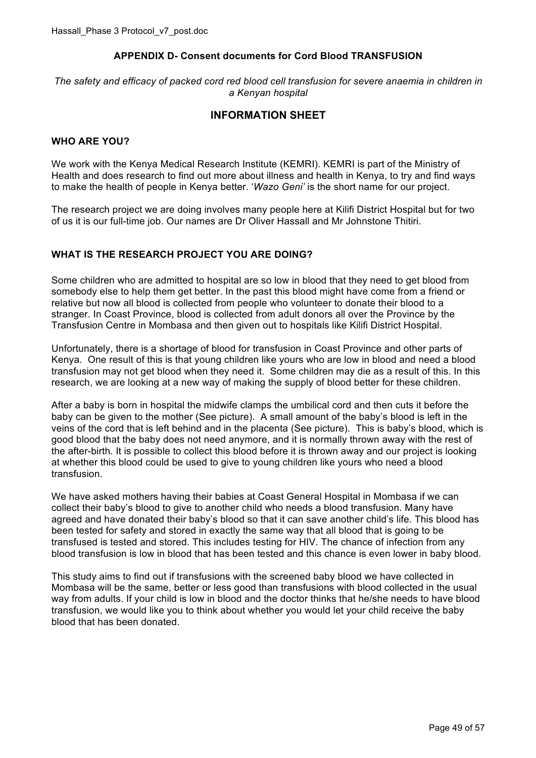## APPENDIX D- Consent documents for Cord Blood TRANSFUSION

*The safety and efficacy of packed cord red blood cell transfusion for severe anaemia in children in a Kenyan hospital*

## INFORMATION SHEET

### WHO ARE YOU?

We work with the Kenya Medical Research Institute (KEMRI). KEMRI is part of the Ministry of Health and does research to find out more about illness and health in Kenya, to try and find ways to make the health of people in Kenya better. '*Wazo Geni'* is the short name for our project.

The research project we are doing involves many people here at Kilifi District Hospital but for two of us it is our full-time job. Our names are Dr Oliver Hassall and Mr Johnstone Thitiri.

### WHAT IS THE RESEARCH PROJECT YOU ARE DOING?

Some children who are admitted to hospital are so low in blood that they need to get blood from somebody else to help them get better. In the past this blood might have come from a friend or relative but now all blood is collected from people who volunteer to donate their blood to a stranger. In Coast Province, blood is collected from adult donors all over the Province by the Transfusion Centre in Mombasa and then given out to hospitals like Kilifi District Hospital.

Unfortunately, there is a shortage of blood for transfusion in Coast Province and other parts of Kenya. One result of this is that young children like yours who are low in blood and need a blood transfusion may not get blood when they need it. Some children may die as a result of this. In this research, we are looking at a new way of making the supply of blood better for these children.

After a baby is born in hospital the midwife clamps the umbilical cord and then cuts it before the baby can be given to the mother (See picture). A small amount of the baby's blood is left in the veins of the cord that is left behind and in the placenta (See picture). This is baby's blood, which is good blood that the baby does not need anymore, and it is normally thrown away with the rest of the after-birth. It is possible to collect this blood before it is thrown away and our project is looking at whether this blood could be used to give to young children like yours who need a blood transfusion.

We have asked mothers having their babies at Coast General Hospital in Mombasa if we can collect their baby's blood to give to another child who needs a blood transfusion. Many have agreed and have donated their baby's blood so that it can save another child's life. This blood has been tested for safety and stored in exactly the same way that all blood that is going to be transfused is tested and stored. This includes testing for HIV. The chance of infection from any blood transfusion is low in blood that has been tested and this chance is even lower in baby blood.

This study aims to find out if transfusions with the screened baby blood we have collected in Mombasa will be the same, better or less good than transfusions with blood collected in the usual way from adults. If your child is low in blood and the doctor thinks that he/she needs to have blood transfusion, we would like you to think about whether you would let your child receive the baby blood that has been donated.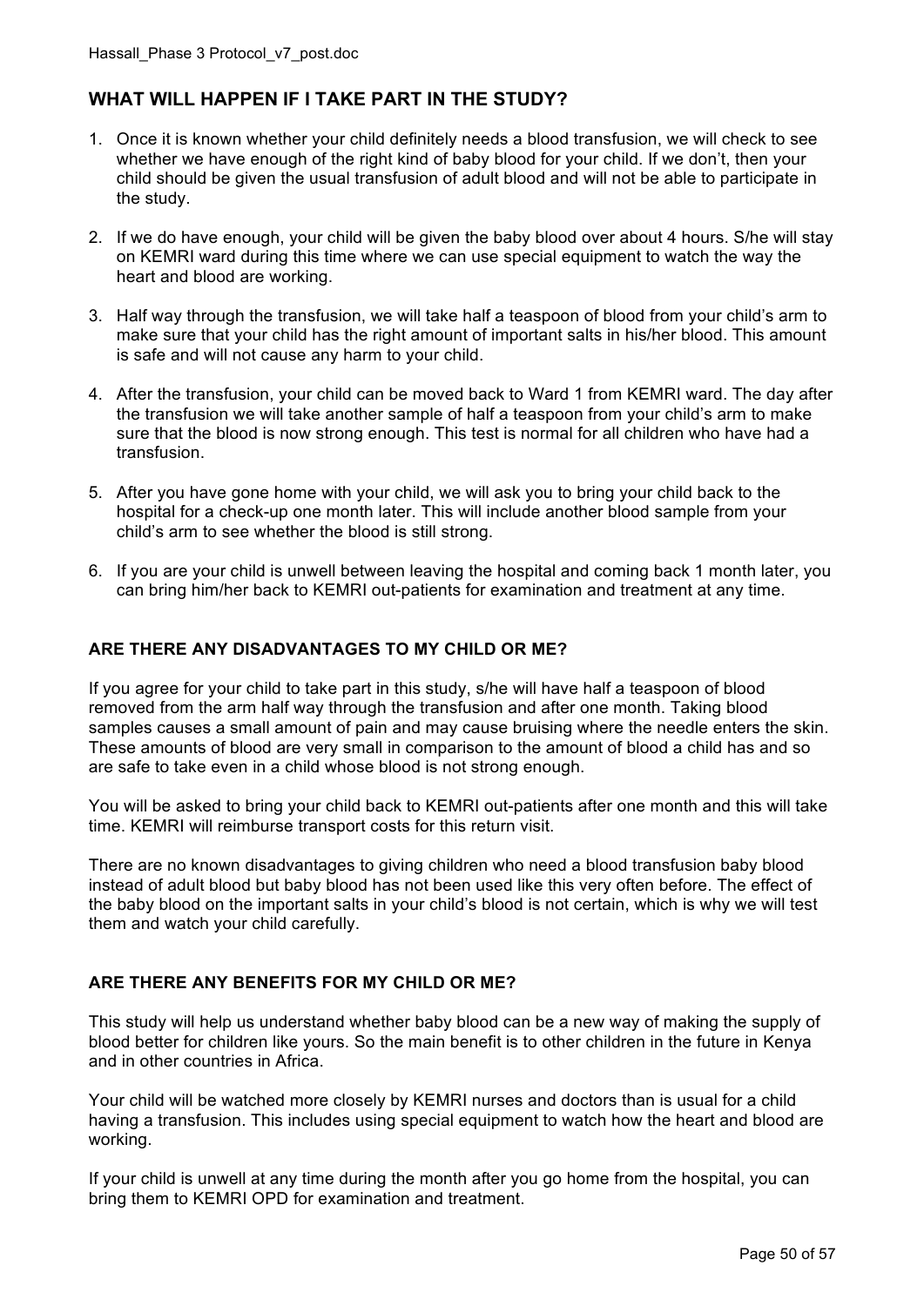## WHAT WILL HAPPEN IF I TAKE PART IN THE STUDY?

1. Once it is known whether your child definitely needs a blood transfusion, we will check to see whether we have enough of the right kind of baby blood for your child. If we don't, then your child should be given the usual transfusion of adult blood and will not be able to participate in the study.

2. If we do have enough, your child will be given the baby blood over about 4 hours. S/he will stay on KEMRI ward during this time where we can use special equipment to watch the way the heart and blood are working.

3. Half way through the transfusion, we will take half a teaspoon of blood from your child's arm to make sure that your child has the right amount of important salts in his/her blood. This amount is safe and will not cause any harm to your child.

4. After the transfusion, your child can be moved back to Ward 1 from KEMRI ward. The day after the transfusion we will take another sample of half a teaspoon from your child's arm to make sure that the blood is now strong enough. This test is normal for all children who have had a transfusion.

5. After you have gone home with your child, we will ask you to bring your child back to the hospital for a check-up one month later. This will include another blood sample from your child's arm to see whether the blood is still strong.

6. If you are your child is unwell between leaving the hospital and coming back 1 month later, you can bring him/her back to KEMRI out-patients for examination and treatment at any time.

### ARE THERE ANY DISADVANTAGES TO MY CHILD OR ME?

If you agree for your child to take part in this study, s/he will have half a teaspoon of blood removed from the arm half way through the transfusion and after one month. Taking blood samples causes a small amount of pain and may cause bruising where the needle enters the skin. These amounts of blood are very small in comparison to the amount of blood a child has and so are safe to take even in a child whose blood is not strong enough.

You will be asked to bring your child back to KEMRI out-patients after one month and this will take time. KEMRI will reimburse transport costs for this return visit.

There are no known disadvantages to giving children who need a blood transfusion baby blood instead of adult blood but baby blood has not been used like this very often before. The effect of the baby blood on the important salts in your child's blood is not certain, which is why we will test them and watch your child carefully.

### ARE THERE ANY BENEFITS FOR MY CHILD OR ME?

This study will help us understand whether baby blood can be a new way of making the supply of blood better for children like yours. So the main benefit is to other children in the future in Kenya and in other countries in Africa.

Your child will be watched more closely by KEMRI nurses and doctors than is usual for a child having a transfusion. This includes using special equipment to watch how the heart and blood are working.

If your child is unwell at any time during the month after you go home from the hospital, you can bring them to KEMRI OPD for examination and treatment.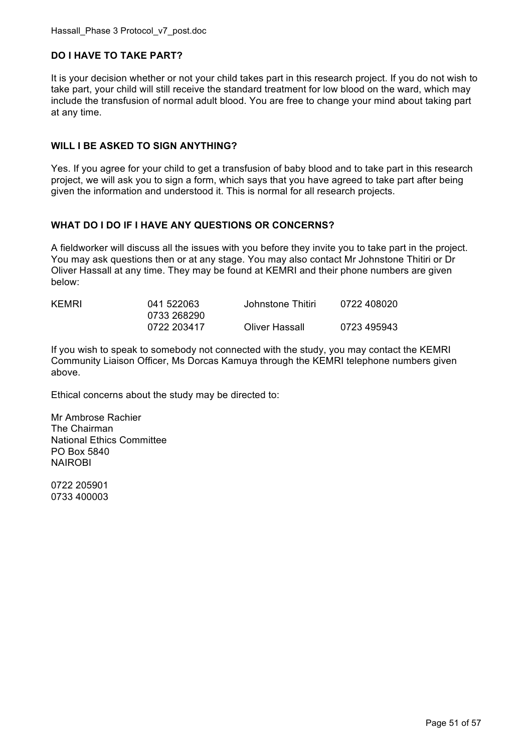**DO I HAVE TO TAKE PART?**

It is your decision whether or not your child takes part in this research project. If you do not wish to take part, your child will still receive the standard treatment for low blood on the ward, which may include the transfusion of normal adult blood. You are free to change your mind about taking part at any time.

**WILL I BE ASKED TO SIGN ANYTHING?**

Yes. If you agree for your child to get a transfusion of baby blood and to take part in this research project, we will ask you to sign a form, which says that you have agreed to take part after being given the information and understood it. This is normal for all research projects.

**WHAT DO I DO IF I HAVE ANY QUESTIONS OR CONCERNS?**

A fieldworker will discuss all the issues with you before they invite you to take part in the project. You may ask questions then or at any stage. You may also contact Mr Johnstone Thitiri or Dr Oliver Hassall at any time. They may be found at KEMRI and their phone numbers are given below:

| | | | |
|---|---|---|---|
| KEMRI | 041 522063<br>0733 268290 | Johnstone Thitiri | 0722 408020 |
| | 0722 203417 | Oliver Hassall | 0723 495943 |

If you wish to speak to somebody not connected with the study, you may contact the KEMRI Community Liaison Officer, Ms Dorcas Kamuya through the KEMRI telephone numbers given above.

Ethical concerns about the study may be directed to:

Mr Ambrose Rachier
The Chairman
National Ethics Committee
PO Box 5840
NAIROBI

0722 205901
0733 400003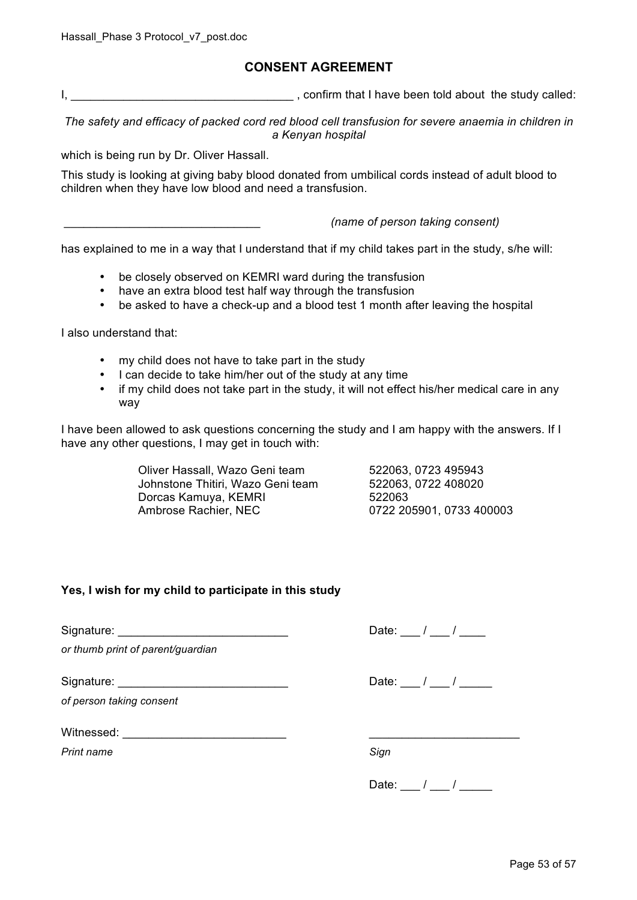## CONSENT AGREEMENT

I, __________________________________ , confirm that I have been told about the study called:

*The safety and efficacy of packed cord red blood cell transfusion for severe anaemia in children in a Kenyan hospital*

which is being run by Dr. Oliver Hassall.

This study is looking at giving baby blood donated from umbilical cords instead of adult blood to children when they have low blood and need a transfusion.

______________________________ *(name of person taking consent)*

has explained to me in a way that I understand that if my child takes part in the study, s/he will:

- be closely observed on KEMRI ward during the transfusion
- have an extra blood test half way through the transfusion
- be asked to have a check-up and a blood test 1 month after leaving the hospital

I also understand that:

- my child does not have to take part in the study
- I can decide to take him/her out of the study at any time
- if my child does not take part in the study, it will not effect his/her medical care in any way

I have been allowed to ask questions concerning the study and I am happy with the answers. If I have any other questions, I may get in touch with:

| | |
|---|---|
| Oliver Hassall, Wazo Geni team | 522063, 0723 495943 |
| Johnstone Thitiri, Wazo Geni team | 522063, 0722 408020 |
| Dorcas Kamuya, KEMRI | 522063 |
| Ambrose Rachier, NEC | 0722 205901, 0733 400003 |

**Yes, I wish for my child to participate in this study**

Signature: __________________________ Date: ___ / ___ / ____

*or thumb print of parent/guardian*

Signature: __________________________ Date: ___ / ___ / _____

*of person taking consent*

Witnessed: _________________________ _______________________

*Print name* *Sign*

Date: ___ / ___ / _____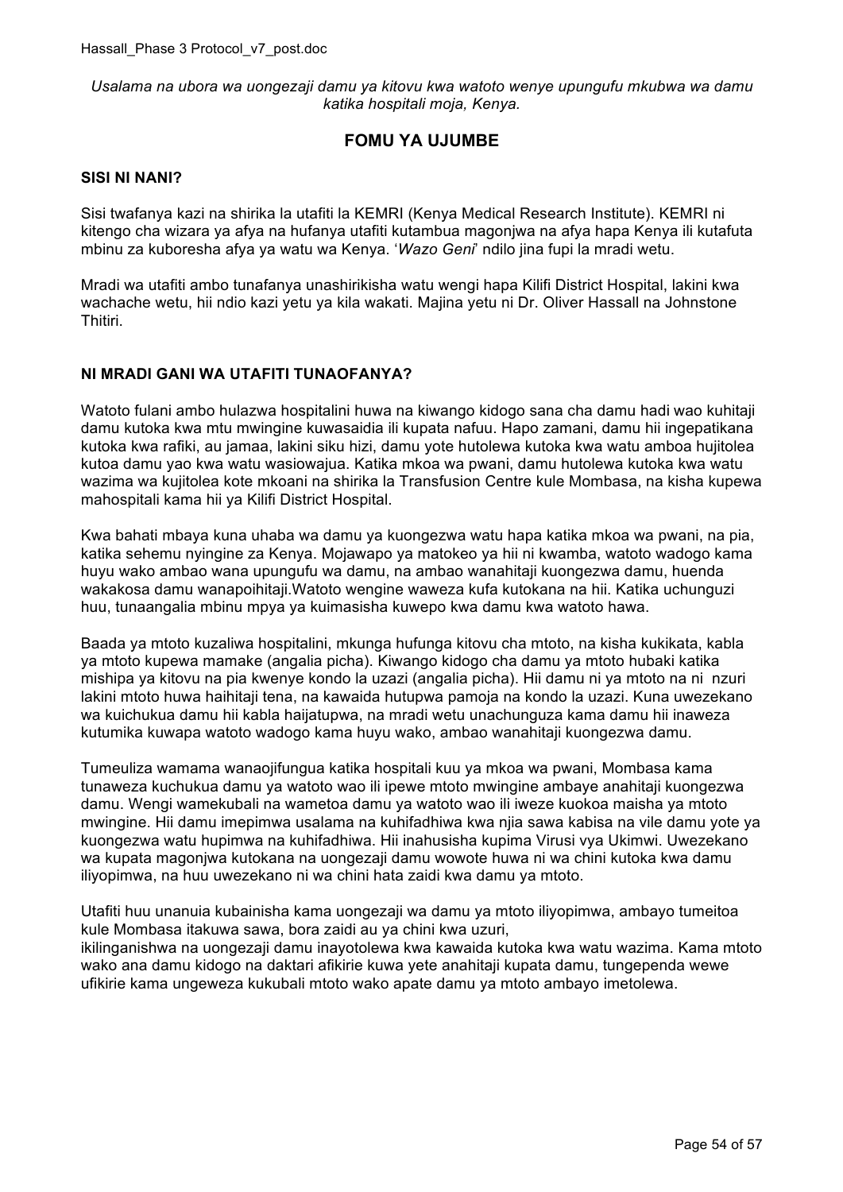*Usalama na ubora wa uongezaji damu ya kitovu kwa watoto wenye upungufu mkubwa wa damu katika hospitali moja, Kenya.*

## FOMU YA UJUMBE

### SISI NI NANI?

Sisi twafanya kazi na shirika la utafiti la KEMRI (Kenya Medical Research Institute). KEMRI ni kitengo cha wizara ya afya na hufanya utafiti kutambua magonjwa na afya hapa Kenya ili kutafuta mbinu za kuboresha afya ya watu wa Kenya. '*Wazo Geni*' ndilo jina fupi la mradi wetu.

Mradi wa utafiti ambo tunafanya unashirikisha watu wengi hapa Kilifi District Hospital, lakini kwa wachache wetu, hii ndio kazi yetu ya kila wakati. Majina yetu ni Dr. Oliver Hassall na Johnstone Thitiri.

### NI MRADI GANI WA UTAFITI TUNAOFANYA?

Watoto fulani ambo hulazwa hospitalini huwa na kiwango kidogo sana cha damu hadi wao kuhitaji damu kutoka kwa mtu mwingine kuwasaidia ili kupata nafuu. Hapo zamani, damu hii ingepatikana kutoka kwa rafiki, au jamaa, lakini siku hizi, damu yote hutolewa kutoka kwa watu amboa hujitolea kutoa damu yao kwa watu wasiowajua. Katika mkoa wa pwani, damu hutolewa kutoka kwa watu wazima wa kujitolea kote mkoani na shirika la Transfusion Centre kule Mombasa, na kisha kupewa mahospitali kama hii ya Kilifi District Hospital.

Kwa bahati mbaya kuna uhaba wa damu ya kuongezwa watu hapa katika mkoa wa pwani, na pia, katika sehemu nyingine za Kenya. Mojawapo ya matokeo ya hii ni kwamba, watoto wadogo kama huyu wako ambao wana upungufu wa damu, na ambao wanahitaji kuongezwa damu, huenda wakakosa damu wanapoihitaji.Watoto wengine waweza kufa kutokana na hii. Katika uchunguzi huu, tunaangalia mbinu mpya ya kuimasisha kuwepo kwa damu kwa watoto hawa.

Baada ya mtoto kuzaliwa hospitalini, mkunga hufunga kitovu cha mtoto, na kisha kukikata, kabla ya mtoto kupewa mamake (angalia picha). Kiwango kidogo cha damu ya mtoto hubaki katika mishipa ya kitovu na pia kwenye kondo la uzazi (angalia picha). Hii damu ni ya mtoto na ni nzuri lakini mtoto huwa haihitaji tena, na kawaida hutupwa pamoja na kondo la uzazi. Kuna uwezekano wa kuichukua damu hii kabla haijatupwa, na mradi wetu unachunguza kama damu hii inaweza kutumika kuwapa watoto wadogo kama huyu wako, ambao wanahitaji kuongezwa damu.

Tumeuliza wamama wanaojifungua katika hospitali kuu ya mkoa wa pwani, Mombasa kama tunaweza kuchukua damu ya watoto wao ili ipewe mtoto mwingine ambaye anahitaji kuongezwa damu. Wengi wamekubali na wametoa damu ya watoto wao ili iweze kuokoa maisha ya mtoto mwingine. Hii damu imepimwa usalama na kuhifadhiwa kwa njia sawa kabisa na vile damu yote ya kuongezwa watu hupimwa na kuhifadhiwa. Hii inahusisha kupima Virusi vya Ukimwi. Uwezekano wa kupata magonjwa kutokana na uongezaji damu wowote huwa ni wa chini kutoka kwa damu iliyopimwa, na huu uwezekano ni wa chini hata zaidi kwa damu ya mtoto.

Utafiti huu unanuia kubainisha kama uongezaji wa damu ya mtoto iliyopimwa, ambayo tumeitoa kule Mombasa itakuwa sawa, bora zaidi au ya chini kwa uzuri, ikilinganishwa na uongezaji damu inayotolewa kwa kawaida kutoka kwa watu wazima. Kama mtoto wako ana damu kidogo na daktari afikirie kuwa yete anahitaji kupata damu, tungependa wewe ufikirie kama ungeweza kukubali mtoto wako apate damu ya mtoto ambayo imetolewa.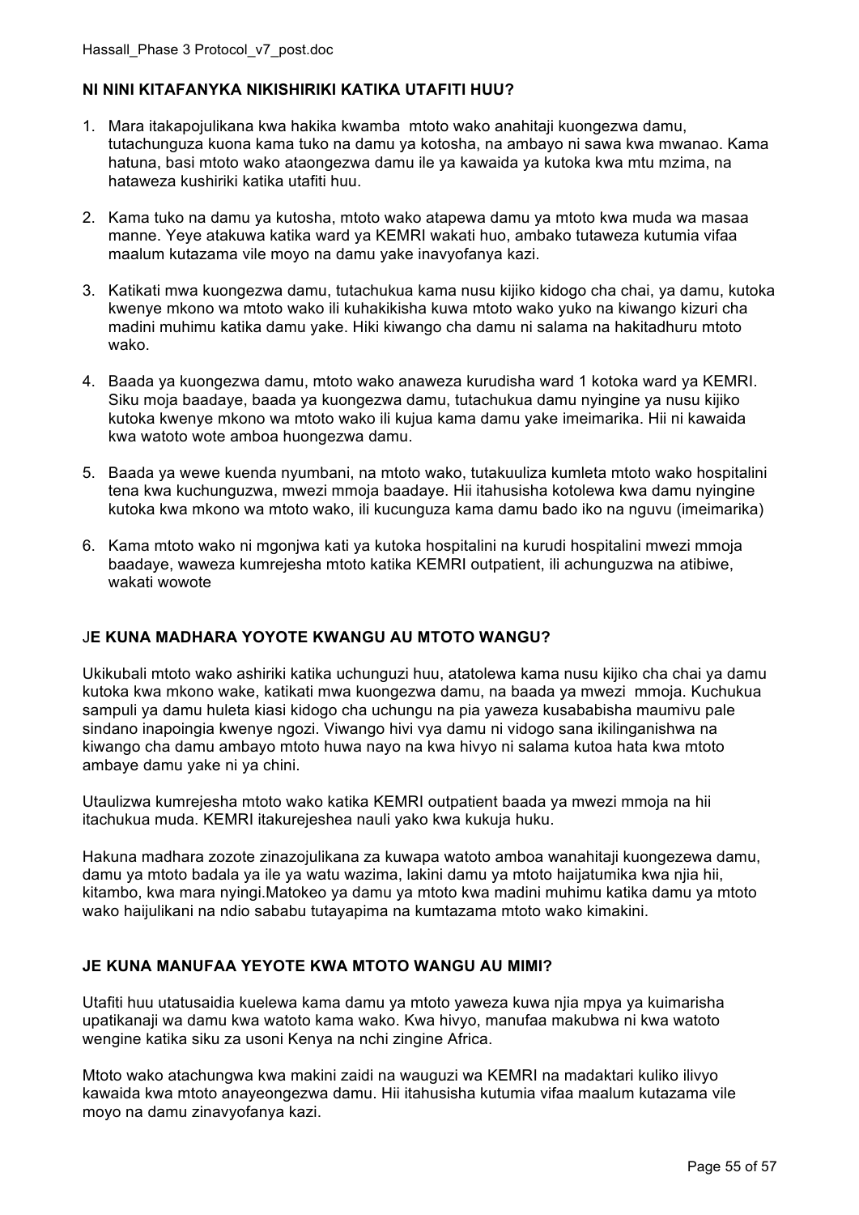**NI NINI KITAFANYKA NIKISHIRIKI KATIKA UTAFITI HUU?**

1. Mara itakapojulikana kwa hakika kwamba mtoto wako anahitaji kuongezwa damu, tutachunguza kuona kama tuko na damu ya kotosha, na ambayo ni sawa kwa mwanao. Kama hatuna, basi mtoto wako ataongezwa damu ile ya kawaida ya kutoka kwa mtu mzima, na hataweza kushiriki katika utafiti huu.

2. Kama tuko na damu ya kutosha, mtoto wako atapewa damu ya mtoto kwa muda wa masaa manne. Yeye atakuwa katika ward ya KEMRI wakati huo, ambako tutaweza kutumia vifaa maalum kutazama vile moyo na damu yake inavyofanya kazi.

3. Katikati mwa kuongezwa damu, tutachukua kama nusu kijiko kidogo cha chai, ya damu, kutoka kwenye mkono wa mtoto wako ili kuhakikisha kuwa mtoto wako yuko na kiwango kizuri cha madini muhimu katika damu yake. Hiki kiwango cha damu ni salama na hakitadhuru mtoto wako.

4. Baada ya kuongezwa damu, mtoto wako anaweza kurudisha ward 1 kotoka ward ya KEMRI. Siku moja baadaye, baada ya kuongezwa damu, tutachukua damu nyingine ya nusu kijiko kutoka kwenye mkono wa mtoto wako ili kujua kama damu yake imeimarika. Hii ni kawaida kwa watoto wote amboa huongezwa damu.

5. Baada ya wewe kuenda nyumbani, na mtoto wako, tutakuuliza kumleta mtoto wako hospitalini tena kwa kuchunguzwa, mwezi mmoja baadaye. Hii itahusisha kotolewa kwa damu nyingine kutoka kwa mkono wa mtoto wako, ili kucunguza kama damu bado iko na nguvu (imeimarika)

6. Kama mtoto wako ni mgonjwa kati ya kutoka hospitalini na kurudi hospitalini mwezi mmoja baadaye, waweza kumrejesha mtoto katika KEMRI outpatient, ili achunguzwa na atibiwe, wakati wowote

**JE KUNA MADHARA YOYOTE KWANGU AU MTOTO WANGU?**

Ukikubali mtoto wako ashiriki katika uchunguzi huu, atatolewa kama nusu kijiko cha chai ya damu kutoka kwa mkono wake, katikati mwa kuongezwa damu, na baada ya mwezi mmoja. Kuchukua sampuli ya damu huleta kiasi kidogo cha uchungu na pia yaweza kusababisha maumivu pale sindano inapoingia kwenye ngozi. Viwango hivi vya damu ni vidogo sana ikilinganishwa na kiwango cha damu ambayo mtoto huwa nayo na kwa hivyo ni salama kutoa hata kwa mtoto ambaye damu yake ni ya chini.

Utaulizwa kumrejesha mtoto wako katika KEMRI outpatient baada ya mwezi mmoja na hii itachukua muda. KEMRI itakurejeshea nauli yako kwa kukuja huku.

Hakuna madhara zozote zinazojulikana za kuwapa watoto amboa wanahitaji kuongezewa damu, damu ya mtoto badala ya ile ya watu wazima, lakini damu ya mtoto haijatumika kwa njia hii, kitambo, kwa mara nyingi.Matokeo ya damu ya mtoto kwa madini muhimu katika damu ya mtoto wako haijulikani na ndio sababu tutayapima na kumtazama mtoto wako kimakini.

**JE KUNA MANUFAA YEYOTE KWA MTOTO WANGU AU MIMI?**

Utafiti huu utatusaidia kuelewa kama damu ya mtoto yaweza kuwa njia mpya ya kuimarisha upatikanaji wa damu kwa watoto kama wako. Kwa hivyo, manufaa makubwa ni kwa watoto wengine katika siku za usoni Kenya na nchi zingine Africa.

Mtoto wako atachungwa kwa makini zaidi na wauguzi wa KEMRI na madaktari kuliko ilivyo kawaida kwa mtoto anayeongezwa damu. Hii itahusisha kutumia vifaa maalum kutazama vile moyo na damu zinavyofanya kazi.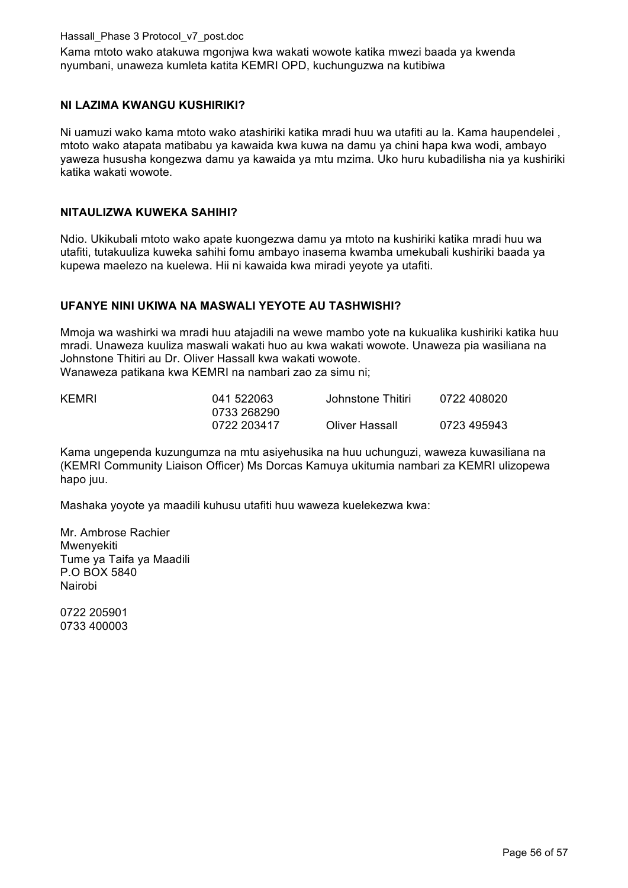Kama mtoto wako atakuwa mgonjwa kwa wakati wowote katika mwezi baada ya kwenda nyumbani, unaweza kumleta katita KEMRI OPD, kuchunguzwa na kutibiwa

**NI LAZIMA KWANGU KUSHIRIKI?**

Ni uamuzi wako kama mtoto wako atashiriki katika mradi huu wa utafiti au la. Kama haupendelei , mtoto wako atapata matibabu ya kawaida kwa kuwa na damu ya chini hapa kwa wodi, ambayo yaweza hususha kongezwa damu ya kawaida ya mtu mzima. Uko huru kubadilisha nia ya kushiriki katika wakati wowote.

**NITAULIZWA KUWEKA SAHIHI?**

Ndio. Ukikubali mtoto wako apate kuongezwa damu ya mtoto na kushiriki katika mradi huu wa utafiti, tutakuuliza kuweka sahihi fomu ambayo inasema kwamba umekubali kushiriki baada ya kupewa maelezo na kuelewa. Hii ni kawaida kwa miradi yeyote ya utafiti.

**UFANYE NINI UKIWA NA MASWALI YEYOTE AU TASHWISHI?**

Mmoja wa washirki wa mradi huu atajadili na wewe mambo yote na kukualika kushiriki katika huu mradi. Unaweza kuuliza maswali wakati huo au kwa wakati wowote. Unaweza pia wasiliana na Johnstone Thitiri au Dr. Oliver Hassall kwa wakati wowote.
Wanaweza patikana kwa KEMRI na nambari zao za simu ni;

| | | | |
|---|---|---|---|
| KEMRI | 041 522063<br>0733 268290 | Johnstone Thitiri | 0722 408020 |
| | 0722 203417 | Oliver Hassall | 0723 495943 |

Kama ungependa kuzungumza na mtu asiyehusika na huu uchunguzi, waweza kuwasiliana na (KEMRI Community Liaison Officer) Ms Dorcas Kamuya ukitumia nambari za KEMRI ulizopewa hapo juu.

Mashaka yoyote ya maadili kuhusu utafiti huu waweza kuelekezwa kwa:

Mr. Ambrose Rachier
Mwenyekiti
Tume ya Taifa ya Maadili
P.O BOX 5840
Nairobi

0722 205901
0733 400003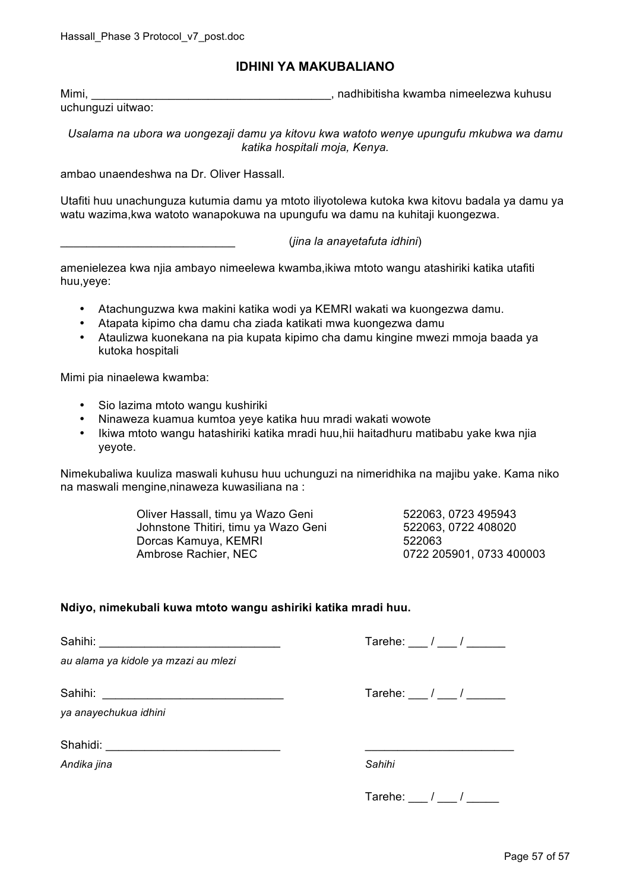## IDHINI YA MAKUBALIANO

Mimi, ______________________________________, nadhibitisha kwamba nimeelezwa kuhusu uchunguzi uitwao:

*Usalama na ubora wa uongezaji damu ya kitovu kwa watoto wenye upungufu mkubwa wa damu katika hospitali moja, Kenya.*

ambao unaendeshwa na Dr. Oliver Hassall.

Utafiti huu unachunguza kutumia damu ya mtoto iliyotolewa kutoka kwa kitovu badala ya damu ya watu wazima,kwa watoto wanapokuwa na upungufu wa damu na kuhitaji kuongezwa.

___________________________ (*jina la anayetafuta idhini*)

amenielezea kwa njia ambayo nimeelewa kwamba,ikiwa mtoto wangu atashiriki katika utafiti huu,yeye:

- Atachunguzwa kwa makini katika wodi ya KEMRI wakati wa kuongezwa damu.
- Atapata kipimo cha damu cha ziada katikati mwa kuongezwa damu
- Ataulizwa kuonekana na pia kupata kipimo cha damu kingine mwezi mmoja baada ya kutoka hospitali

Mimi pia ninaelewa kwamba:

- Sio lazima mtoto wangu kushiriki
- Ninaweza kuamua kumtoa yeye katika huu mradi wakati wowote
- Ikiwa mtoto wangu hatashiriki katika mradi huu,hii haitadhuru matibabu yake kwa njia yeyote.

Nimekubaliwa kuuliza maswali kuhusu huu uchunguzi na nimeridhika na majibu yake. Kama niko na maswali mengine,ninaweza kuwasiliana na :

| | |
|---|---|
| Oliver Hassall, timu ya Wazo Geni | 522063, 0723 495943 |
| Johnstone Thitiri, timu ya Wazo Geni | 522063, 0722 408020 |
| Dorcas Kamuya, KEMRI | 522063 |
| Ambrose Rachier, NEC | 0722 205901, 0733 400003 |

**Ndiyo, nimekubali kuwa mtoto wangu ashiriki katika mradi huu.**

Sahihi: ____________________________ Tarehe: ___ / ___ / ______

*au alama ya kidole ya mzazi au mlezi*

Sahihi: ____________________________ Tarehe: ___ / ___ / ______

*ya anayechukua idhini*

Shahidi: ___________________________ ________________________

*Andika jina* *Sahihi*

Tarehe: ___ / ___ / _____